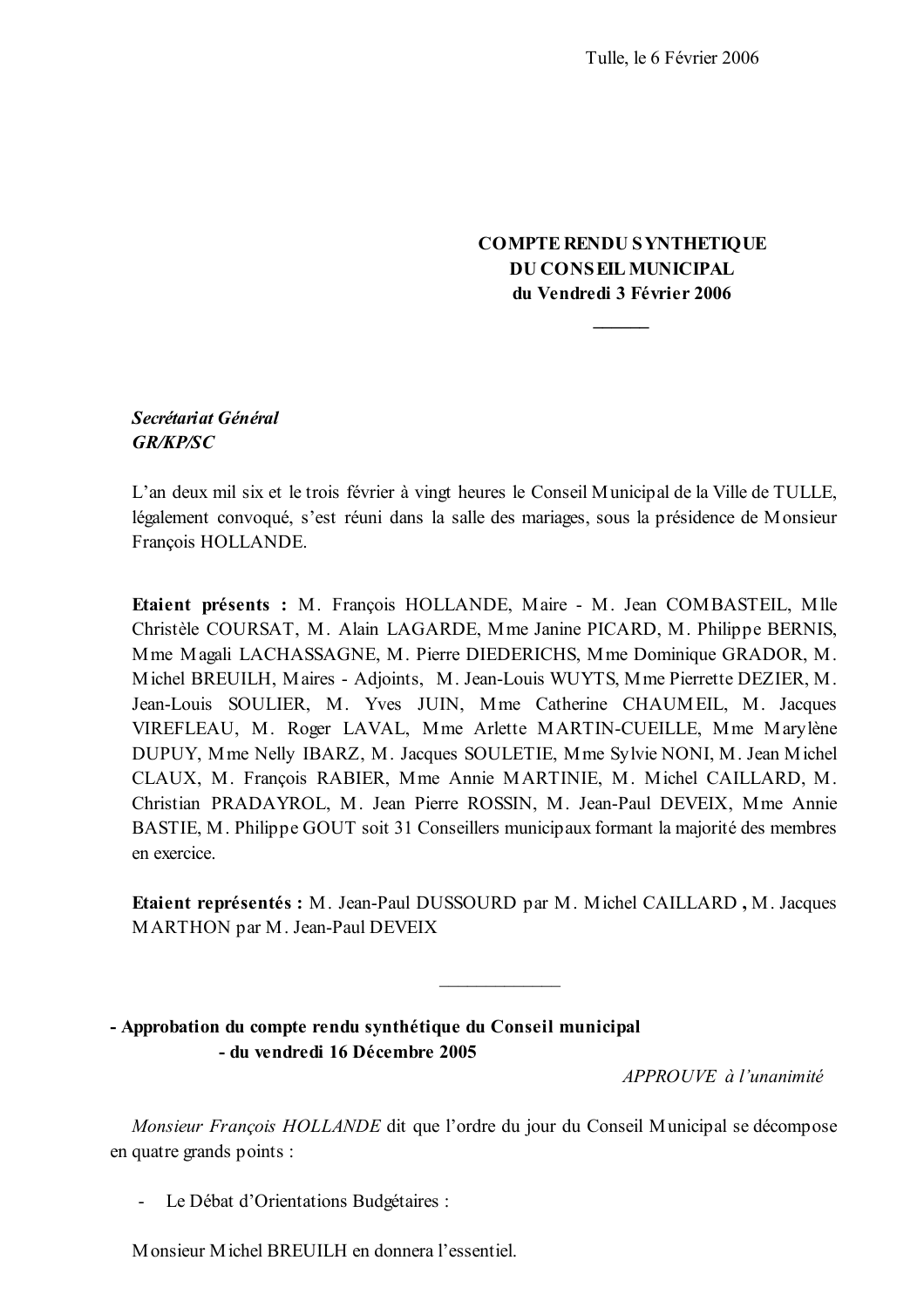Tulle, le 6 Février 2006

**COMPTE RENDU SYNTHETIQUE**
**DU CONSEIL MUNICIPAL**
**du Vendredi 3 Février 2006**

______

***Secrétariat Général***
***GR/KP/SC***

L'an deux mil six et le trois février à vingt heures le Conseil Municipal de la Ville de TULLE, légalement convoqué, s'est réuni dans la salle des mariages, sous la présidence de Monsieur François HOLLANDE.

**Etaient présents :** M. François HOLLANDE, Maire - M. Jean COMBASTEIL, Mlle Christèle COURSAT, M. Alain LAGARDE, Mme Janine PICARD, M. Philippe BERNIS, Mme Magali LACHASSAGNE, M. Pierre DIEDERICHS, Mme Dominique GRADOR, M. Michel BREUILH, Maires - Adjoints, M. Jean-Louis WUYTS, Mme Pierrette DEZIER, M. Jean-Louis SOULIER, M. Yves JUIN, Mme Catherine CHAUMEIL, M. Jacques VIREFLEAU, M. Roger LAVAL, Mme Arlette MARTIN-CUEILLE, Mme Marylène DUPUY, Mme Nelly IBARZ, M. Jacques SOULETIE, Mme Sylvie NONI, M. Jean Michel CLAUX, M. François RABIER, Mme Annie MARTINIE, M. Michel CAILLARD, M. Christian PRADAYROL, M. Jean Pierre ROSSIN, M. Jean-Paul DEVEIX, Mme Annie BASTIE, M. Philippe GOUT soit 31 Conseillers municipaux formant la majorité des membres en exercice.

**Etaient représentés :** M. Jean-Paul DUSSOURD par M. Michel CAILLARD **,** M. Jacques MARTHON par M. Jean-Paul DEVEIX

______________

**- Approbation du compte rendu synthétique du Conseil municipal**
**- du vendredi 16 Décembre 2005**

*APPROUVE à l'unanimité*

*Monsieur François HOLLANDE* dit que l'ordre du jour du Conseil Municipal se décompose en quatre grands points :

- Le Débat d'Orientations Budgétaires :

Monsieur Michel BREUILH en donnera l'essentiel.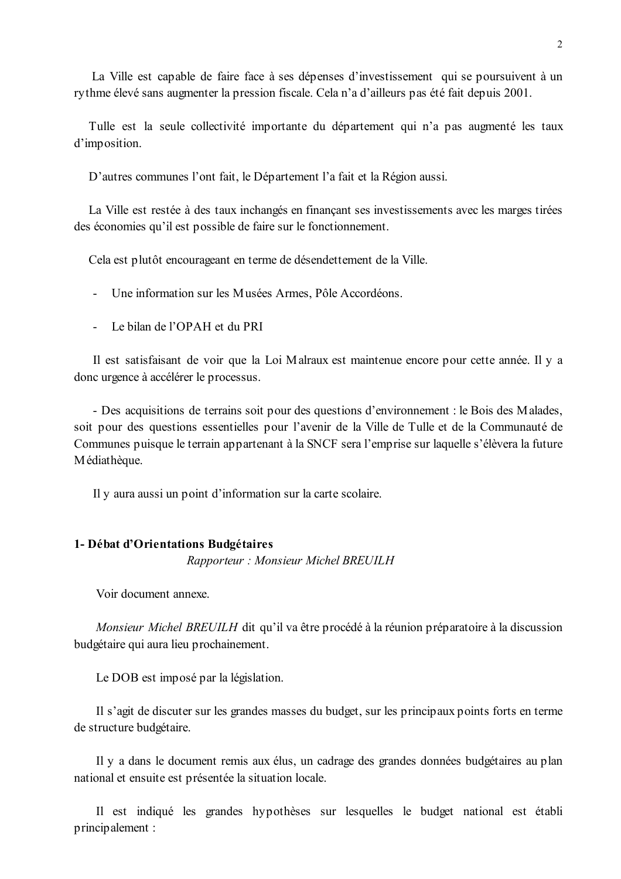La Ville est capable de faire face à ses dépenses d'investissement qui se poursuivent à un rythme élevé sans augmenter la pression fiscale. Cela n'a d'ailleurs pas été fait depuis 2001.

Tulle est la seule collectivité importante du département qui n'a pas augmenté les taux d'imposition.

D'autres communes l'ont fait, le Département l'a fait et la Région aussi.

La Ville est restée à des taux inchangés en finançant ses investissements avec les marges tirées des économies qu'il est possible de faire sur le fonctionnement.

Cela est plutôt encourageant en terme de désendettement de la Ville.

- Une information sur les Musées Armes, Pôle Accordéons.

- Le bilan de l'OPAH et du PRI

Il est satisfaisant de voir que la Loi Malraux est maintenue encore pour cette année. Il y a donc urgence à accélérer le processus.

- Des acquisitions de terrains soit pour des questions d'environnement : le Bois des Malades, soit pour des questions essentielles pour l'avenir de la Ville de Tulle et de la Communauté de Communes puisque le terrain appartenant à la SNCF sera l'emprise sur laquelle s'élèvera la future Médiathèque.

Il y aura aussi un point d'information sur la carte scolaire.

**1- Débat d'Orientations Budgétaires**

*Rapporteur : Monsieur Michel BREUILH*

Voir document annexe.

*Monsieur Michel BREUILH* dit qu'il va être procédé à la réunion préparatoire à la discussion budgétaire qui aura lieu prochainement.

Le DOB est imposé par la législation.

Il s'agit de discuter sur les grandes masses du budget, sur les principaux points forts en terme de structure budgétaire.

Il y a dans le document remis aux élus, un cadrage des grandes données budgétaires au plan national et ensuite est présentée la situation locale.

Il est indiqué les grandes hypothèses sur lesquelles le budget national est établi principalement :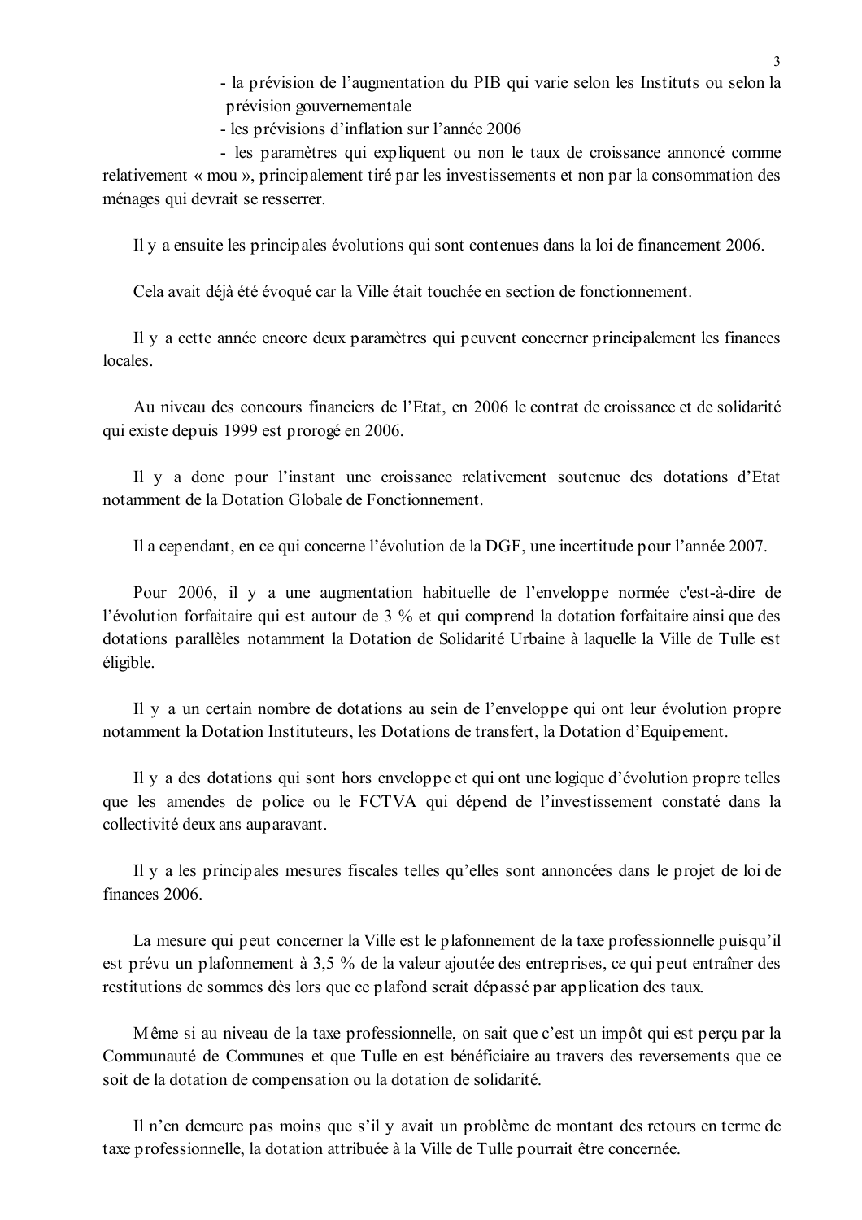- la prévision de l'augmentation du PIB qui varie selon les Instituts ou selon la prévision gouvernementale
- les prévisions d'inflation sur l'année 2006
- les paramètres qui expliquent ou non le taux de croissance annoncé comme relativement « mou », principalement tiré par les investissements et non par la consommation des ménages qui devrait se resserrer.

Il y a ensuite les principales évolutions qui sont contenues dans la loi de financement 2006.

Cela avait déjà été évoqué car la Ville était touchée en section de fonctionnement.

Il y a cette année encore deux paramètres qui peuvent concerner principalement les finances locales.

Au niveau des concours financiers de l'Etat, en 2006 le contrat de croissance et de solidarité qui existe depuis 1999 est prorogé en 2006.

Il y a donc pour l'instant une croissance relativement soutenue des dotations d'Etat notamment de la Dotation Globale de Fonctionnement.

Il a cependant, en ce qui concerne l'évolution de la DGF, une incertitude pour l'année 2007.

Pour 2006, il y a une augmentation habituelle de l'enveloppe normée c'est-à-dire de l'évolution forfaitaire qui est autour de 3 % et qui comprend la dotation forfaitaire ainsi que des dotations parallèles notamment la Dotation de Solidarité Urbaine à laquelle la Ville de Tulle est éligible.

Il y a un certain nombre de dotations au sein de l'enveloppe qui ont leur évolution propre notamment la Dotation Instituteurs, les Dotations de transfert, la Dotation d'Equipement.

Il y a des dotations qui sont hors enveloppe et qui ont une logique d'évolution propre telles que les amendes de police ou le FCTVA qui dépend de l'investissement constaté dans la collectivité deux ans auparavant.

Il y a les principales mesures fiscales telles qu'elles sont annoncées dans le projet de loi de finances 2006.

La mesure qui peut concerner la Ville est le plafonnement de la taxe professionnelle puisqu'il est prévu un plafonnement à 3,5 % de la valeur ajoutée des entreprises, ce qui peut entraîner des restitutions de sommes dès lors que ce plafond serait dépassé par application des taux.

Même si au niveau de la taxe professionnelle, on sait que c'est un impôt qui est perçu par la Communauté de Communes et que Tulle en est bénéficiaire au travers des reversements que ce soit de la dotation de compensation ou la dotation de solidarité.

Il n'en demeure pas moins que s'il y avait un problème de montant des retours en terme de taxe professionnelle, la dotation attribuée à la Ville de Tulle pourrait être concernée.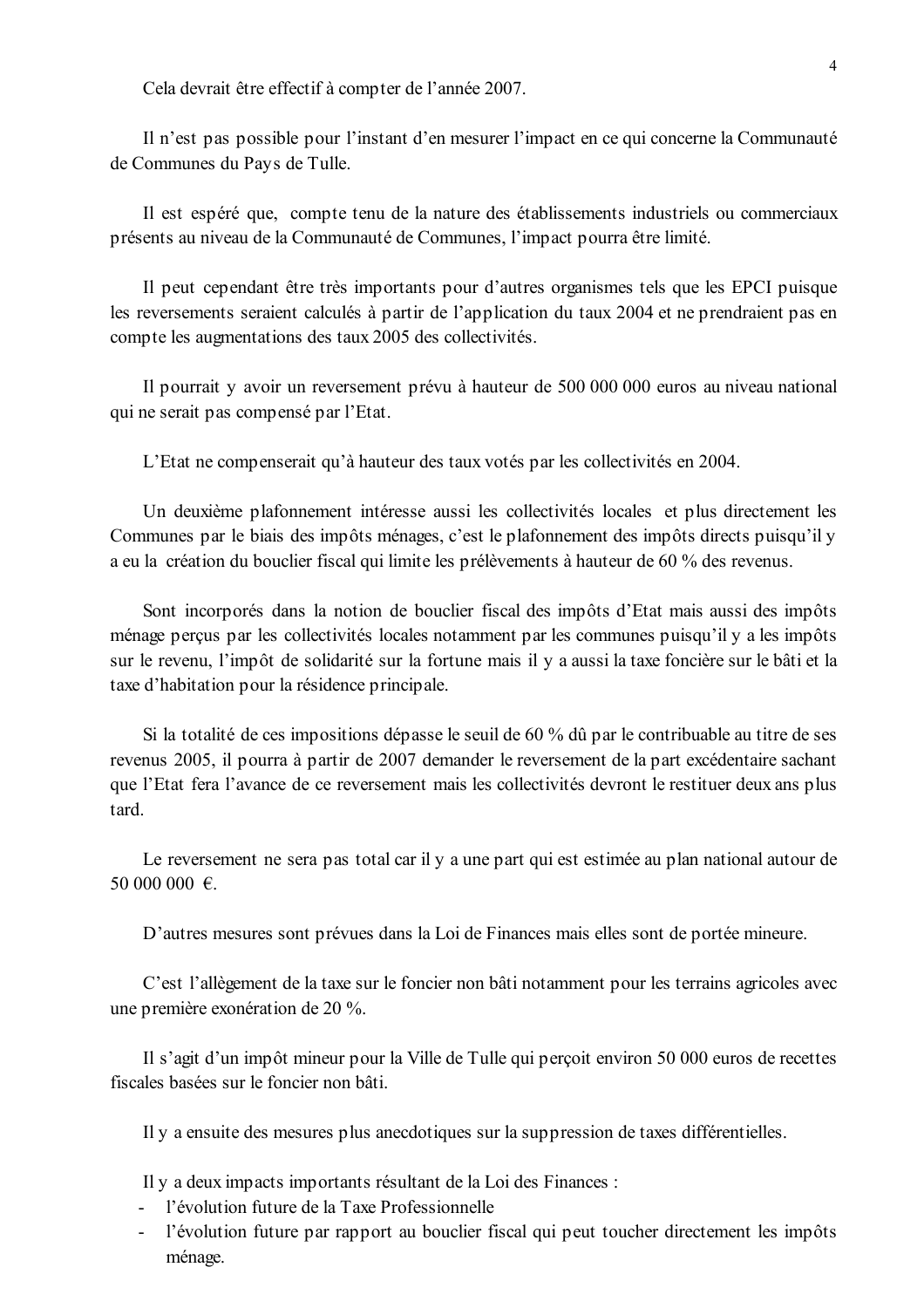Cela devrait être effectif à compter de l'année 2007.

Il n'est pas possible pour l'instant d'en mesurer l'impact en ce qui concerne la Communauté de Communes du Pays de Tulle.

Il est espéré que, compte tenu de la nature des établissements industriels ou commerciaux présents au niveau de la Communauté de Communes, l'impact pourra être limité.

Il peut cependant être très importants pour d'autres organismes tels que les EPCI puisque les reversements seraient calculés à partir de l'application du taux 2004 et ne prendraient pas en compte les augmentations des taux 2005 des collectivités.

Il pourrait y avoir un reversement prévu à hauteur de 500 000 000 euros au niveau national qui ne serait pas compensé par l'Etat.

L'Etat ne compenserait qu'à hauteur des taux votés par les collectivités en 2004.

Un deuxième plafonnement intéresse aussi les collectivités locales et plus directement les Communes par le biais des impôts ménages, c'est le plafonnement des impôts directs puisqu'il y a eu la création du bouclier fiscal qui limite les prélèvements à hauteur de 60 % des revenus.

Sont incorporés dans la notion de bouclier fiscal des impôts d'Etat mais aussi des impôts ménage perçus par les collectivités locales notamment par les communes puisqu'il y a les impôts sur le revenu, l'impôt de solidarité sur la fortune mais il y a aussi la taxe foncière sur le bâti et la taxe d'habitation pour la résidence principale.

Si la totalité de ces impositions dépasse le seuil de 60 % dû par le contribuable au titre de ses revenus 2005, il pourra à partir de 2007 demander le reversement de la part excédentaire sachant que l'Etat fera l'avance de ce reversement mais les collectivités devront le restituer deux ans plus tard.

Le reversement ne sera pas total car il y a une part qui est estimée au plan national autour de 50 000 000 €.

D'autres mesures sont prévues dans la Loi de Finances mais elles sont de portée mineure.

C'est l'allègement de la taxe sur le foncier non bâti notamment pour les terrains agricoles avec une première exonération de 20 %.

Il s'agit d'un impôt mineur pour la Ville de Tulle qui perçoit environ 50 000 euros de recettes fiscales basées sur le foncier non bâti.

Il y a ensuite des mesures plus anecdotiques sur la suppression de taxes différentielles.

Il y a deux impacts importants résultant de la Loi des Finances :

- l'évolution future de la Taxe Professionnelle
- l'évolution future par rapport au bouclier fiscal qui peut toucher directement les impôts ménage.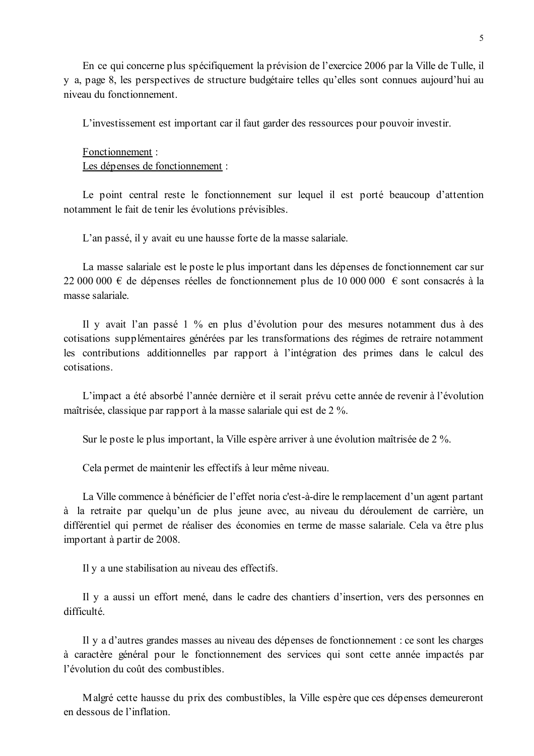En ce qui concerne plus spécifiquement la prévision de l'exercice 2006 par la Ville de Tulle, il y a, page 8, les perspectives de structure budgétaire telles qu'elles sont connues aujourd'hui au niveau du fonctionnement.

L'investissement est important car il faut garder des ressources pour pouvoir investir.

<u>Fonctionnement</u> :
<u>Les dépenses de fonctionnement</u> :

Le point central reste le fonctionnement sur lequel il est porté beaucoup d'attention notamment le fait de tenir les évolutions prévisibles.

L'an passé, il y avait eu une hausse forte de la masse salariale.

La masse salariale est le poste le plus important dans les dépenses de fonctionnement car sur 22 000 000 € de dépenses réelles de fonctionnement plus de 10 000 000 € sont consacrés à la masse salariale.

Il y avait l'an passé 1 % en plus d'évolution pour des mesures notamment dus à des cotisations supplémentaires générées par les transformations des régimes de retraire notamment les contributions additionnelles par rapport à l'intégration des primes dans le calcul des cotisations.

L'impact a été absorbé l'année dernière et il serait prévu cette année de revenir à l'évolution maîtrisée, classique par rapport à la masse salariale qui est de 2 %.

Sur le poste le plus important, la Ville espère arriver à une évolution maîtrisée de 2 %.

Cela permet de maintenir les effectifs à leur même niveau.

La Ville commence à bénéficier de l'effet noria c'est-à-dire le remplacement d'un agent partant à la retraite par quelqu'un de plus jeune avec, au niveau du déroulement de carrière, un différentiel qui permet de réaliser des économies en terme de masse salariale. Cela va être plus important à partir de 2008.

Il y a une stabilisation au niveau des effectifs.

Il y a aussi un effort mené, dans le cadre des chantiers d'insertion, vers des personnes en difficulté.

Il y a d'autres grandes masses au niveau des dépenses de fonctionnement : ce sont les charges à caractère général pour le fonctionnement des services qui sont cette année impactés par l'évolution du coût des combustibles.

Malgré cette hausse du prix des combustibles, la Ville espère que ces dépenses demeureront en dessous de l'inflation.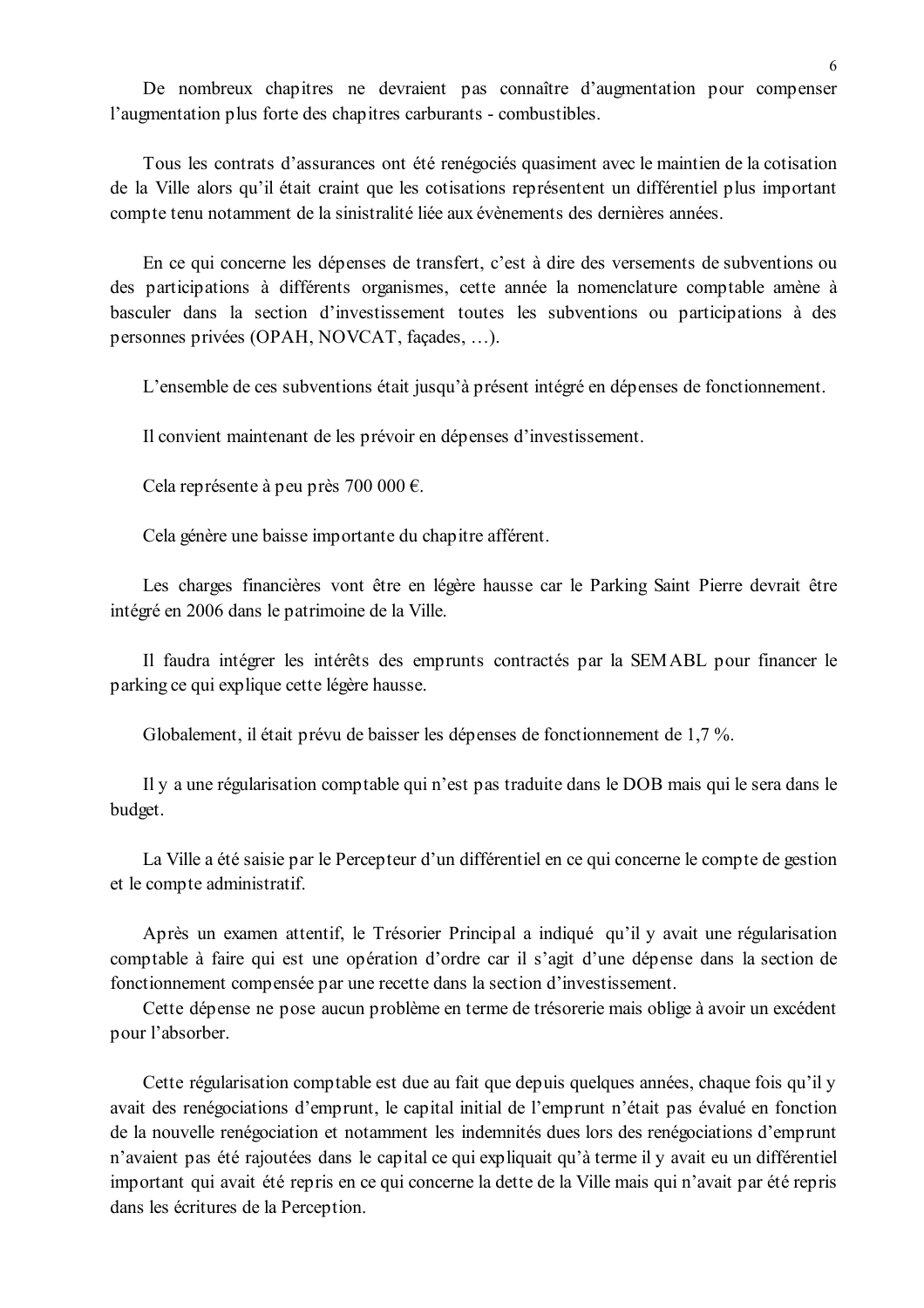De nombreux chapitres ne devraient pas connaître d'augmentation pour compenser l'augmentation plus forte des chapitres carburants - combustibles.

Tous les contrats d'assurances ont été renégociés quasiment avec le maintien de la cotisation de la Ville alors qu'il était craint que les cotisations représentent un différentiel plus important compte tenu notamment de la sinistralité liée aux évènements des dernières années.

En ce qui concerne les dépenses de transfert, c'est à dire des versements de subventions ou des participations à différents organismes, cette année la nomenclature comptable amène à basculer dans la section d'investissement toutes les subventions ou participations à des personnes privées (OPAH, NOVCAT, façades, …).

L'ensemble de ces subventions était jusqu'à présent intégré en dépenses de fonctionnement.

Il convient maintenant de les prévoir en dépenses d'investissement.

Cela représente à peu près 700 000 €.

Cela génère une baisse importante du chapitre afférent.

Les charges financières vont être en légère hausse car le Parking Saint Pierre devrait être intégré en 2006 dans le patrimoine de la Ville.

Il faudra intégrer les intérêts des emprunts contractés par la SEMABL pour financer le parking ce qui explique cette légère hausse.

Globalement, il était prévu de baisser les dépenses de fonctionnement de 1,7 %.

Il y a une régularisation comptable qui n'est pas traduite dans le DOB mais qui le sera dans le budget.

La Ville a été saisie par le Percepteur d'un différentiel en ce qui concerne le compte de gestion et le compte administratif.

Après un examen attentif, le Trésorier Principal a indiqué qu'il y avait une régularisation comptable à faire qui est une opération d'ordre car il s'agit d'une dépense dans la section de fonctionnement compensée par une recette dans la section d'investissement.
Cette dépense ne pose aucun problème en terme de trésorerie mais oblige à avoir un excédent pour l'absorber.

Cette régularisation comptable est due au fait que depuis quelques années, chaque fois qu'il y avait des renégociations d'emprunt, le capital initial de l'emprunt n'était pas évalué en fonction de la nouvelle renégociation et notamment les indemnités dues lors des renégociations d'emprunt n'avaient pas été rajoutées dans le capital ce qui expliquait qu'à terme il y avait eu un différentiel important qui avait été repris en ce qui concerne la dette de la Ville mais qui n'avait par été repris dans les écritures de la Perception.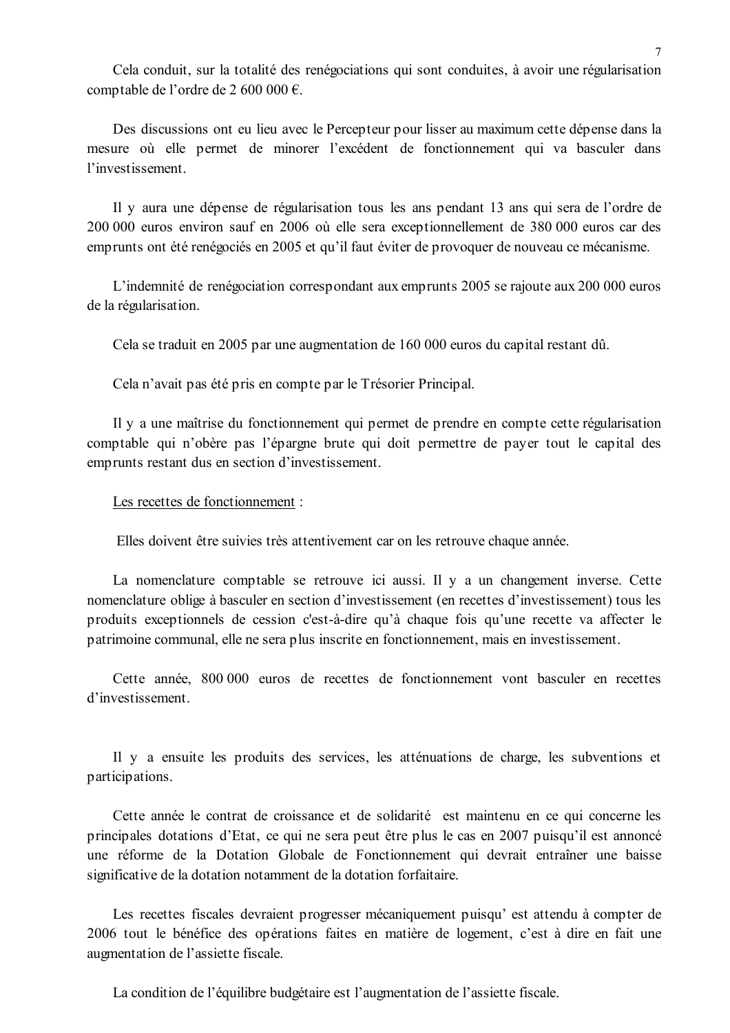Cela conduit, sur la totalité des renégociations qui sont conduites, à avoir une régularisation comptable de l'ordre de 2 600 000 €.

Des discussions ont eu lieu avec le Percepteur pour lisser au maximum cette dépense dans la mesure où elle permet de minorer l'excédent de fonctionnement qui va basculer dans l'investissement.

Il y aura une dépense de régularisation tous les ans pendant 13 ans qui sera de l'ordre de 200 000 euros environ sauf en 2006 où elle sera exceptionnellement de 380 000 euros car des emprunts ont été renégociés en 2005 et qu'il faut éviter de provoquer de nouveau ce mécanisme.

L'indemnité de renégociation correspondant aux emprunts 2005 se rajoute aux 200 000 euros de la régularisation.

Cela se traduit en 2005 par une augmentation de 160 000 euros du capital restant dû.

Cela n'avait pas été pris en compte par le Trésorier Principal.

Il y a une maîtrise du fonctionnement qui permet de prendre en compte cette régularisation comptable qui n'obère pas l'épargne brute qui doit permettre de payer tout le capital des emprunts restant dus en section d'investissement.

<u>Les recettes de fonctionnement</u> :

Elles doivent être suivies très attentivement car on les retrouve chaque année.

La nomenclature comptable se retrouve ici aussi. Il y a un changement inverse. Cette nomenclature oblige à basculer en section d'investissement (en recettes d'investissement) tous les produits exceptionnels de cession c'est-à-dire qu'à chaque fois qu'une recette va affecter le patrimoine communal, elle ne sera plus inscrite en fonctionnement, mais en investissement.

Cette année, 800 000 euros de recettes de fonctionnement vont basculer en recettes d'investissement.

Il y a ensuite les produits des services, les atténuations de charge, les subventions et participations.

Cette année le contrat de croissance et de solidarité est maintenu en ce qui concerne les principales dotations d'Etat, ce qui ne sera peut être plus le cas en 2007 puisqu'il est annoncé une réforme de la Dotation Globale de Fonctionnement qui devrait entraîner une baisse significative de la dotation notamment de la dotation forfaitaire.

Les recettes fiscales devraient progresser mécaniquement puisqu' est attendu à compter de 2006 tout le bénéfice des opérations faites en matière de logement, c'est à dire en fait une augmentation de l'assiette fiscale.

La condition de l'équilibre budgétaire est l'augmentation de l'assiette fiscale.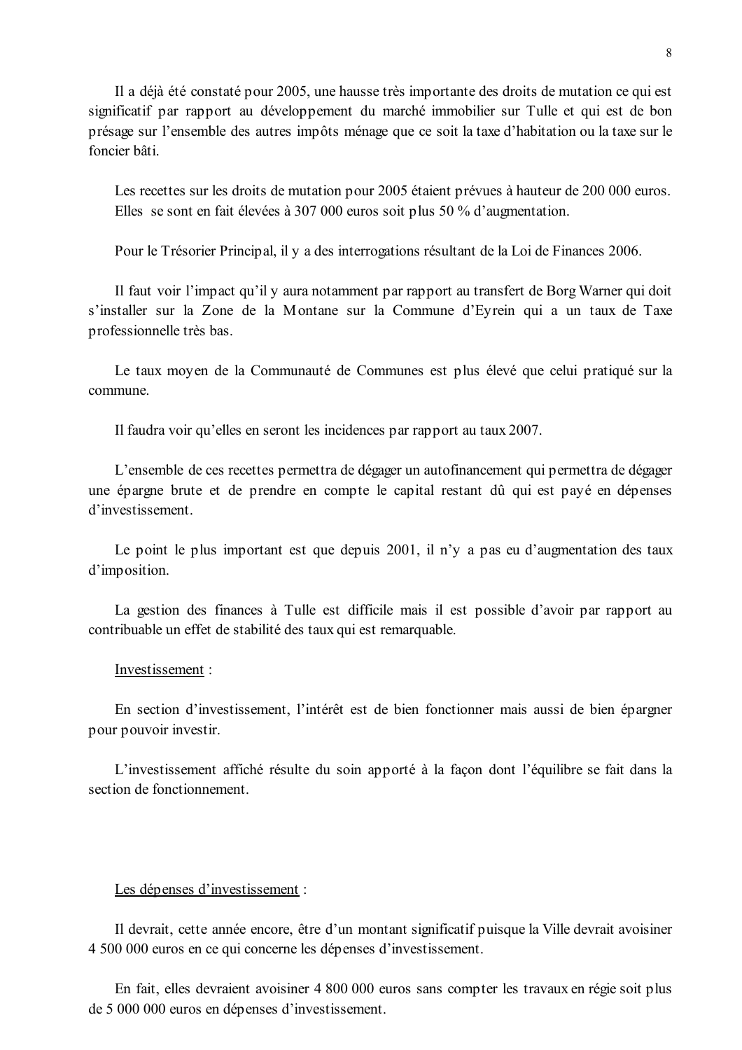Il a déjà été constaté pour 2005, une hausse très importante des droits de mutation ce qui est significatif par rapport au développement du marché immobilier sur Tulle et qui est de bon présage sur l'ensemble des autres impôts ménage que ce soit la taxe d'habitation ou la taxe sur le foncier bâti.

Les recettes sur les droits de mutation pour 2005 étaient prévues à hauteur de 200 000 euros. Elles se sont en fait élevées à 307 000 euros soit plus 50 % d'augmentation.

Pour le Trésorier Principal, il y a des interrogations résultant de la Loi de Finances 2006.

Il faut voir l'impact qu'il y aura notamment par rapport au transfert de Borg Warner qui doit s'installer sur la Zone de la Montane sur la Commune d'Eyrein qui a un taux de Taxe professionnelle très bas.

Le taux moyen de la Communauté de Communes est plus élevé que celui pratiqué sur la commune.

Il faudra voir qu'elles en seront les incidences par rapport au taux 2007.

L'ensemble de ces recettes permettra de dégager un autofinancement qui permettra de dégager une épargne brute et de prendre en compte le capital restant dû qui est payé en dépenses d'investissement.

Le point le plus important est que depuis 2001, il n'y a pas eu d'augmentation des taux d'imposition.

La gestion des finances à Tulle est difficile mais il est possible d'avoir par rapport au contribuable un effet de stabilité des taux qui est remarquable.

Investissement :

En section d'investissement, l'intérêt est de bien fonctionner mais aussi de bien épargner pour pouvoir investir.

L'investissement affiché résulte du soin apporté à la façon dont l'équilibre se fait dans la section de fonctionnement.

Les dépenses d'investissement :

Il devrait, cette année encore, être d'un montant significatif puisque la Ville devrait avoisiner 4 500 000 euros en ce qui concerne les dépenses d'investissement.

En fait, elles devraient avoisiner 4 800 000 euros sans compter les travaux en régie soit plus de 5 000 000 euros en dépenses d'investissement.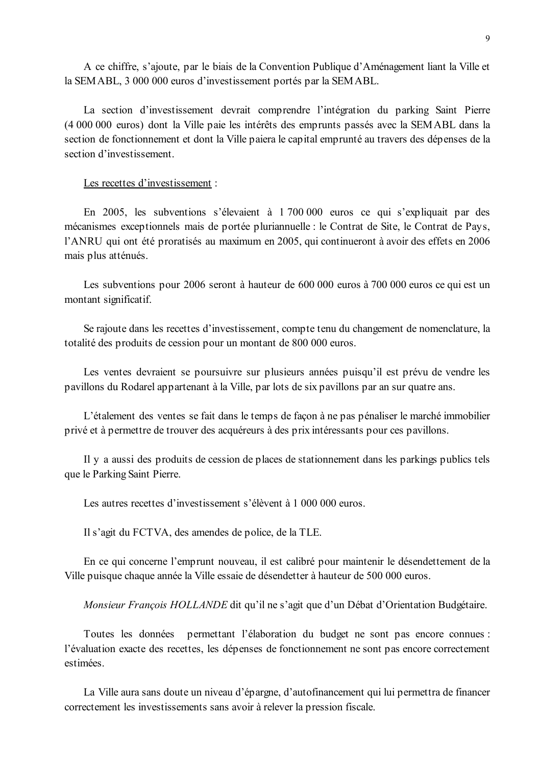A ce chiffre, s'ajoute, par le biais de la Convention Publique d'Aménagement liant la Ville et la SEMABL, 3 000 000 euros d'investissement portés par la SEMABL.

La section d'investissement devrait comprendre l'intégration du parking Saint Pierre (4 000 000 euros) dont la Ville paie les intérêts des emprunts passés avec la SEMABL dans la section de fonctionnement et dont la Ville paiera le capital emprunté au travers des dépenses de la section d'investissement.

<u>Les recettes d'investissement</u> :

En 2005, les subventions s'élevaient à 1 700 000 euros ce qui s'expliquait par des mécanismes exceptionnels mais de portée pluriannuelle : le Contrat de Site, le Contrat de Pays, l'ANRU qui ont été proratisés au maximum en 2005, qui continueront à avoir des effets en 2006 mais plus atténués.

Les subventions pour 2006 seront à hauteur de 600 000 euros à 700 000 euros ce qui est un montant significatif.

Se rajoute dans les recettes d'investissement, compte tenu du changement de nomenclature, la totalité des produits de cession pour un montant de 800 000 euros.

Les ventes devraient se poursuivre sur plusieurs années puisqu'il est prévu de vendre les pavillons du Rodarel appartenant à la Ville, par lots de six pavillons par an sur quatre ans.

L'étalement des ventes se fait dans le temps de façon à ne pas pénaliser le marché immobilier privé et à permettre de trouver des acquéreurs à des prix intéressants pour ces pavillons.

Il y a aussi des produits de cession de places de stationnement dans les parkings publics tels que le Parking Saint Pierre.

Les autres recettes d'investissement s'élèvent à 1 000 000 euros.

Il s'agit du FCTVA, des amendes de police, de la TLE.

En ce qui concerne l'emprunt nouveau, il est calibré pour maintenir le désendettement de la Ville puisque chaque année la Ville essaie de désendetter à hauteur de 500 000 euros.

*Monsieur François HOLLANDE* dit qu'il ne s'agit que d'un Débat d'Orientation Budgétaire.

Toutes les données permettant l'élaboration du budget ne sont pas encore connues : l'évaluation exacte des recettes, les dépenses de fonctionnement ne sont pas encore correctement estimées.

La Ville aura sans doute un niveau d'épargne, d'autofinancement qui lui permettra de financer correctement les investissements sans avoir à relever la pression fiscale.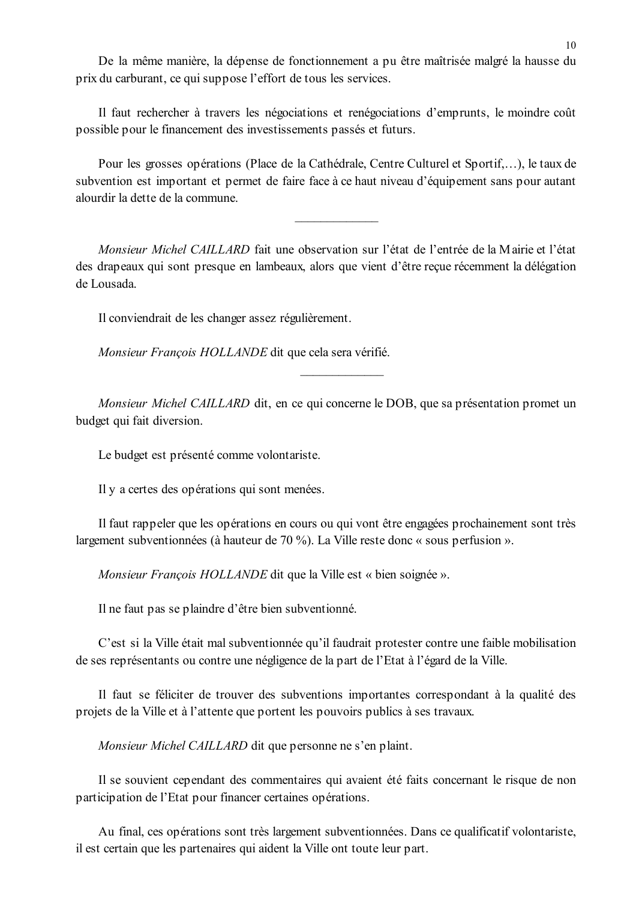De la même manière, la dépense de fonctionnement a pu être maîtrisée malgré la hausse du prix du carburant, ce qui suppose l'effort de tous les services.

Il faut rechercher à travers les négociations et renégociations d'emprunts, le moindre coût possible pour le financement des investissements passés et futurs.

Pour les grosses opérations (Place de la Cathédrale, Centre Culturel et Sportif,…), le taux de subvention est important et permet de faire face à ce haut niveau d'équipement sans pour autant alourdir la dette de la commune.

---

*Monsieur Michel CAILLARD* fait une observation sur l'état de l'entrée de la Mairie et l'état des drapeaux qui sont presque en lambeaux, alors que vient d'être reçue récemment la délégation de Lousada.

Il conviendrait de les changer assez régulièrement.

*Monsieur François HOLLANDE* dit que cela sera vérifié.

---

*Monsieur Michel CAILLARD* dit, en ce qui concerne le DOB, que sa présentation promet un budget qui fait diversion.

Le budget est présenté comme volontariste.

Il y a certes des opérations qui sont menées.

Il faut rappeler que les opérations en cours ou qui vont être engagées prochainement sont très largement subventionnées (à hauteur de 70 %). La Ville reste donc « sous perfusion ».

*Monsieur François HOLLANDE* dit que la Ville est « bien soignée ».

Il ne faut pas se plaindre d'être bien subventionné.

C'est si la Ville était mal subventionnée qu'il faudrait protester contre une faible mobilisation de ses représentants ou contre une négligence de la part de l'Etat à l'égard de la Ville.

Il faut se féliciter de trouver des subventions importantes correspondant à la qualité des projets de la Ville et à l'attente que portent les pouvoirs publics à ses travaux.

*Monsieur Michel CAILLARD* dit que personne ne s'en plaint.

Il se souvient cependant des commentaires qui avaient été faits concernant le risque de non participation de l'Etat pour financer certaines opérations.

Au final, ces opérations sont très largement subventionnées. Dans ce qualificatif volontariste, il est certain que les partenaires qui aident la Ville ont toute leur part.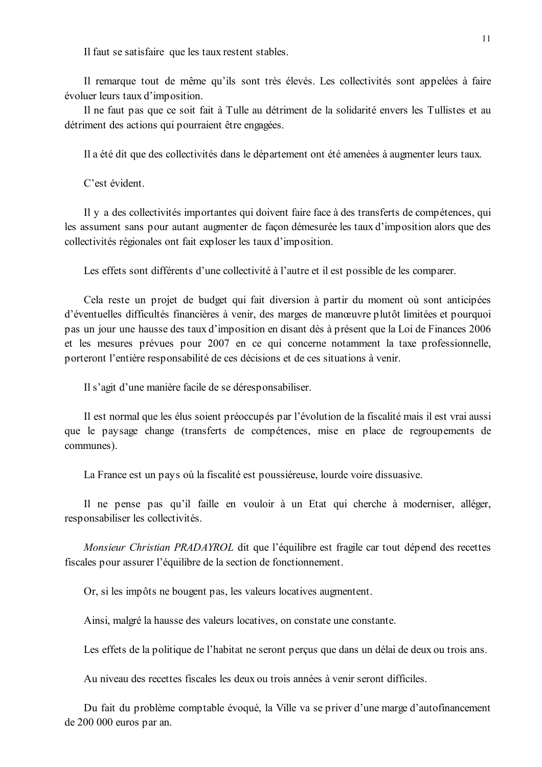Il faut se satisfaire que les taux restent stables.

Il remarque tout de même qu'ils sont très élevés. Les collectivités sont appelées à faire évoluer leurs taux d'imposition.

Il ne faut pas que ce soit fait à Tulle au détriment de la solidarité envers les Tullistes et au détriment des actions qui pourraient être engagées.

Il a été dit que des collectivités dans le département ont été amenées à augmenter leurs taux.

C'est évident.

Il y a des collectivités importantes qui doivent faire face à des transferts de compétences, qui les assument sans pour autant augmenter de façon démesurée les taux d'imposition alors que des collectivités régionales ont fait exploser les taux d'imposition.

Les effets sont différents d'une collectivité à l'autre et il est possible de les comparer.

Cela reste un projet de budget qui fait diversion à partir du moment où sont anticipées d'éventuelles difficultés financières à venir, des marges de manœuvre plutôt limitées et pourquoi pas un jour une hausse des taux d'imposition en disant dès à présent que la Loi de Finances 2006 et les mesures prévues pour 2007 en ce qui concerne notamment la taxe professionnelle, porteront l'entière responsabilité de ces décisions et de ces situations à venir.

Il s'agit d'une manière facile de se déresponsabiliser.

Il est normal que les élus soient préoccupés par l'évolution de la fiscalité mais il est vrai aussi que le paysage change (transferts de compétences, mise en place de regroupements de communes).

La France est un pays où la fiscalité est poussiéreuse, lourde voire dissuasive.

Il ne pense pas qu'il faille en vouloir à un Etat qui cherche à moderniser, alléger, responsabiliser les collectivités.

*Monsieur Christian PRADAYROL* dit que l'équilibre est fragile car tout dépend des recettes fiscales pour assurer l'équilibre de la section de fonctionnement.

Or, si les impôts ne bougent pas, les valeurs locatives augmentent.

Ainsi, malgré la hausse des valeurs locatives, on constate une constante.

Les effets de la politique de l'habitat ne seront perçus que dans un délai de deux ou trois ans.

Au niveau des recettes fiscales les deux ou trois années à venir seront difficiles.

Du fait du problème comptable évoqué, la Ville va se priver d'une marge d'autofinancement de 200 000 euros par an.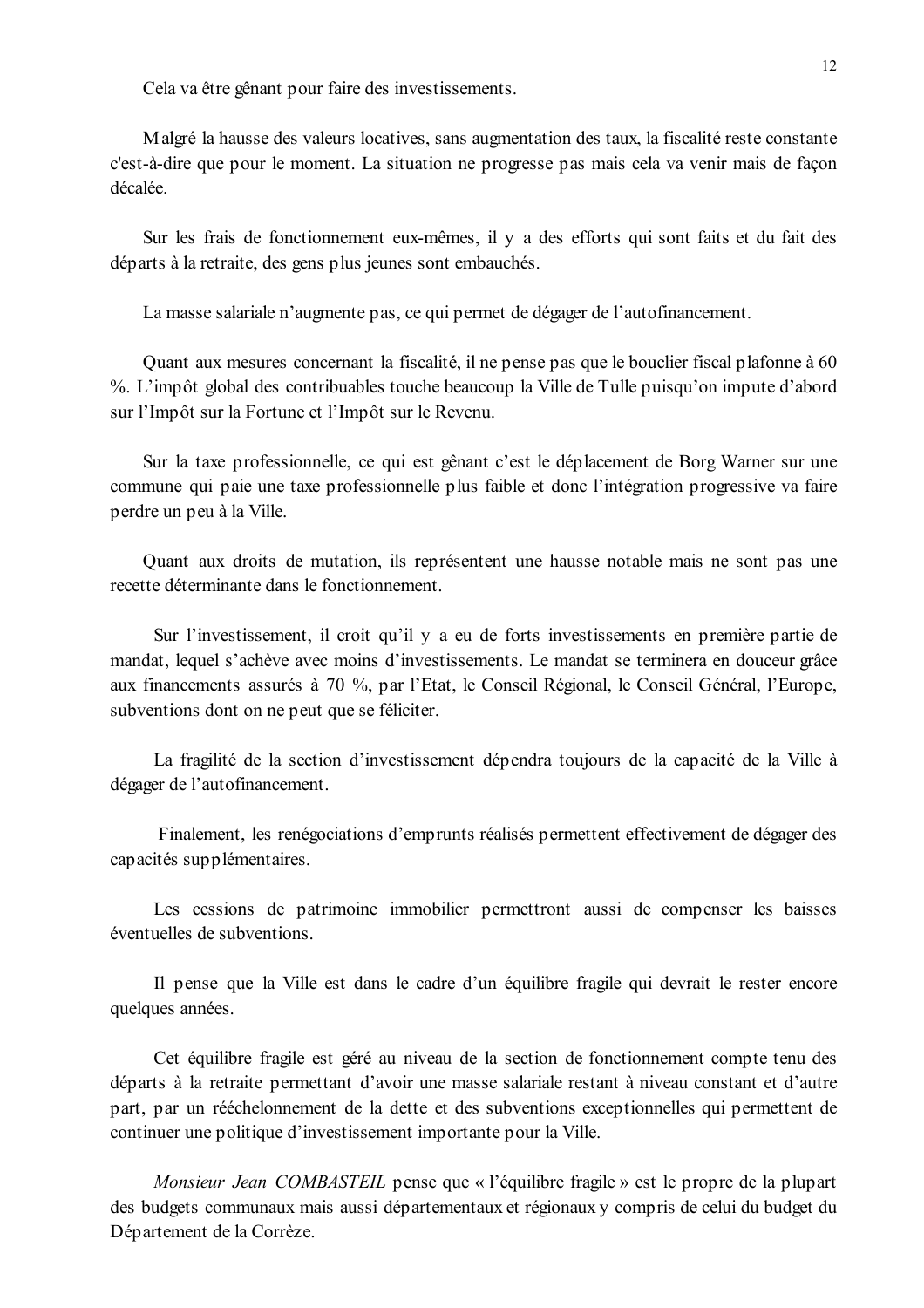Cela va être gênant pour faire des investissements.

Malgré la hausse des valeurs locatives, sans augmentation des taux, la fiscalité reste constante c'est-à-dire que pour le moment. La situation ne progresse pas mais cela va venir mais de façon décalée.

Sur les frais de fonctionnement eux-mêmes, il y a des efforts qui sont faits et du fait des départs à la retraite, des gens plus jeunes sont embauchés.

La masse salariale n'augmente pas, ce qui permet de dégager de l'autofinancement.

Quant aux mesures concernant la fiscalité, il ne pense pas que le bouclier fiscal plafonne à 60 %. L'impôt global des contribuables touche beaucoup la Ville de Tulle puisqu'on impute d'abord sur l'Impôt sur la Fortune et l'Impôt sur le Revenu.

Sur la taxe professionnelle, ce qui est gênant c'est le déplacement de Borg Warner sur une commune qui paie une taxe professionnelle plus faible et donc l'intégration progressive va faire perdre un peu à la Ville.

Quant aux droits de mutation, ils représentent une hausse notable mais ne sont pas une recette déterminante dans le fonctionnement.

Sur l'investissement, il croit qu'il y a eu de forts investissements en première partie de mandat, lequel s'achève avec moins d'investissements. Le mandat se terminera en douceur grâce aux financements assurés à 70 %, par l'Etat, le Conseil Régional, le Conseil Général, l'Europe, subventions dont on ne peut que se féliciter.

La fragilité de la section d'investissement dépendra toujours de la capacité de la Ville à dégager de l'autofinancement.

Finalement, les renégociations d'emprunts réalisés permettent effectivement de dégager des capacités supplémentaires.

Les cessions de patrimoine immobilier permettront aussi de compenser les baisses éventuelles de subventions.

Il pense que la Ville est dans le cadre d'un équilibre fragile qui devrait le rester encore quelques années.

Cet équilibre fragile est géré au niveau de la section de fonctionnement compte tenu des départs à la retraite permettant d'avoir une masse salariale restant à niveau constant et d'autre part, par un rééchelonnement de la dette et des subventions exceptionnelles qui permettent de continuer une politique d'investissement importante pour la Ville.

*Monsieur Jean COMBASTEIL* pense que « l'équilibre fragile » est le propre de la plupart des budgets communaux mais aussi départementaux et régionaux y compris de celui du budget du Département de la Corrèze.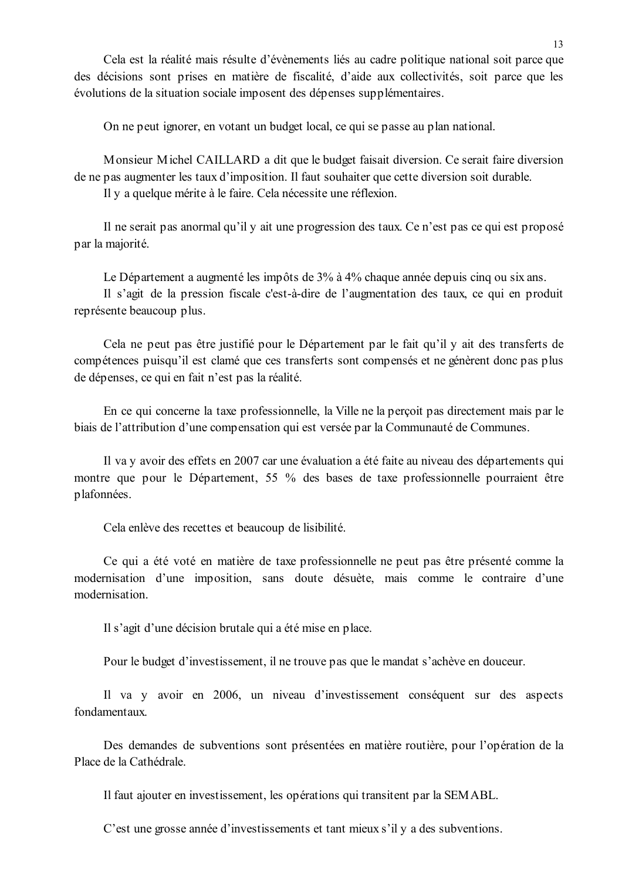Cela est la réalité mais résulte d'évènements liés au cadre politique national soit parce que des décisions sont prises en matière de fiscalité, d'aide aux collectivités, soit parce que les évolutions de la situation sociale imposent des dépenses supplémentaires.

On ne peut ignorer, en votant un budget local, ce qui se passe au plan national.

Monsieur Michel CAILLARD a dit que le budget faisait diversion. Ce serait faire diversion de ne pas augmenter les taux d'imposition. Il faut souhaiter que cette diversion soit durable.
Il y a quelque mérite à le faire. Cela nécessite une réflexion.

Il ne serait pas anormal qu'il y ait une progression des taux. Ce n'est pas ce qui est proposé par la majorité.

Le Département a augmenté les impôts de 3% à 4% chaque année depuis cinq ou six ans.
Il s'agit de la pression fiscale c'est-à-dire de l'augmentation des taux, ce qui en produit représente beaucoup plus.

Cela ne peut pas être justifié pour le Département par le fait qu'il y ait des transferts de compétences puisqu'il est clamé que ces transferts sont compensés et ne génèrent donc pas plus de dépenses, ce qui en fait n'est pas la réalité.

En ce qui concerne la taxe professionnelle, la Ville ne la perçoit pas directement mais par le biais de l'attribution d'une compensation qui est versée par la Communauté de Communes.

Il va y avoir des effets en 2007 car une évaluation a été faite au niveau des départements qui montre que pour le Département, 55 % des bases de taxe professionnelle pourraient être plafonnées.

Cela enlève des recettes et beaucoup de lisibilité.

Ce qui a été voté en matière de taxe professionnelle ne peut pas être présenté comme la modernisation d'une imposition, sans doute désuète, mais comme le contraire d'une modernisation.

Il s'agit d'une décision brutale qui a été mise en place.

Pour le budget d'investissement, il ne trouve pas que le mandat s'achève en douceur.

Il va y avoir en 2006, un niveau d'investissement conséquent sur des aspects fondamentaux.

Des demandes de subventions sont présentées en matière routière, pour l'opération de la Place de la Cathédrale.

Il faut ajouter en investissement, les opérations qui transitent par la SEMABL.

C'est une grosse année d'investissements et tant mieux s'il y a des subventions.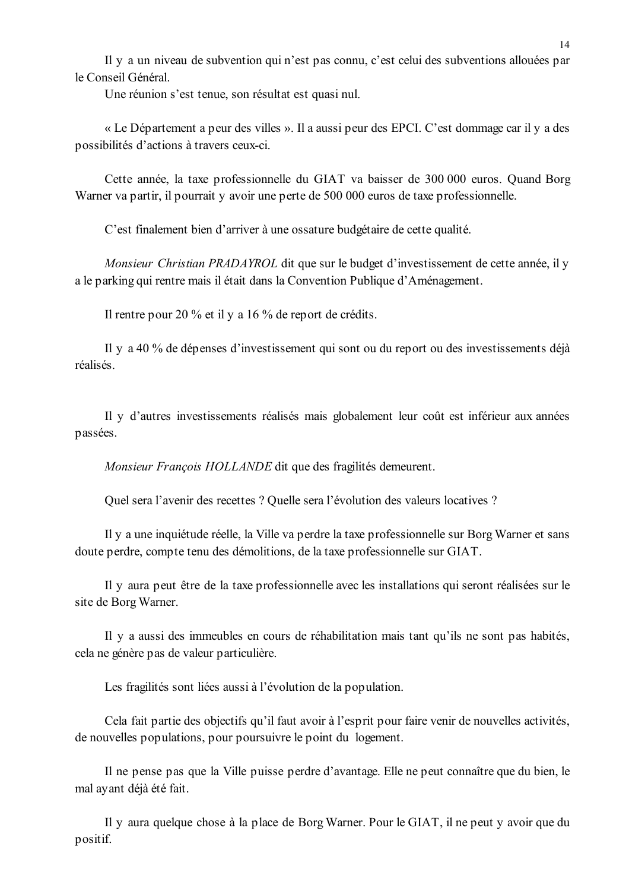Il y a un niveau de subvention qui n'est pas connu, c'est celui des subventions allouées par le Conseil Général.

Une réunion s'est tenue, son résultat est quasi nul.

« Le Département a peur des villes ». Il a aussi peur des EPCI. C'est dommage car il y a des possibilités d'actions à travers ceux-ci.

Cette année, la taxe professionnelle du GIAT va baisser de 300 000 euros. Quand Borg Warner va partir, il pourrait y avoir une perte de 500 000 euros de taxe professionnelle.

C'est finalement bien d'arriver à une ossature budgétaire de cette qualité.

*Monsieur Christian PRADAYROL* dit que sur le budget d'investissement de cette année, il y a le parking qui rentre mais il était dans la Convention Publique d'Aménagement.

Il rentre pour 20 % et il y a 16 % de report de crédits.

Il y a 40 % de dépenses d'investissement qui sont ou du report ou des investissements déjà réalisés.

Il y d'autres investissements réalisés mais globalement leur coût est inférieur aux années passées.

*Monsieur François HOLLANDE* dit que des fragilités demeurent.

Quel sera l'avenir des recettes ? Quelle sera l'évolution des valeurs locatives ?

Il y a une inquiétude réelle, la Ville va perdre la taxe professionnelle sur Borg Warner et sans doute perdre, compte tenu des démolitions, de la taxe professionnelle sur GIAT.

Il y aura peut être de la taxe professionnelle avec les installations qui seront réalisées sur le site de Borg Warner.

Il y a aussi des immeubles en cours de réhabilitation mais tant qu'ils ne sont pas habités, cela ne génère pas de valeur particulière.

Les fragilités sont liées aussi à l'évolution de la population.

Cela fait partie des objectifs qu'il faut avoir à l'esprit pour faire venir de nouvelles activités, de nouvelles populations, pour poursuivre le point du logement.

Il ne pense pas que la Ville puisse perdre d'avantage. Elle ne peut connaître que du bien, le mal ayant déjà été fait.

Il y aura quelque chose à la place de Borg Warner. Pour le GIAT, il ne peut y avoir que du positif.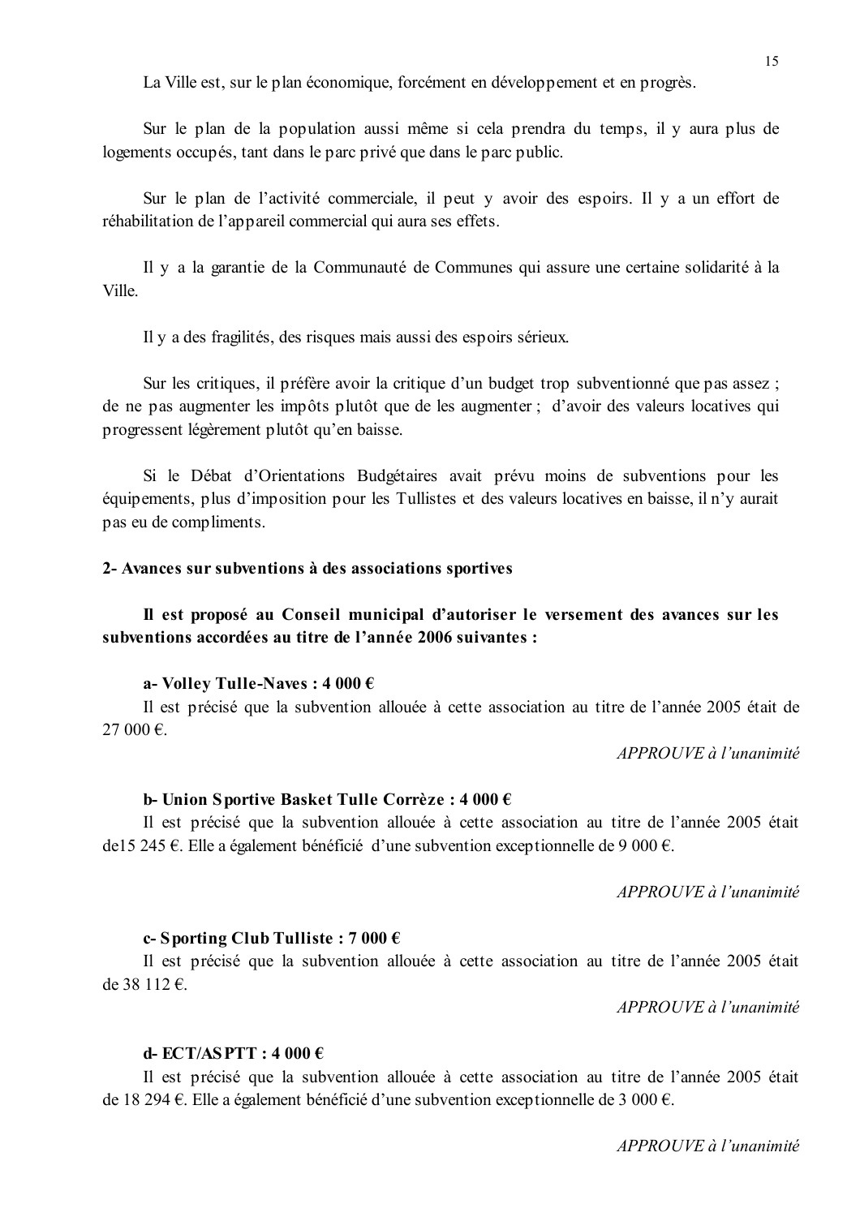La Ville est, sur le plan économique, forcément en développement et en progrès.

Sur le plan de la population aussi même si cela prendra du temps, il y aura plus de logements occupés, tant dans le parc privé que dans le parc public.

Sur le plan de l'activité commerciale, il peut y avoir des espoirs. Il y a un effort de réhabilitation de l'appareil commercial qui aura ses effets.

Il y a la garantie de la Communauté de Communes qui assure une certaine solidarité à la Ville.

Il y a des fragilités, des risques mais aussi des espoirs sérieux.

Sur les critiques, il préfère avoir la critique d'un budget trop subventionné que pas assez ; de ne pas augmenter les impôts plutôt que de les augmenter ; d'avoir des valeurs locatives qui progressent légèrement plutôt qu'en baisse.

Si le Débat d'Orientations Budgétaires avait prévu moins de subventions pour les équipements, plus d'imposition pour les Tullistes et des valeurs locatives en baisse, il n'y aurait pas eu de compliments.

**2- Avances sur subventions à des associations sportives**

**Il est proposé au Conseil municipal d'autoriser le versement des avances sur les subventions accordées au titre de l'année 2006 suivantes :**

**a- Volley Tulle-Naves : 4 000 €**

Il est précisé que la subvention allouée à cette association au titre de l'année 2005 était de 27 000 €.

*APPROUVE à l'unanimité*

**b- Union Sportive Basket Tulle Corrèze : 4 000 €**

Il est précisé que la subvention allouée à cette association au titre de l'année 2005 était de15 245 €. Elle a également bénéficié d'une subvention exceptionnelle de 9 000 €.

*APPROUVE à l'unanimité*

**c- Sporting Club Tulliste : 7 000 €**

Il est précisé que la subvention allouée à cette association au titre de l'année 2005 était de 38 112 €.

*APPROUVE à l'unanimité*

**d- ECT/ASPTT : 4 000 €**

Il est précisé que la subvention allouée à cette association au titre de l'année 2005 était de 18 294 €. Elle a également bénéficié d'une subvention exceptionnelle de 3 000 €.

*APPROUVE à l'unanimité*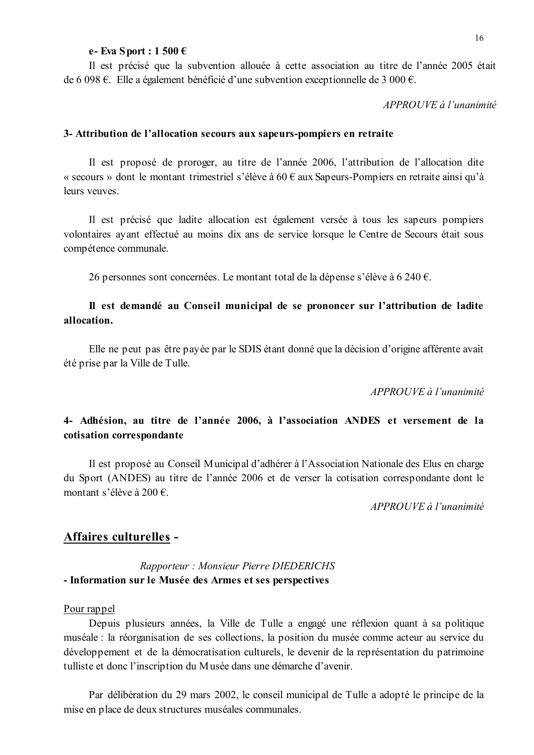**e- Eva Sport : 1 500 €**

Il est précisé que la subvention allouée à cette association au titre de l'année 2005 était de 6 098 €. Elle a également bénéficié d'une subvention exceptionnelle de 3 000 €.

*APPROUVE à l'unanimité*

**3- Attribution de l'allocation secours aux sapeurs-pompiers en retraite**

Il est proposé de proroger, au titre de l'année 2006, l'attribution de l'allocation dite « secours » dont le montant trimestriel s'élève à 60 € aux Sapeurs-Pompiers en retraite ainsi qu'à leurs veuves.

Il est précisé que ladite allocation est également versée à tous les sapeurs pompiers volontaires ayant effectué au moins dix ans de service lorsque le Centre de Secours était sous compétence communale.

26 personnes sont concernées. Le montant total de la dépense s'élève à 6 240 €.

**Il est demandé au Conseil municipal de se prononcer sur l'attribution de ladite allocation.**

Elle ne peut pas être payée par le SDIS étant donné que la décision d'origine afférente avait été prise par la Ville de Tulle.

*APPROUVE à l'unanimité*

**4- Adhésion, au titre de l'année 2006, à l'association ANDES et versement de la cotisation correspondante**

Il est proposé au Conseil Municipal d'adhérer à l'Association Nationale des Elus en charge du Sport (ANDES) au titre de l'année 2006 et de verser la cotisation correspondante dont le montant s'élève à 200 €.

*APPROUVE à l'unanimité*

## Affaires culturelles -

*Rapporteur : Monsieur Pierre DIEDERICHS*

**- Information sur le Musée des Armes et ses perspectives**

Pour rappel

Depuis plusieurs années, la Ville de Tulle a engagé une réflexion quant à sa politique muséale : la réorganisation de ses collections, la position du musée comme acteur au service du développement et de la démocratisation culturels, le devenir de la représentation du patrimoine tulliste et donc l'inscription du Musée dans une démarche d'avenir.

Par délibération du 29 mars 2002, le conseil municipal de Tulle a adopté le principe de la mise en place de deux structures muséales communales.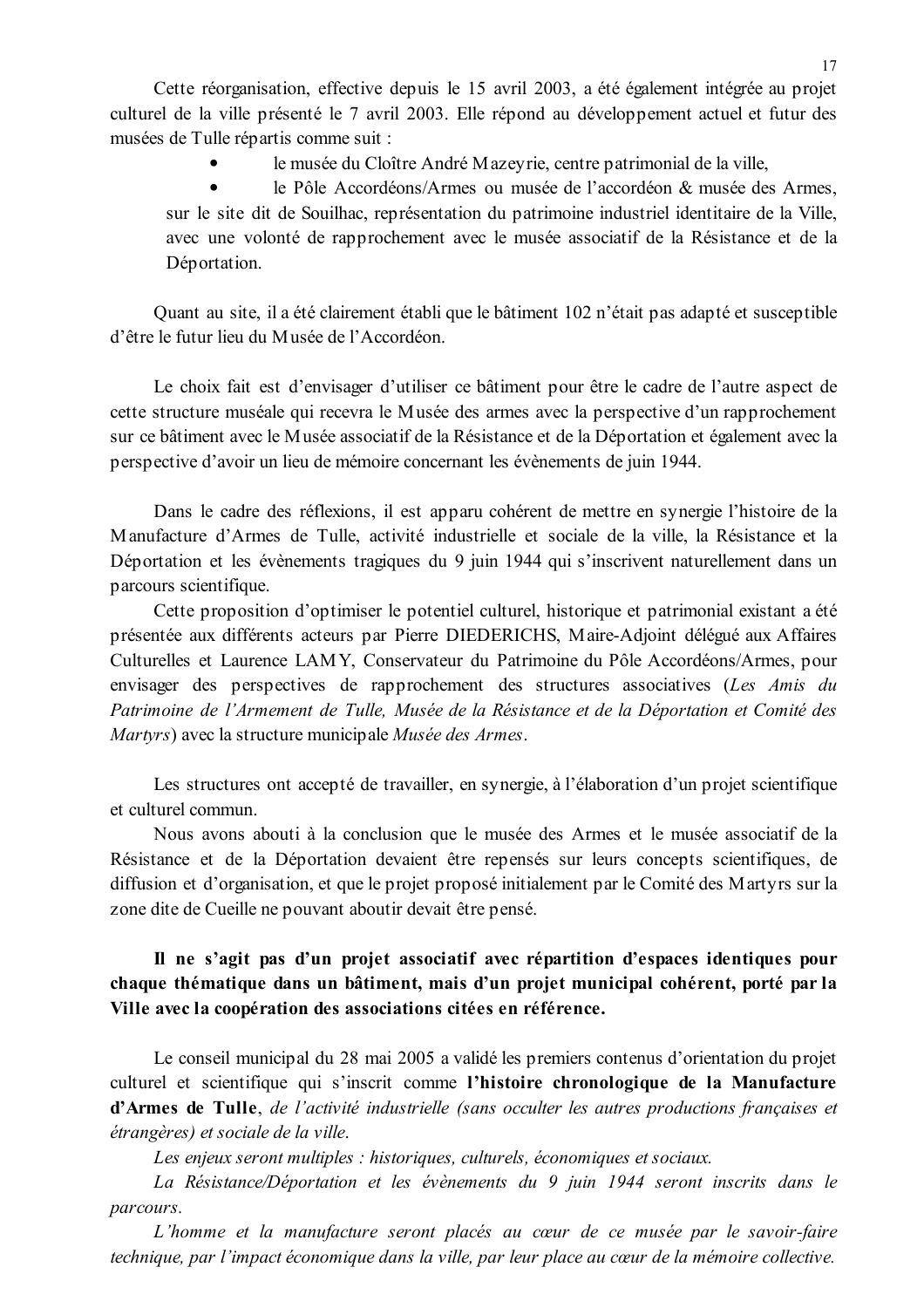Cette réorganisation, effective depuis le 15 avril 2003, a été également intégrée au projet culturel de la ville présenté le 7 avril 2003. Elle répond au développement actuel et futur des musées de Tulle répartis comme suit :

- le musée du Cloître André Mazeyrie, centre patrimonial de la ville,
- le Pôle Accordéons/Armes ou musée de l'accordéon & musée des Armes, sur le site dit de Souilhac, représentation du patrimoine industriel identitaire de la Ville, avec une volonté de rapprochement avec le musée associatif de la Résistance et de la Déportation.

Quant au site, il a été clairement établi que le bâtiment 102 n'était pas adapté et susceptible d'être le futur lieu du Musée de l'Accordéon.

Le choix fait est d'envisager d'utiliser ce bâtiment pour être le cadre de l'autre aspect de cette structure muséale qui recevra le Musée des armes avec la perspective d'un rapprochement sur ce bâtiment avec le Musée associatif de la Résistance et de la Déportation et également avec la perspective d'avoir un lieu de mémoire concernant les évènements de juin 1944.

Dans le cadre des réflexions, il est apparu cohérent de mettre en synergie l'histoire de la Manufacture d'Armes de Tulle, activité industrielle et sociale de la ville, la Résistance et la Déportation et les évènements tragiques du 9 juin 1944 qui s'inscrivent naturellement dans un parcours scientifique.

Cette proposition d'optimiser le potentiel culturel, historique et patrimonial existant a été présentée aux différents acteurs par Pierre DIEDERICHS, Maire-Adjoint délégué aux Affaires Culturelles et Laurence LAMY, Conservateur du Patrimoine du Pôle Accordéons/Armes, pour envisager des perspectives de rapprochement des structures associatives (*Les Amis du Patrimoine de l'Armement de Tulle, Musée de la Résistance et de la Déportation et Comité des Martyrs*) avec la structure municipale *Musée des Armes*.

Les structures ont accepté de travailler, en synergie, à l'élaboration d'un projet scientifique et culturel commun.

Nous avons abouti à la conclusion que le musée des Armes et le musée associatif de la Résistance et de la Déportation devaient être repensés sur leurs concepts scientifiques, de diffusion et d'organisation, et que le projet proposé initialement par le Comité des Martyrs sur la zone dite de Cueille ne pouvant aboutir devait être pensé.

**Il ne s'agit pas d'un projet associatif avec répartition d'espaces identiques pour chaque thématique dans un bâtiment, mais d'un projet municipal cohérent, porté par la Ville avec la coopération des associations citées en référence.**

Le conseil municipal du 28 mai 2005 a validé les premiers contenus d'orientation du projet culturel et scientifique qui s'inscrit comme **l'histoire chronologique de la Manufacture d'Armes de Tulle**, *de l'activité industrielle (sans occulter les autres productions françaises et étrangères) et sociale de la ville.*

*Les enjeux seront multiples : historiques, culturels, économiques et sociaux.*

*La Résistance/Déportation et les évènements du 9 juin 1944 seront inscrits dans le parcours.*

*L'homme et la manufacture seront placés au cœur de ce musée par le savoir-faire technique, par l'impact économique dans la ville, par leur place au cœur de la mémoire collective.*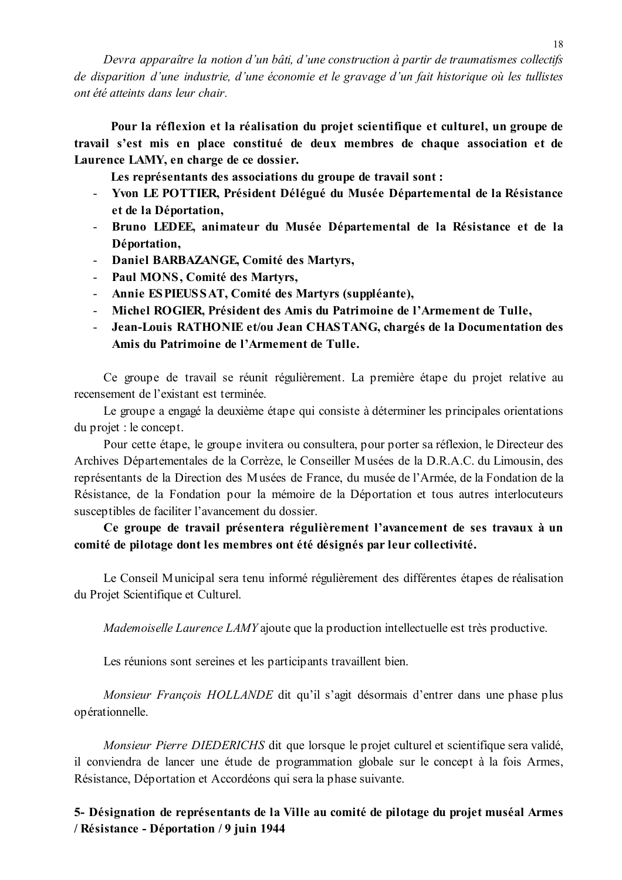*Devra apparaître la notion d'un bâti, d'une construction à partir de traumatismes collectifs de disparition d'une industrie, d'une économie et le gravage d'un fait historique où les tullistes ont été atteints dans leur chair.*

**Pour la réflexion et la réalisation du projet scientifique et culturel, un groupe de travail s'est mis en place constitué de deux membres de chaque association et de Laurence LAMY, en charge de ce dossier.**

**Les représentants des associations du groupe de travail sont :**

- **Yvon LE POTTIER, Président Délégué du Musée Départemental de la Résistance et de la Déportation,**
- **Bruno LEDEE, animateur du Musée Départemental de la Résistance et de la Déportation,**
- **Daniel BARBAZANGE, Comité des Martyrs,**
- **Paul MONS, Comité des Martyrs,**
- **Annie ESPIEUSSAT, Comité des Martyrs (suppléante),**
- **Michel ROGIER, Président des Amis du Patrimoine de l'Armement de Tulle,**
- **Jean-Louis RATHONIE et/ou Jean CHASTANG, chargés de la Documentation des Amis du Patrimoine de l'Armement de Tulle.**

Ce groupe de travail se réunit régulièrement. La première étape du projet relative au recensement de l'existant est terminée.

Le groupe a engagé la deuxième étape qui consiste à déterminer les principales orientations du projet : le concept.

Pour cette étape, le groupe invitera ou consultera, pour porter sa réflexion, le Directeur des Archives Départementales de la Corrèze, le Conseiller Musées de la D.R.A.C. du Limousin, des représentants de la Direction des Musées de France, du musée de l'Armée, de la Fondation de la Résistance, de la Fondation pour la mémoire de la Déportation et tous autres interlocuteurs susceptibles de faciliter l'avancement du dossier.

**Ce groupe de travail présentera régulièrement l'avancement de ses travaux à un comité de pilotage dont les membres ont été désignés par leur collectivité.**

Le Conseil Municipal sera tenu informé régulièrement des différentes étapes de réalisation du Projet Scientifique et Culturel.

*Mademoiselle Laurence LAMY* ajoute que la production intellectuelle est très productive.

Les réunions sont sereines et les participants travaillent bien.

*Monsieur François HOLLANDE* dit qu'il s'agit désormais d'entrer dans une phase plus opérationnelle.

*Monsieur Pierre DIEDERICHS* dit que lorsque le projet culturel et scientifique sera validé, il conviendra de lancer une étude de programmation globale sur le concept à la fois Armes, Résistance, Déportation et Accordéons qui sera la phase suivante.

## 5- Désignation de représentants de la Ville au comité de pilotage du projet muséal Armes / Résistance - Déportation / 9 juin 1944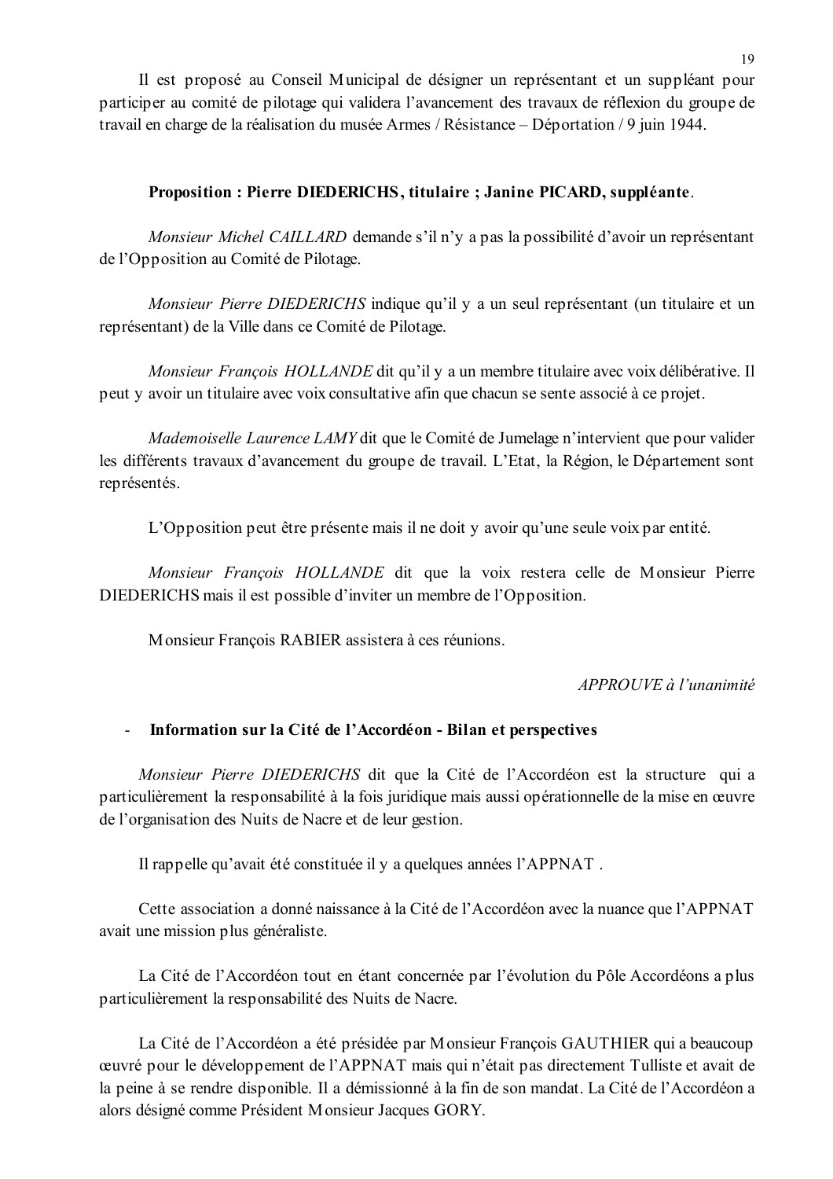Il est proposé au Conseil Municipal de désigner un représentant et un suppléant pour participer au comité de pilotage qui validera l'avancement des travaux de réflexion du groupe de travail en charge de la réalisation du musée Armes / Résistance – Déportation / 9 juin 1944.

**Proposition : Pierre DIEDERICHS, titulaire ; Janine PICARD, suppléante**.

*Monsieur Michel CAILLARD* demande s'il n'y a pas la possibilité d'avoir un représentant de l'Opposition au Comité de Pilotage.

*Monsieur Pierre DIEDERICHS* indique qu'il y a un seul représentant (un titulaire et un représentant) de la Ville dans ce Comité de Pilotage.

*Monsieur François HOLLANDE* dit qu'il y a un membre titulaire avec voix délibérative. Il peut y avoir un titulaire avec voix consultative afin que chacun se sente associé à ce projet.

*Mademoiselle Laurence LAMY* dit que le Comité de Jumelage n'intervient que pour valider les différents travaux d'avancement du groupe de travail. L'Etat, la Région, le Département sont représentés.

L'Opposition peut être présente mais il ne doit y avoir qu'une seule voix par entité.

*Monsieur François HOLLANDE* dit que la voix restera celle de Monsieur Pierre DIEDERICHS mais il est possible d'inviter un membre de l'Opposition.

Monsieur François RABIER assistera à ces réunions.

*APPROUVE à l'unanimité*

- **Information sur la Cité de l'Accordéon - Bilan et perspectives**

*Monsieur Pierre DIEDERICHS* dit que la Cité de l'Accordéon est la structure qui a particulièrement la responsabilité à la fois juridique mais aussi opérationnelle de la mise en œuvre de l'organisation des Nuits de Nacre et de leur gestion.

Il rappelle qu'avait été constituée il y a quelques années l'APPNAT .

Cette association a donné naissance à la Cité de l'Accordéon avec la nuance que l'APPNAT avait une mission plus généraliste.

La Cité de l'Accordéon tout en étant concernée par l'évolution du Pôle Accordéons a plus particulièrement la responsabilité des Nuits de Nacre.

La Cité de l'Accordéon a été présidée par Monsieur François GAUTHIER qui a beaucoup œuvré pour le développement de l'APPNAT mais qui n'était pas directement Tulliste et avait de la peine à se rendre disponible. Il a démissionné à la fin de son mandat. La Cité de l'Accordéon a alors désigné comme Président Monsieur Jacques GORY.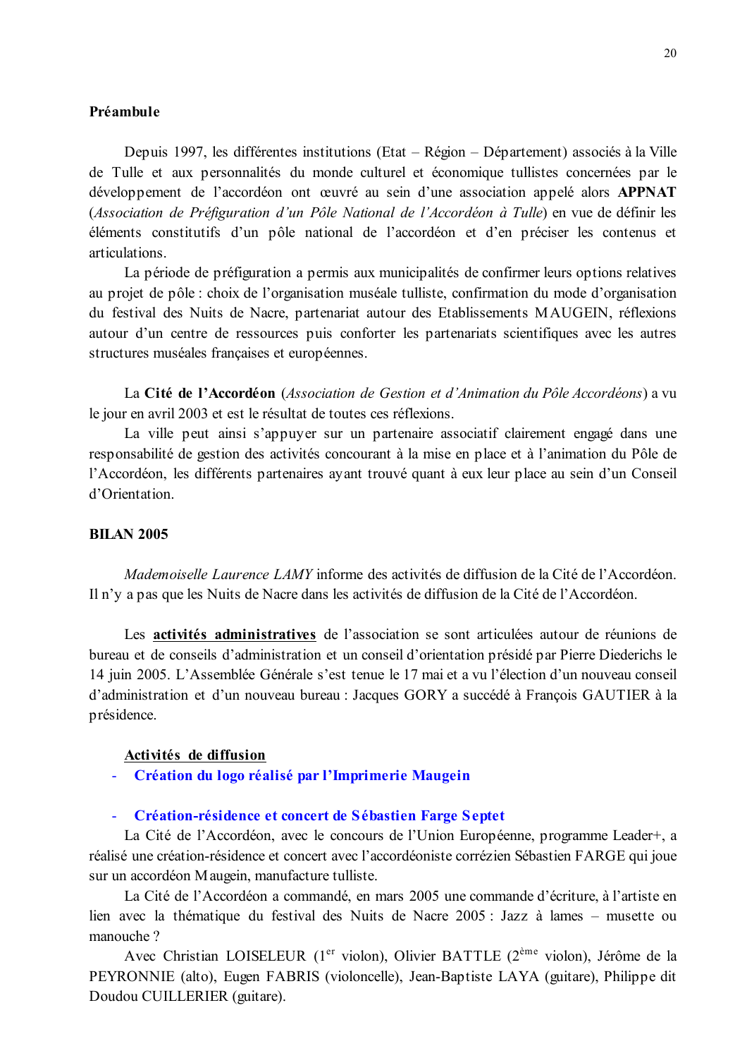**Préambule**

Depuis 1997, les différentes institutions (Etat – Région – Département) associés à la Ville de Tulle et aux personnalités du monde culturel et économique tullistes concernées par le développement de l'accordéon ont œuvré au sein d'une association appelé alors **APPNAT** (*Association de Préfiguration d'un Pôle National de l'Accordéon à Tulle*) en vue de définir les éléments constitutifs d'un pôle national de l'accordéon et d'en préciser les contenus et articulations.

La période de préfiguration a permis aux municipalités de confirmer leurs options relatives au projet de pôle : choix de l'organisation muséale tulliste, confirmation du mode d'organisation du festival des Nuits de Nacre, partenariat autour des Etablissements MAUGEIN, réflexions autour d'un centre de ressources puis conforter les partenariats scientifiques avec les autres structures muséales françaises et européennes.

La **Cité de l'Accordéon** (*Association de Gestion et d'Animation du Pôle Accordéons*) a vu le jour en avril 2003 et est le résultat de toutes ces réflexions.

La ville peut ainsi s'appuyer sur un partenaire associatif clairement engagé dans une responsabilité de gestion des activités concourant à la mise en place et à l'animation du Pôle de l'Accordéon, les différents partenaires ayant trouvé quant à eux leur place au sein d'un Conseil d'Orientation.

**BILAN 2005**

*Mademoiselle Laurence LAMY* informe des activités de diffusion de la Cité de l'Accordéon. Il n'y a pas que les Nuits de Nacre dans les activités de diffusion de la Cité de l'Accordéon.

Les **activités administratives** de l'association se sont articulées autour de réunions de bureau et de conseils d'administration et un conseil d'orientation présidé par Pierre Diederichs le 14 juin 2005. L'Assemblée Générale s'est tenue le 17 mai et a vu l'élection d'un nouveau conseil d'administration et d'un nouveau bureau : Jacques GORY a succédé à François GAUTIER à la présidence.

**Activités de diffusion**

- **Création du logo réalisé par l'Imprimerie Maugein**

- **Création-résidence et concert de Sébastien Farge Septet**

La Cité de l'Accordéon, avec le concours de l'Union Européenne, programme Leader+, a réalisé une création-résidence et concert avec l'accordéoniste corrézien Sébastien FARGE qui joue sur un accordéon Maugein, manufacture tulliste.

La Cité de l'Accordéon a commandé, en mars 2005 une commande d'écriture, à l'artiste en lien avec la thématique du festival des Nuits de Nacre 2005 : Jazz à lames – musette ou manouche ?

Avec Christian LOISELEUR (1er violon), Olivier BATTLE (2ème violon), Jérôme de la PEYRONNIE (alto), Eugen FABRIS (violoncelle), Jean-Baptiste LAYA (guitare), Philippe dit Doudou CUILLERIER (guitare).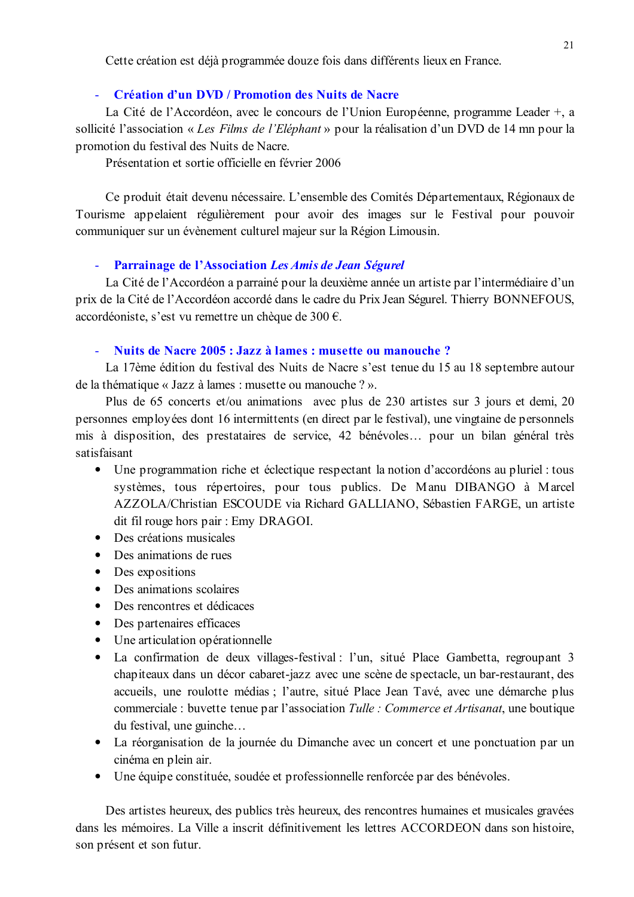Cette création est déjà programmée douze fois dans différents lieux en France.

- **Création d'un DVD / Promotion des Nuits de Nacre**

La Cité de l'Accordéon, avec le concours de l'Union Européenne, programme Leader +, a sollicité l'association « *Les Films de l'Eléphant* » pour la réalisation d'un DVD de 14 mn pour la promotion du festival des Nuits de Nacre.

Présentation et sortie officielle en février 2006

Ce produit était devenu nécessaire. L'ensemble des Comités Départementaux, Régionaux de Tourisme appelaient régulièrement pour avoir des images sur le Festival pour pouvoir communiquer sur un évènement culturel majeur sur la Région Limousin.

- **Parrainage de l'Association *Les Amis de Jean Ségurel***

La Cité de l'Accordéon a parrainé pour la deuxième année un artiste par l'intermédiaire d'un prix de la Cité de l'Accordéon accordé dans le cadre du Prix Jean Ségurel. Thierry BONNEFOUS, accordéoniste, s'est vu remettre un chèque de 300 €.

- **Nuits de Nacre 2005 : Jazz à lames : musette ou manouche ?**

La 17ème édition du festival des Nuits de Nacre s'est tenue du 15 au 18 septembre autour de la thématique « Jazz à lames : musette ou manouche ? ».

Plus de 65 concerts et/ou animations avec plus de 230 artistes sur 3 jours et demi, 20 personnes employées dont 16 intermittents (en direct par le festival), une vingtaine de personnels mis à disposition, des prestataires de service, 42 bénévoles… pour un bilan général très satisfaisant

- Une programmation riche et éclectique respectant la notion d'accordéons au pluriel : tous systèmes, tous répertoires, pour tous publics. De Manu DIBANGO à Marcel AZZOLA/Christian ESCOUDE via Richard GALLIANO, Sébastien FARGE, un artiste dit fil rouge hors pair : Emy DRAGOI.
- Des créations musicales
- Des animations de rues
- Des expositions
- Des animations scolaires
- Des rencontres et dédicaces
- Des partenaires efficaces
- Une articulation opérationnelle
- La confirmation de deux villages-festival : l'un, situé Place Gambetta, regroupant 3 chapiteaux dans un décor cabaret-jazz avec une scène de spectacle, un bar-restaurant, des accueils, une roulotte médias ; l'autre, situé Place Jean Tavé, avec une démarche plus commerciale : buvette tenue par l'association *Tulle : Commerce et Artisanat*, une boutique du festival, une guinche…
- La réorganisation de la journée du Dimanche avec un concert et une ponctuation par un cinéma en plein air.
- Une équipe constituée, soudée et professionnelle renforcée par des bénévoles.

Des artistes heureux, des publics très heureux, des rencontres humaines et musicales gravées dans les mémoires. La Ville a inscrit définitivement les lettres ACCORDEON dans son histoire, son présent et son futur.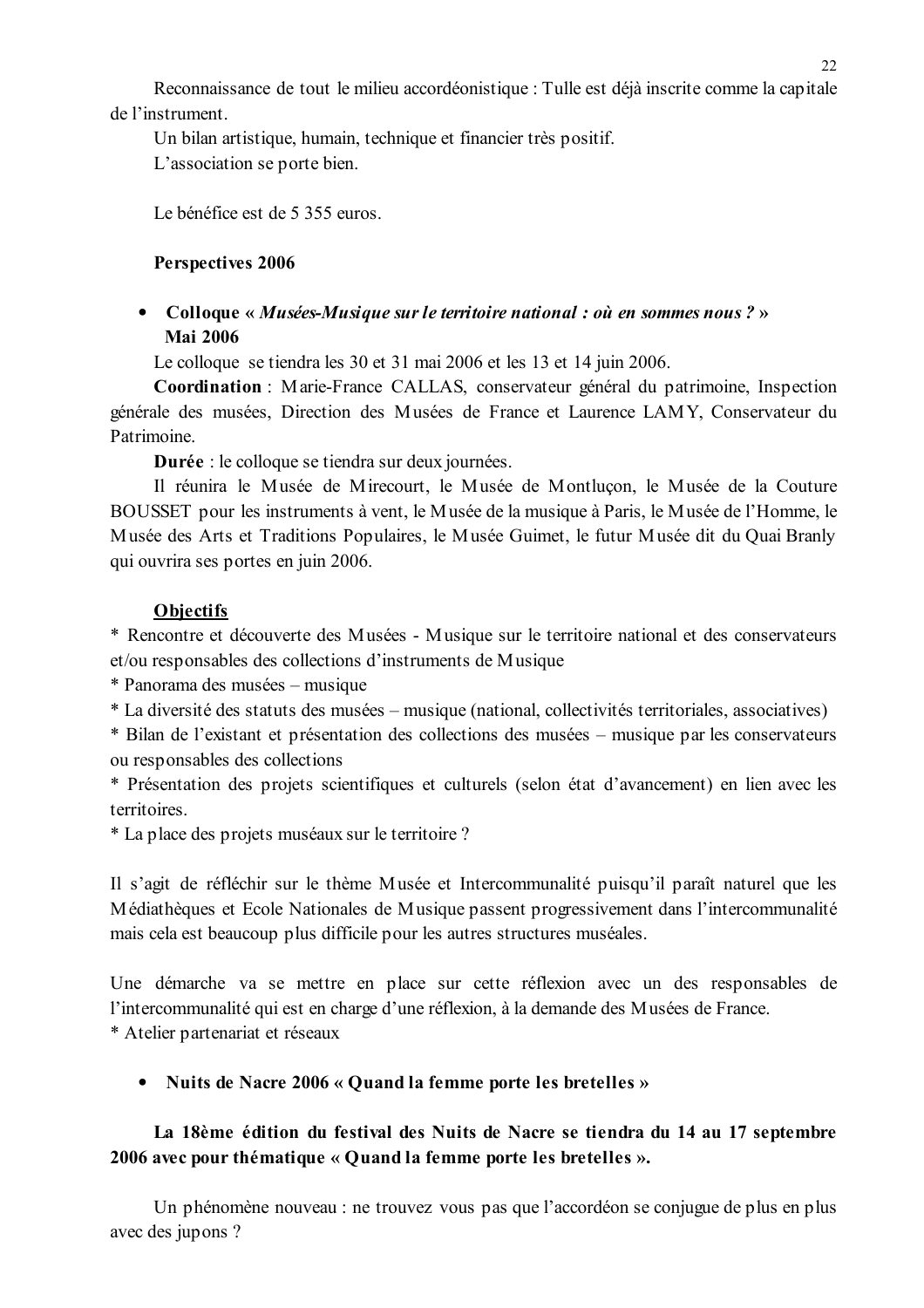Reconnaissance de tout le milieu accordéonistique : Tulle est déjà inscrite comme la capitale de l'instrument.

Un bilan artistique, humain, technique et financier très positif.

L'association se porte bien.

Le bénéfice est de 5 355 euros.

**Perspectives 2006**

- **Colloque « *Musées-Musique sur le territoire national : où en sommes nous ?* » Mai 2006**

Le colloque se tiendra les 30 et 31 mai 2006 et les 13 et 14 juin 2006.

**Coordination** : Marie-France CALLAS, conservateur général du patrimoine, Inspection générale des musées, Direction des Musées de France et Laurence LAMY, Conservateur du Patrimoine.

**Durée** : le colloque se tiendra sur deux journées.

Il réunira le Musée de Mirecourt, le Musée de Montluçon, le Musée de la Couture BOUSSET pour les instruments à vent, le Musée de la musique à Paris, le Musée de l'Homme, le Musée des Arts et Traditions Populaires, le Musée Guimet, le futur Musée dit du Quai Branly qui ouvrira ses portes en juin 2006.

**<u>Objectifs</u>**

* Rencontre et découverte des Musées - Musique sur le territoire national et des conservateurs et/ou responsables des collections d'instruments de Musique
* Panorama des musées – musique
* La diversité des statuts des musées – musique (national, collectivités territoriales, associatives)
* Bilan de l'existant et présentation des collections des musées – musique par les conservateurs ou responsables des collections
* Présentation des projets scientifiques et culturels (selon état d'avancement) en lien avec les territoires.
* La place des projets muséaux sur le territoire ?

Il s'agit de réfléchir sur le thème Musée et Intercommunalité puisqu'il paraît naturel que les Médiathèques et Ecole Nationales de Musique passent progressivement dans l'intercommunalité mais cela est beaucoup plus difficile pour les autres structures muséales.

Une démarche va se mettre en place sur cette réflexion avec un des responsables de l'intercommunalité qui est en charge d'une réflexion, à la demande des Musées de France.

* Atelier partenariat et réseaux

- **Nuits de Nacre 2006 « Quand la femme porte les bretelles »**

**La 18ème édition du festival des Nuits de Nacre se tiendra du 14 au 17 septembre 2006 avec pour thématique « Quand la femme porte les bretelles ».**

Un phénomène nouveau : ne trouvez vous pas que l'accordéon se conjugue de plus en plus avec des jupons ?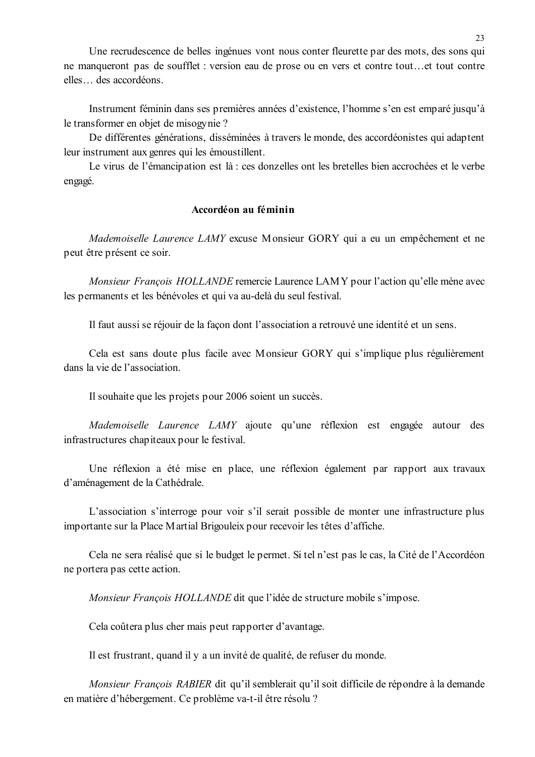Une recrudescence de belles ingénues vont nous conter fleurette par des mots, des sons qui ne manqueront pas de soufflet : version eau de prose ou en vers et contre tout…et tout contre elles… des accordéons.

Instrument féminin dans ses premières années d'existence, l'homme s'en est emparé jusqu'à le transformer en objet de misogynie ?

De différentes générations, disséminées à travers le monde, des accordéonistes qui adaptent leur instrument aux genres qui les émoustillent.

Le virus de l'émancipation est là : ces donzelles ont les bretelles bien accrochées et le verbe engagé.

**Accordéon au féminin**

*Mademoiselle Laurence LAMY* excuse Monsieur GORY qui a eu un empêchement et ne peut être présent ce soir.

*Monsieur François HOLLANDE* remercie Laurence LAMY pour l'action qu'elle mène avec les permanents et les bénévoles et qui va au-delà du seul festival.

Il faut aussi se réjouir de la façon dont l'association a retrouvé une identité et un sens.

Cela est sans doute plus facile avec Monsieur GORY qui s'implique plus régulièrement dans la vie de l'association.

Il souhaite que les projets pour 2006 soient un succès.

*Mademoiselle Laurence LAMY* ajoute qu'une réflexion est engagée autour des infrastructures chapiteaux pour le festival.

Une réflexion a été mise en place, une réflexion également par rapport aux travaux d'aménagement de la Cathédrale.

L'association s'interroge pour voir s'il serait possible de monter une infrastructure plus importante sur la Place Martial Brigouleix pour recevoir les têtes d'affiche.

Cela ne sera réalisé que si le budget le permet. Si tel n'est pas le cas, la Cité de l'Accordéon ne portera pas cette action.

*Monsieur François HOLLANDE* dit que l'idée de structure mobile s'impose.

Cela coûtera plus cher mais peut rapporter d'avantage.

Il est frustrant, quand il y a un invité de qualité, de refuser du monde.

*Monsieur François RABIER* dit qu'il semblerait qu'il soit difficile de répondre à la demande en matière d'hébergement. Ce problème va-t-il être résolu ?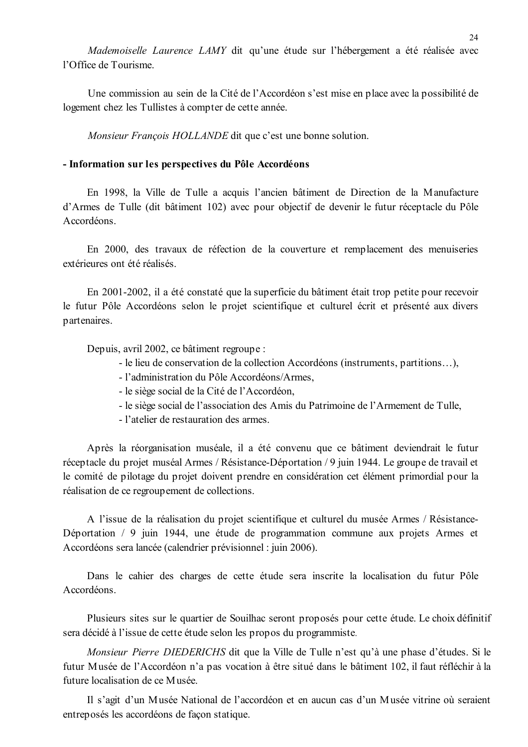*Mademoiselle Laurence LAMY* dit qu'une étude sur l'hébergement a été réalisée avec l'Office de Tourisme.

Une commission au sein de la Cité de l'Accordéon s'est mise en place avec la possibilité de logement chez les Tullistes à compter de cette année.

*Monsieur François HOLLANDE* dit que c'est une bonne solution.

**- Information sur les perspectives du Pôle Accordéons**

En 1998, la Ville de Tulle a acquis l'ancien bâtiment de Direction de la Manufacture d'Armes de Tulle (dit bâtiment 102) avec pour objectif de devenir le futur réceptacle du Pôle Accordéons.

En 2000, des travaux de réfection de la couverture et remplacement des menuiseries extérieures ont été réalisés.

En 2001-2002, il a été constaté que la superficie du bâtiment était trop petite pour recevoir le futur Pôle Accordéons selon le projet scientifique et culturel écrit et présenté aux divers partenaires.

Depuis, avril 2002, ce bâtiment regroupe :

- le lieu de conservation de la collection Accordéons (instruments, partitions…),
- l'administration du Pôle Accordéons/Armes,
- le siège social de la Cité de l'Accordéon,
- le siège social de l'association des Amis du Patrimoine de l'Armement de Tulle,
- l'atelier de restauration des armes.

Après la réorganisation muséale, il a été convenu que ce bâtiment deviendrait le futur réceptacle du projet muséal Armes / Résistance-Déportation / 9 juin 1944. Le groupe de travail et le comité de pilotage du projet doivent prendre en considération cet élément primordial pour la réalisation de ce regroupement de collections.

A l'issue de la réalisation du projet scientifique et culturel du musée Armes / Résistance-Déportation / 9 juin 1944, une étude de programmation commune aux projets Armes et Accordéons sera lancée (calendrier prévisionnel : juin 2006).

Dans le cahier des charges de cette étude sera inscrite la localisation du futur Pôle Accordéons.

Plusieurs sites sur le quartier de Souilhac seront proposés pour cette étude. Le choix définitif sera décidé à l'issue de cette étude selon les propos du programmiste.

*Monsieur Pierre DIEDERICHS* dit que la Ville de Tulle n'est qu'à une phase d'études. Si le futur Musée de l'Accordéon n'a pas vocation à être situé dans le bâtiment 102, il faut réfléchir à la future localisation de ce Musée.

Il s'agit d'un Musée National de l'accordéon et en aucun cas d'un Musée vitrine où seraient entreposés les accordéons de façon statique.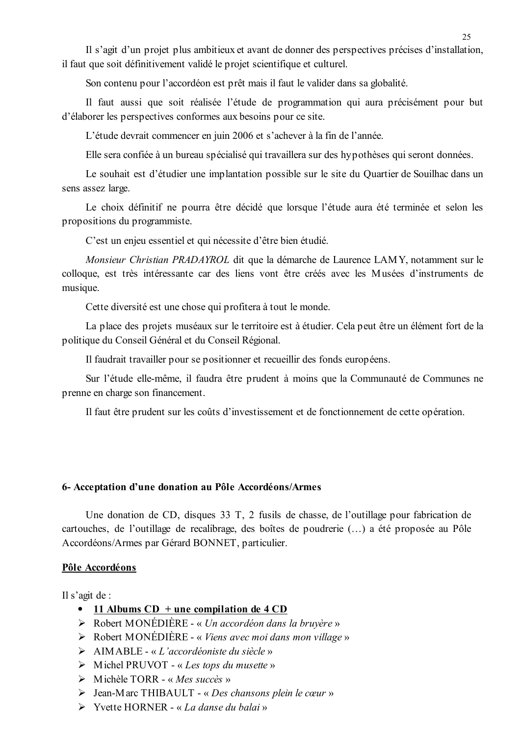Il s'agit d'un projet plus ambitieux et avant de donner des perspectives précises d'installation, il faut que soit définitivement validé le projet scientifique et culturel.

Son contenu pour l'accordéon est prêt mais il faut le valider dans sa globalité.

Il faut aussi que soit réalisée l'étude de programmation qui aura précisément pour but d'élaborer les perspectives conformes aux besoins pour ce site.

L'étude devrait commencer en juin 2006 et s'achever à la fin de l'année.

Elle sera confiée à un bureau spécialisé qui travaillera sur des hypothèses qui seront données.

Le souhait est d'étudier une implantation possible sur le site du Quartier de Souilhac dans un sens assez large.

Le choix définitif ne pourra être décidé que lorsque l'étude aura été terminée et selon les propositions du programmiste.

C'est un enjeu essentiel et qui nécessite d'être bien étudié.

*Monsieur Christian PRADAYROL* dit que la démarche de Laurence LAMY, notamment sur le colloque, est très intéressante car des liens vont être créés avec les Musées d'instruments de musique.

Cette diversité est une chose qui profitera à tout le monde.

La place des projets muséaux sur le territoire est à étudier. Cela peut être un élément fort de la politique du Conseil Général et du Conseil Régional.

Il faudrait travailler pour se positionner et recueillir des fonds européens.

Sur l'étude elle-même, il faudra être prudent à moins que la Communauté de Communes ne prenne en charge son financement.

Il faut être prudent sur les coûts d'investissement et de fonctionnement de cette opération.

**6- Acceptation d'une donation au Pôle Accordéons/Armes**

Une donation de CD, disques 33 T, 2 fusils de chasse, de l'outillage pour fabrication de cartouches, de l'outillage de recalibrage, des boîtes de poudrerie (…) a été proposée au Pôle Accordéons/Armes par Gérard BONNET, particulier.

**<u>Pôle Accordéons</u>**

Il s'agit de :

- **<u>11 Albums CD + une compilation de 4 CD</u>**
  - Robert MONÉDIÈRE - « *Un accordéon dans la bruyère* »
  - Robert MONÉDIÈRE - « *Viens avec moi dans mon village* »
  - AIMABLE - « *L'accordéoniste du siècle* »
  - Michel PRUVOT - « *Les tops du musette* »
  - Michèle TORR - « *Mes succès* »
  - Jean-Marc THIBAULT - « *Des chansons plein le cœur* »
  - Yvette HORNER - « *La danse du balai* »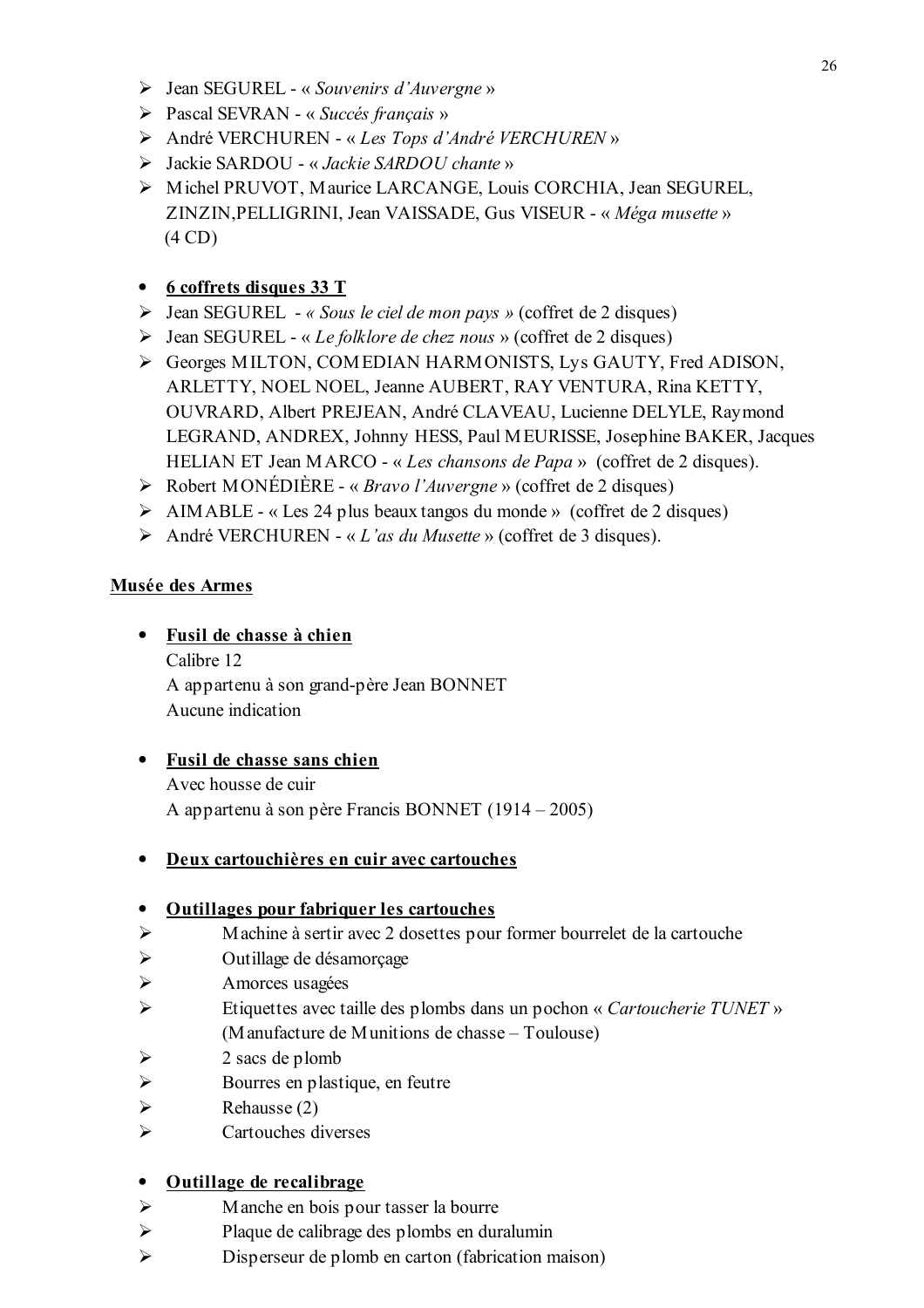- Jean SEGUREL - « *Souvenirs d'Auvergne* »
- Pascal SEVRAN - « *Succés français* »
- André VERCHUREN - « *Les Tops d'André VERCHUREN* »
- Jackie SARDOU - « *Jackie SARDOU chante* »
- Michel PRUVOT, Maurice LARCANGE, Louis CORCHIA, Jean SEGUREL, ZINZIN,PELLIGRINI, Jean VAISSADE, Gus VISEUR - « *Méga musette* » (4 CD)

- **6 coffrets disques 33 T**

- Jean SEGUREL - *« Sous le ciel de mon pays »* (coffret de 2 disques)
- Jean SEGUREL - « *Le folklore de chez nous* » (coffret de 2 disques)
- Georges MILTON, COMEDIAN HARMONISTS, Lys GAUTY, Fred ADISON, ARLETTY, NOEL NOEL, Jeanne AUBERT, RAY VENTURA, Rina KETTY, OUVRARD, Albert PREJEAN, André CLAVEAU, Lucienne DELYLE, Raymond LEGRAND, ANDREX, Johnny HESS, Paul MEURISSE, Josephine BAKER, Jacques HELIAN ET Jean MARCO - « *Les chansons de Papa* » (coffret de 2 disques).
- Robert MONÉDIÈRE - « *Bravo l'Auvergne* » (coffret de 2 disques)
- AIMABLE - « Les 24 plus beaux tangos du monde » (coffret de 2 disques)
- André VERCHUREN - « *L'as du Musette* » (coffret de 3 disques).

**Musée des Armes**

- **Fusil de chasse à chien**
  Calibre 12
  A appartenu à son grand-père Jean BONNET
  Aucune indication

- **Fusil de chasse sans chien**
  Avec housse de cuir
  A appartenu à son père Francis BONNET (1914 – 2005)

- **Deux cartouchières en cuir avec cartouches**

- **Outillages pour fabriquer les cartouches**

- Machine à sertir avec 2 dosettes pour former bourrelet de la cartouche
- Outillage de désamorçage
- Amorces usagées
- Etiquettes avec taille des plombs dans un pochon « *Cartoucherie TUNET* » (Manufacture de Munitions de chasse – Toulouse)
- 2 sacs de plomb
- Bourres en plastique, en feutre
- Rehausse (2)
- Cartouches diverses

- **Outillage de recalibrage**

- Manche en bois pour tasser la bourre
- Plaque de calibrage des plombs en duralumin
- Disperseur de plomb en carton (fabrication maison)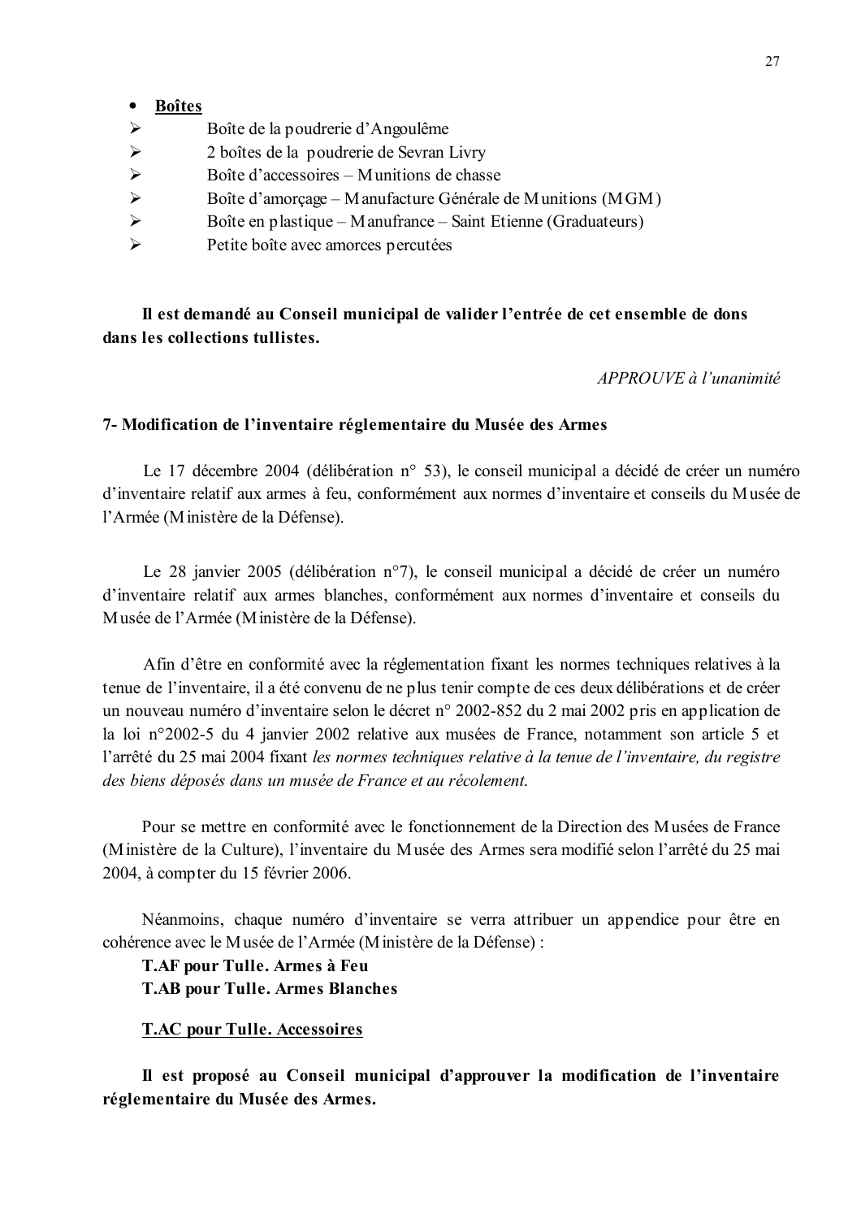- **Boîtes**
  - Boîte de la poudrerie d'Angoulême
  - 2 boîtes de la poudrerie de Sevran Livry
  - Boîte d'accessoires – Munitions de chasse
  - Boîte d'amorçage – Manufacture Générale de Munitions (MGM)
  - Boîte en plastique – Manufrance – Saint Etienne (Graduateurs)
  - Petite boîte avec amorces percutées

**Il est demandé au Conseil municipal de valider l'entrée de cet ensemble de dons dans les collections tullistes.**

*APPROUVE à l'unanimité*

**7- Modification de l'inventaire réglementaire du Musée des Armes**

Le 17 décembre 2004 (délibération n° 53), le conseil municipal a décidé de créer un numéro d'inventaire relatif aux armes à feu, conformément aux normes d'inventaire et conseils du Musée de l'Armée (Ministère de la Défense).

Le 28 janvier 2005 (délibération n°7), le conseil municipal a décidé de créer un numéro d'inventaire relatif aux armes blanches, conformément aux normes d'inventaire et conseils du Musée de l'Armée (Ministère de la Défense).

Afin d'être en conformité avec la réglementation fixant les normes techniques relatives à la tenue de l'inventaire, il a été convenu de ne plus tenir compte de ces deux délibérations et de créer un nouveau numéro d'inventaire selon le décret n° 2002-852 du 2 mai 2002 pris en application de la loi n°2002-5 du 4 janvier 2002 relative aux musées de France, notamment son article 5 et l'arrêté du 25 mai 2004 fixant *les normes techniques relative à la tenue de l'inventaire, du registre des biens déposés dans un musée de France et au récolement.*

Pour se mettre en conformité avec le fonctionnement de la Direction des Musées de France (Ministère de la Culture), l'inventaire du Musée des Armes sera modifié selon l'arrêté du 25 mai 2004, à compter du 15 février 2006.

Néanmoins, chaque numéro d'inventaire se verra attribuer un appendice pour être en cohérence avec le Musée de l'Armée (Ministère de la Défense) :

**T.AF pour Tulle. Armes à Feu**
**T.AB pour Tulle. Armes Blanches**

**<u>T.AC pour Tulle. Accessoires</u>**

**Il est proposé au Conseil municipal d'approuver la modification de l'inventaire réglementaire du Musée des Armes.**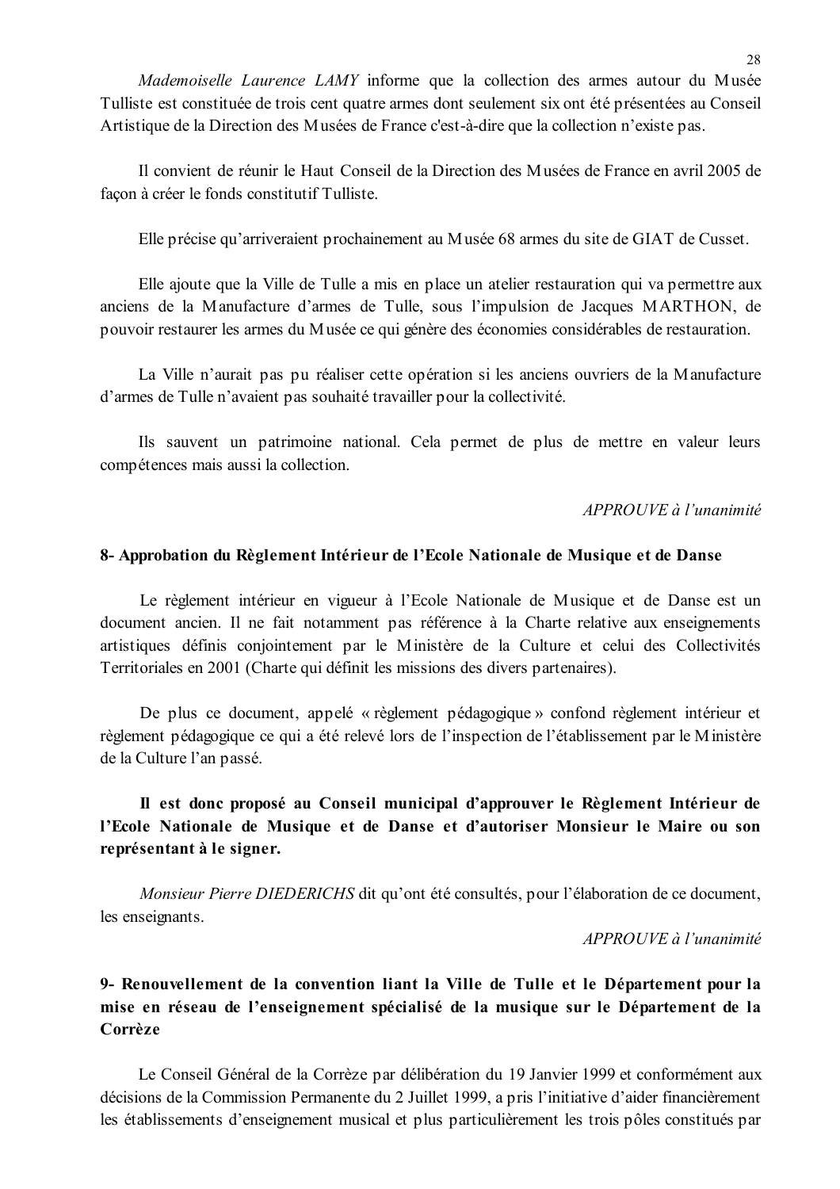*Mademoiselle Laurence LAMY* informe que la collection des armes autour du Musée Tulliste est constituée de trois cent quatre armes dont seulement six ont été présentées au Conseil Artistique de la Direction des Musées de France c'est-à-dire que la collection n'existe pas.

Il convient de réunir le Haut Conseil de la Direction des Musées de France en avril 2005 de façon à créer le fonds constitutif Tulliste.

Elle précise qu'arriveraient prochainement au Musée 68 armes du site de GIAT de Cusset.

Elle ajoute que la Ville de Tulle a mis en place un atelier restauration qui va permettre aux anciens de la Manufacture d'armes de Tulle, sous l'impulsion de Jacques MARTHON, de pouvoir restaurer les armes du Musée ce qui génère des économies considérables de restauration.

La Ville n'aurait pas pu réaliser cette opération si les anciens ouvriers de la Manufacture d'armes de Tulle n'avaient pas souhaité travailler pour la collectivité.

Ils sauvent un patrimoine national. Cela permet de plus de mettre en valeur leurs compétences mais aussi la collection.

*APPROUVE à l'unanimité*

**8- Approbation du Règlement Intérieur de l'Ecole Nationale de Musique et de Danse**

Le règlement intérieur en vigueur à l'Ecole Nationale de Musique et de Danse est un document ancien. Il ne fait notamment pas référence à la Charte relative aux enseignements artistiques définis conjointement par le Ministère de la Culture et celui des Collectivités Territoriales en 2001 (Charte qui définit les missions des divers partenaires).

De plus ce document, appelé « règlement pédagogique » confond règlement intérieur et règlement pédagogique ce qui a été relevé lors de l'inspection de l'établissement par le Ministère de la Culture l'an passé.

**Il est donc proposé au Conseil municipal d'approuver le Règlement Intérieur de l'Ecole Nationale de Musique et de Danse et d'autoriser Monsieur le Maire ou son représentant à le signer.**

*Monsieur Pierre DIEDERICHS* dit qu'ont été consultés, pour l'élaboration de ce document, les enseignants.

*APPROUVE à l'unanimité*

**9- Renouvellement de la convention liant la Ville de Tulle et le Département pour la mise en réseau de l'enseignement spécialisé de la musique sur le Département de la Corrèze**

Le Conseil Général de la Corrèze par délibération du 19 Janvier 1999 et conformément aux décisions de la Commission Permanente du 2 Juillet 1999, a pris l'initiative d'aider financièrement les établissements d'enseignement musical et plus particulièrement les trois pôles constitués par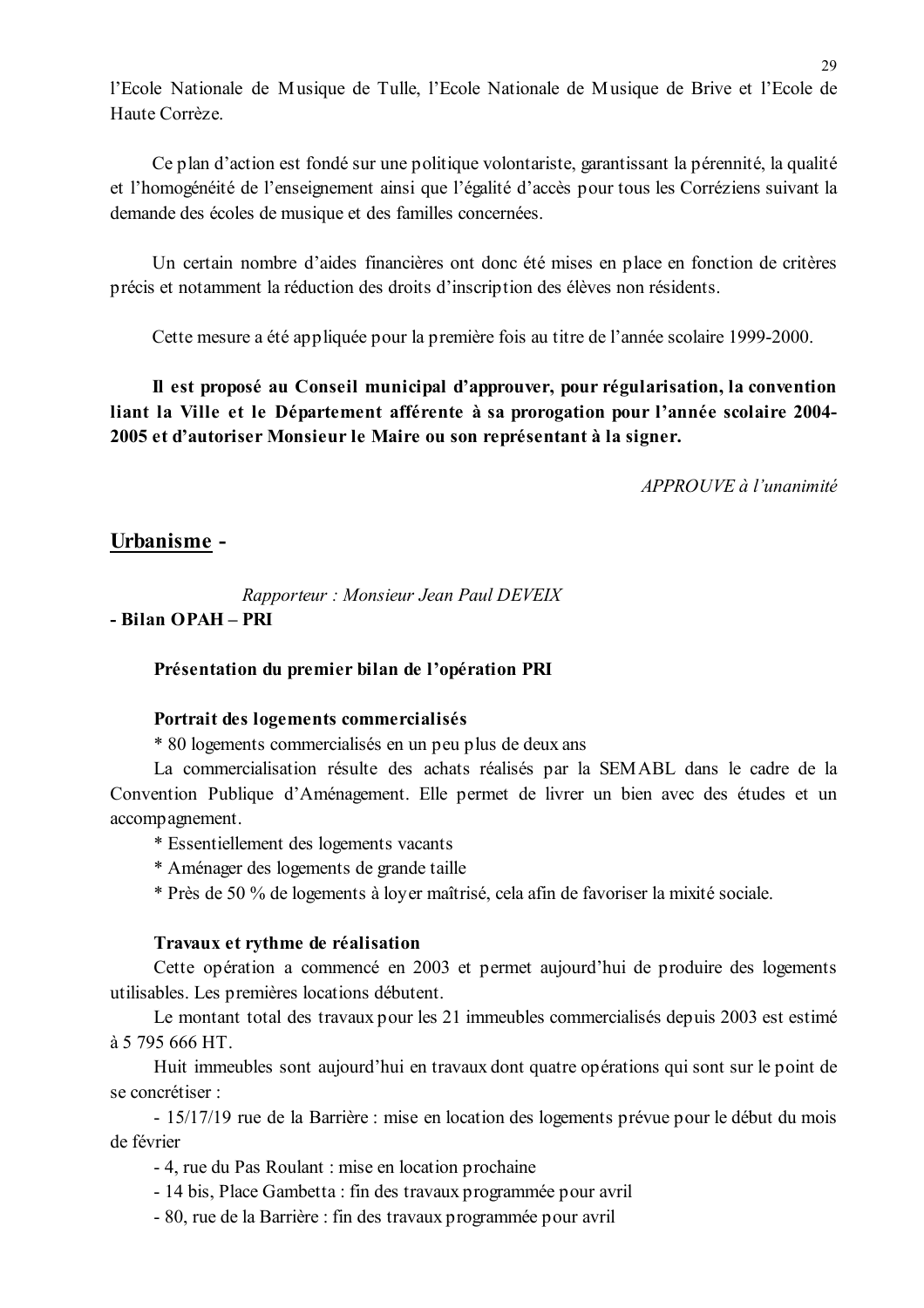l'Ecole Nationale de Musique de Tulle, l'Ecole Nationale de Musique de Brive et l'Ecole de Haute Corrèze.

Ce plan d'action est fondé sur une politique volontariste, garantissant la pérennité, la qualité et l'homogénéité de l'enseignement ainsi que l'égalité d'accès pour tous les Corréziens suivant la demande des écoles de musique et des familles concernées.

Un certain nombre d'aides financières ont donc été mises en place en fonction de critères précis et notamment la réduction des droits d'inscription des élèves non résidents.

Cette mesure a été appliquée pour la première fois au titre de l'année scolaire 1999-2000.

**Il est proposé au Conseil municipal d'approuver, pour régularisation, la convention liant la Ville et le Département afférente à sa prorogation pour l'année scolaire 2004-2005 et d'autoriser Monsieur le Maire ou son représentant à la signer.**

*APPROUVE à l'unanimité*

## Urbanisme -

*Rapporteur : Monsieur Jean Paul DEVEIX*

**- Bilan OPAH – PRI**

**Présentation du premier bilan de l'opération PRI**

**Portrait des logements commercialisés**

* 80 logements commercialisés en un peu plus de deux ans

La commercialisation résulte des achats réalisés par la SEMABL dans le cadre de la Convention Publique d'Aménagement. Elle permet de livrer un bien avec des études et un accompagnement.

* Essentiellement des logements vacants
* Aménager des logements de grande taille
* Près de 50 % de logements à loyer maîtrisé, cela afin de favoriser la mixité sociale.

**Travaux et rythme de réalisation**

Cette opération a commencé en 2003 et permet aujourd'hui de produire des logements utilisables. Les premières locations débutent.

Le montant total des travaux pour les 21 immeubles commercialisés depuis 2003 est estimé à 5 795 666 HT.

Huit immeubles sont aujourd'hui en travaux dont quatre opérations qui sont sur le point de se concrétiser :

- 15/17/19 rue de la Barrière : mise en location des logements prévue pour le début du mois de février
- 4, rue du Pas Roulant : mise en location prochaine
- 14 bis, Place Gambetta : fin des travaux programmée pour avril
- 80, rue de la Barrière : fin des travaux programmée pour avril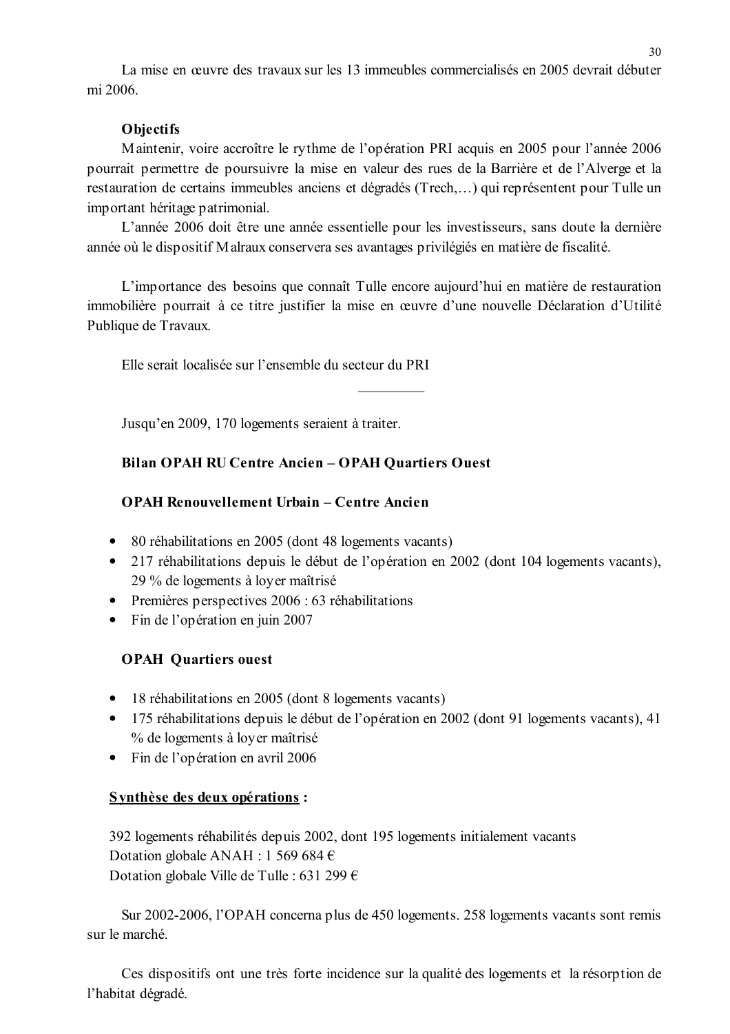La mise en œuvre des travaux sur les 13 immeubles commercialisés en 2005 devrait débuter mi 2006.

**Objectifs**

Maintenir, voire accroître le rythme de l'opération PRI acquis en 2005 pour l'année 2006 pourrait permettre de poursuivre la mise en valeur des rues de la Barrière et de l'Alverge et la restauration de certains immeubles anciens et dégradés (Trech,…) qui représentent pour Tulle un important héritage patrimonial.

L'année 2006 doit être une année essentielle pour les investisseurs, sans doute la dernière année où le dispositif Malraux conservera ses avantages privilégiés en matière de fiscalité.

L'importance des besoins que connaît Tulle encore aujourd'hui en matière de restauration immobilière pourrait à ce titre justifier la mise en œuvre d'une nouvelle Déclaration d'Utilité Publique de Travaux.

Elle serait localisée sur l'ensemble du secteur du PRI

---

Jusqu'en 2009, 170 logements seraient à traiter.

**Bilan OPAH RU Centre Ancien – OPAH Quartiers Ouest**

**OPAH Renouvellement Urbain – Centre Ancien**

- 80 réhabilitations en 2005 (dont 48 logements vacants)
- 217 réhabilitations depuis le début de l'opération en 2002 (dont 104 logements vacants), 29 % de logements à loyer maîtrisé
- Premières perspectives 2006 : 63 réhabilitations
- Fin de l'opération en juin 2007

**OPAH Quartiers ouest**

- 18 réhabilitations en 2005 (dont 8 logements vacants)
- 175 réhabilitations depuis le début de l'opération en 2002 (dont 91 logements vacants), 41 % de logements à loyer maîtrisé
- Fin de l'opération en avril 2006

**<u>Synthèse des deux opérations</u> :**

392 logements réhabilités depuis 2002, dont 195 logements initialement vacants
Dotation globale ANAH : 1 569 684 €
Dotation globale Ville de Tulle : 631 299 €

Sur 2002-2006, l'OPAH concerna plus de 450 logements. 258 logements vacants sont remis sur le marché.

Ces dispositifs ont une très forte incidence sur la qualité des logements et la résorption de l'habitat dégradé.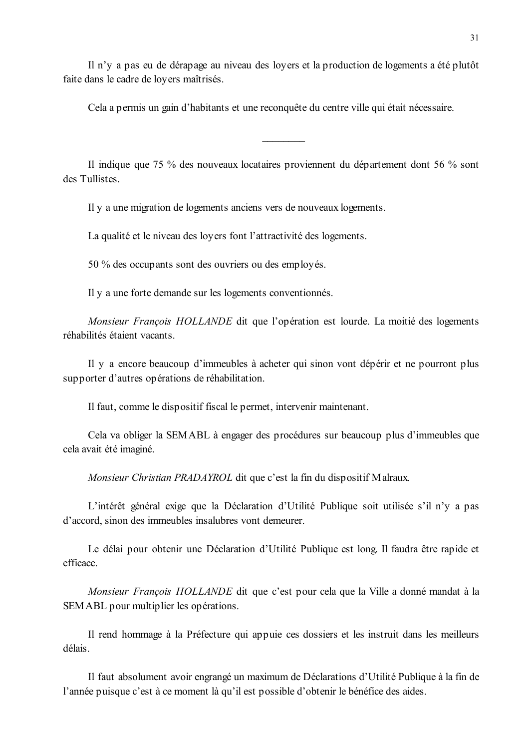Il n'y a pas eu de dérapage au niveau des loyers et la production de logements a été plutôt faite dans le cadre de loyers maîtrisés.

Cela a permis un gain d'habitants et une reconquête du centre ville qui était nécessaire.

---

Il indique que 75 % des nouveaux locataires proviennent du département dont 56 % sont des Tullistes.

Il y a une migration de logements anciens vers de nouveaux logements.

La qualité et le niveau des loyers font l'attractivité des logements.

50 % des occupants sont des ouvriers ou des employés.

Il y a une forte demande sur les logements conventionnés.

*Monsieur François HOLLANDE* dit que l'opération est lourde. La moitié des logements réhabilités étaient vacants.

Il y a encore beaucoup d'immeubles à acheter qui sinon vont dépérir et ne pourront plus supporter d'autres opérations de réhabilitation.

Il faut, comme le dispositif fiscal le permet, intervenir maintenant.

Cela va obliger la SEMABL à engager des procédures sur beaucoup plus d'immeubles que cela avait été imaginé.

*Monsieur Christian PRADAYROL* dit que c'est la fin du dispositif Malraux.

L'intérêt général exige que la Déclaration d'Utilité Publique soit utilisée s'il n'y a pas d'accord, sinon des immeubles insalubres vont demeurer.

Le délai pour obtenir une Déclaration d'Utilité Publique est long. Il faudra être rapide et efficace.

*Monsieur François HOLLANDE* dit que c'est pour cela que la Ville a donné mandat à la SEMABL pour multiplier les opérations.

Il rend hommage à la Préfecture qui appuie ces dossiers et les instruit dans les meilleurs délais.

Il faut absolument avoir engrangé un maximum de Déclarations d'Utilité Publique à la fin de l'année puisque c'est à ce moment là qu'il est possible d'obtenir le bénéfice des aides.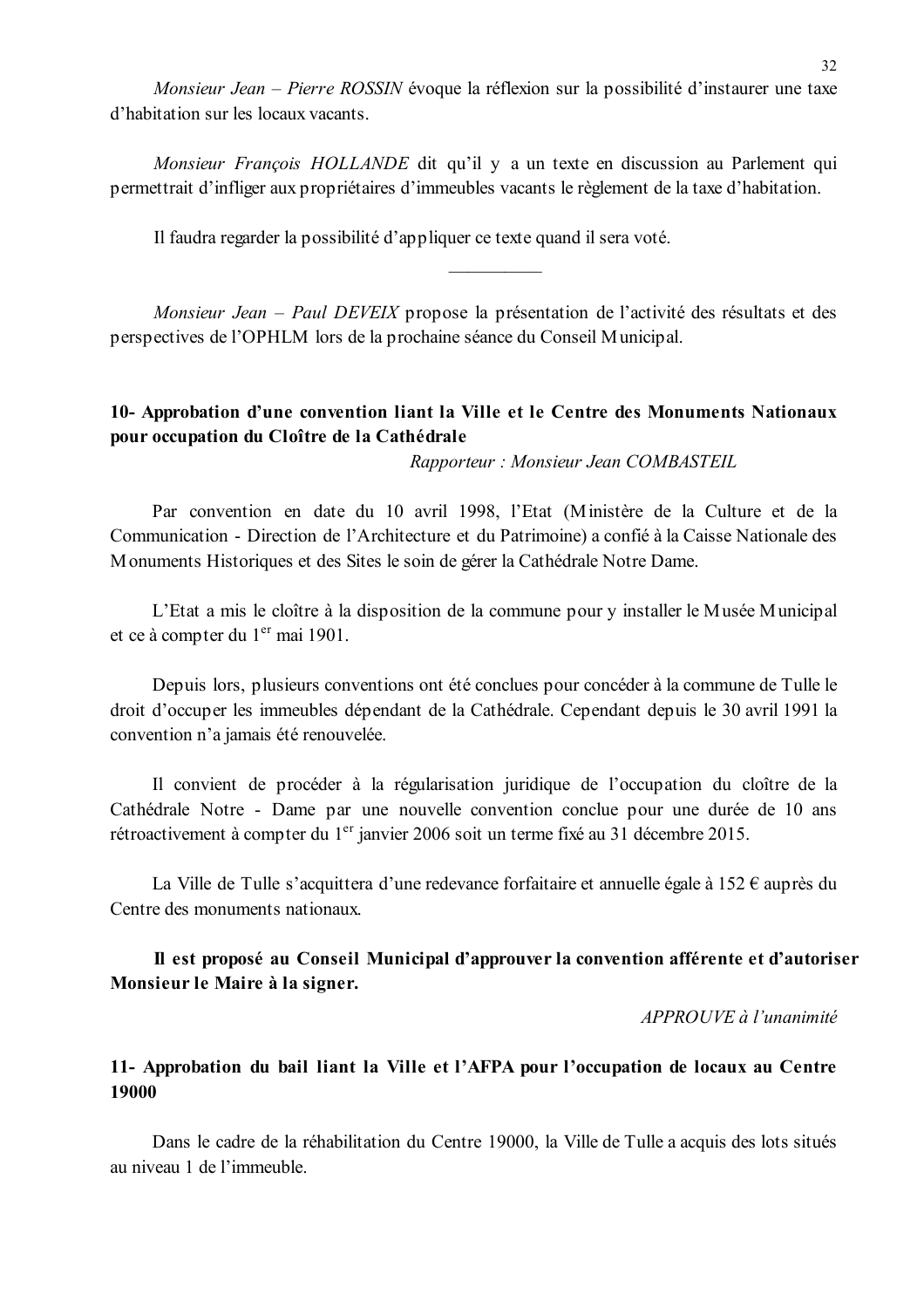*Monsieur Jean – Pierre ROSSIN* évoque la réflexion sur la possibilité d'instaurer une taxe d'habitation sur les locaux vacants.

*Monsieur François HOLLANDE* dit qu'il y a un texte en discussion au Parlement qui permettrait d'infliger aux propriétaires d'immeubles vacants le règlement de la taxe d'habitation.

Il faudra regarder la possibilité d'appliquer ce texte quand il sera voté.

---

*Monsieur Jean – Paul DEVEIX* propose la présentation de l'activité des résultats et des perspectives de l'OPHLM lors de la prochaine séance du Conseil Municipal.

## 10- Approbation d'une convention liant la Ville et le Centre des Monuments Nationaux pour occupation du Cloître de la Cathédrale

*Rapporteur : Monsieur Jean COMBASTEIL*

Par convention en date du 10 avril 1998, l'Etat (Ministère de la Culture et de la Communication - Direction de l'Architecture et du Patrimoine) a confié à la Caisse Nationale des Monuments Historiques et des Sites le soin de gérer la Cathédrale Notre Dame.

L'Etat a mis le cloître à la disposition de la commune pour y installer le Musée Municipal et ce à compter du 1er mai 1901.

Depuis lors, plusieurs conventions ont été conclues pour concéder à la commune de Tulle le droit d'occuper les immeubles dépendant de la Cathédrale. Cependant depuis le 30 avril 1991 la convention n'a jamais été renouvelée.

Il convient de procéder à la régularisation juridique de l'occupation du cloître de la Cathédrale Notre - Dame par une nouvelle convention conclue pour une durée de 10 ans rétroactivement à compter du 1er janvier 2006 soit un terme fixé au 31 décembre 2015.

La Ville de Tulle s'acquittera d'une redevance forfaitaire et annuelle égale à 152 € auprès du Centre des monuments nationaux.

**Il est proposé au Conseil Municipal d'approuver la convention afférente et d'autoriser Monsieur le Maire à la signer.**

*APPROUVE à l'unanimité*

## 11- Approbation du bail liant la Ville et l'AFPA pour l'occupation de locaux au Centre 19000

Dans le cadre de la réhabilitation du Centre 19000, la Ville de Tulle a acquis des lots situés au niveau 1 de l'immeuble.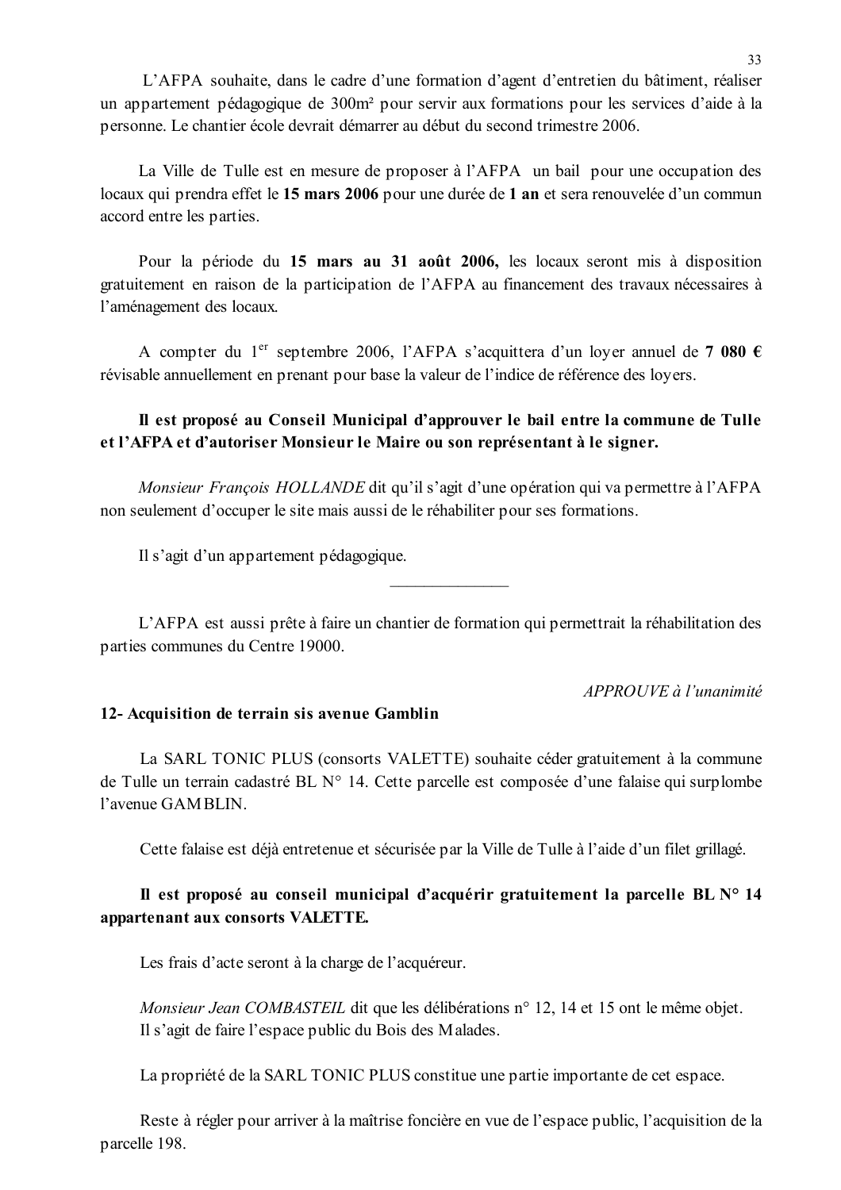L'AFPA souhaite, dans le cadre d'une formation d'agent d'entretien du bâtiment, réaliser un appartement pédagogique de 300m² pour servir aux formations pour les services d'aide à la personne. Le chantier école devrait démarrer au début du second trimestre 2006.

La Ville de Tulle est en mesure de proposer à l'AFPA un bail pour une occupation des locaux qui prendra effet le **15 mars 2006** pour une durée de **1 an** et sera renouvelée d'un commun accord entre les parties.

Pour la période du **15 mars au 31 août 2006,** les locaux seront mis à disposition gratuitement en raison de la participation de l'AFPA au financement des travaux nécessaires à l'aménagement des locaux.

A compter du 1er septembre 2006, l'AFPA s'acquittera d'un loyer annuel de **7 080 €** révisable annuellement en prenant pour base la valeur de l'indice de référence des loyers.

**Il est proposé au Conseil Municipal d'approuver le bail entre la commune de Tulle et l'AFPA et d'autoriser Monsieur le Maire ou son représentant à le signer.**

*Monsieur François HOLLANDE* dit qu'il s'agit d'une opération qui va permettre à l'AFPA non seulement d'occuper le site mais aussi de le réhabiliter pour ses formations.

Il s'agit d'un appartement pédagogique.

---

L'AFPA est aussi prête à faire un chantier de formation qui permettrait la réhabilitation des parties communes du Centre 19000.

*APPROUVE à l'unanimité*

### 12- Acquisition de terrain sis avenue Gamblin

La SARL TONIC PLUS (consorts VALETTE) souhaite céder gratuitement à la commune de Tulle un terrain cadastré BL N° 14. Cette parcelle est composée d'une falaise qui surplombe l'avenue GAMBLIN.

Cette falaise est déjà entretenue et sécurisée par la Ville de Tulle à l'aide d'un filet grillagé.

**Il est proposé au conseil municipal d'acquérir gratuitement la parcelle BL N° 14 appartenant aux consorts VALETTE.**

Les frais d'acte seront à la charge de l'acquéreur.

*Monsieur Jean COMBASTEIL* dit que les délibérations n° 12, 14 et 15 ont le même objet.
Il s'agit de faire l'espace public du Bois des Malades.

La propriété de la SARL TONIC PLUS constitue une partie importante de cet espace.

Reste à régler pour arriver à la maîtrise foncière en vue de l'espace public, l'acquisition de la parcelle 198.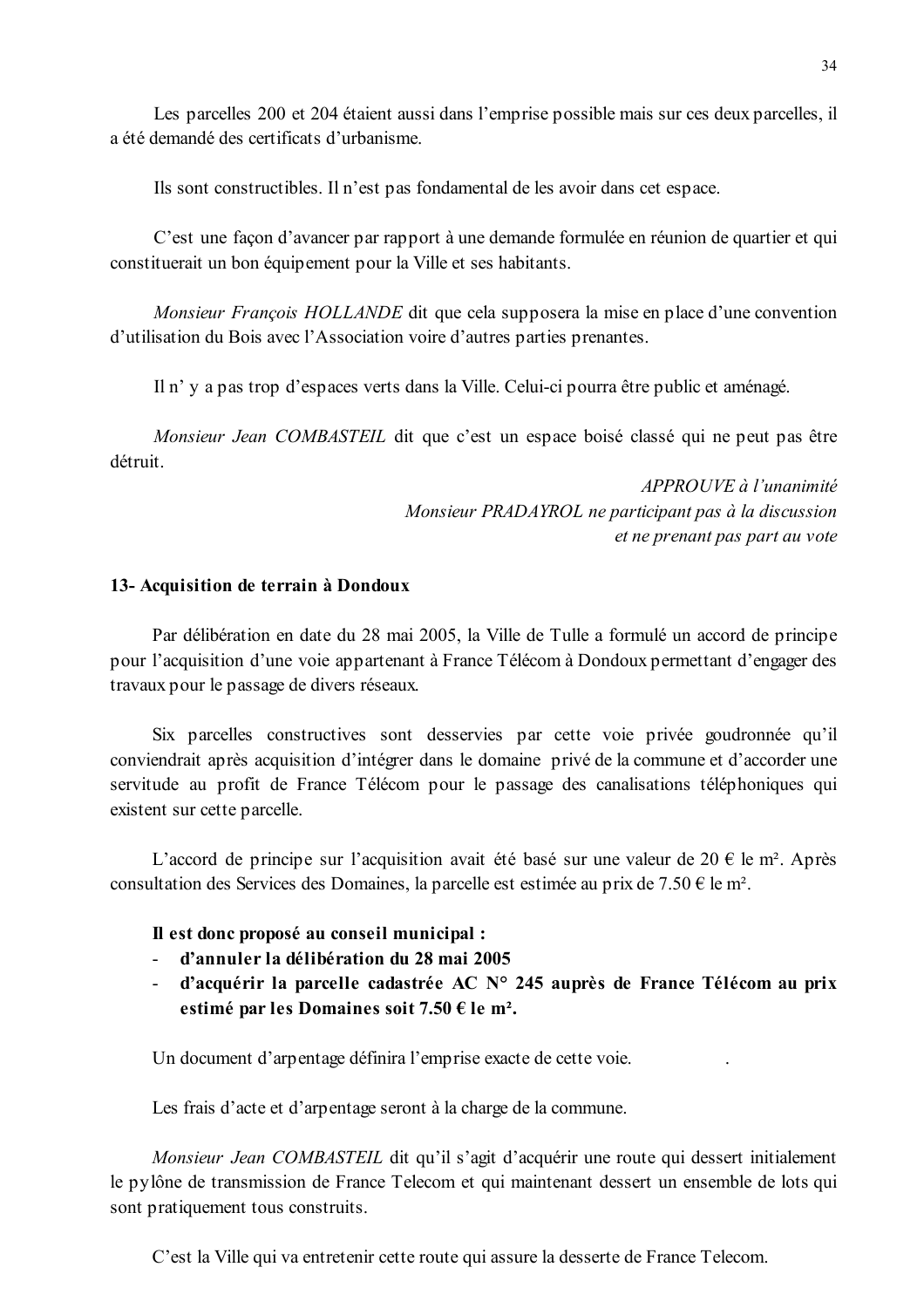Les parcelles 200 et 204 étaient aussi dans l'emprise possible mais sur ces deux parcelles, il a été demandé des certificats d'urbanisme.

Ils sont constructibles. Il n'est pas fondamental de les avoir dans cet espace.

C'est une façon d'avancer par rapport à une demande formulée en réunion de quartier et qui constituerait un bon équipement pour la Ville et ses habitants.

*Monsieur François HOLLANDE* dit que cela supposera la mise en place d'une convention d'utilisation du Bois avec l'Association voire d'autres parties prenantes.

Il n' y a pas trop d'espaces verts dans la Ville. Celui-ci pourra être public et aménagé.

*Monsieur Jean COMBASTEIL* dit que c'est un espace boisé classé qui ne peut pas être détruit.

*APPROUVE à l'unanimité*
*Monsieur PRADAYROL ne participant pas à la discussion et ne prenant pas part au vote*

**13- Acquisition de terrain à Dondoux**

Par délibération en date du 28 mai 2005, la Ville de Tulle a formulé un accord de principe pour l'acquisition d'une voie appartenant à France Télécom à Dondoux permettant d'engager des travaux pour le passage de divers réseaux.

Six parcelles constructives sont desservies par cette voie privée goudronnée qu'il conviendrait après acquisition d'intégrer dans le domaine privé de la commune et d'accorder une servitude au profit de France Télécom pour le passage des canalisations téléphoniques qui existent sur cette parcelle.

L'accord de principe sur l'acquisition avait été basé sur une valeur de 20 € le m². Après consultation des Services des Domaines, la parcelle est estimée au prix de 7.50 € le m².

**Il est donc proposé au conseil municipal :**

- **d'annuler la délibération du 28 mai 2005**
- **d'acquérir la parcelle cadastrée AC N° 245 auprès de France Télécom au prix estimé par les Domaines soit 7.50 € le m².**

Un document d'arpentage définira l'emprise exacte de cette voie. .

Les frais d'acte et d'arpentage seront à la charge de la commune.

*Monsieur Jean COMBASTEIL* dit qu'il s'agit d'acquérir une route qui dessert initialement le pylône de transmission de France Telecom et qui maintenant dessert un ensemble de lots qui sont pratiquement tous construits.

C'est la Ville qui va entretenir cette route qui assure la desserte de France Telecom.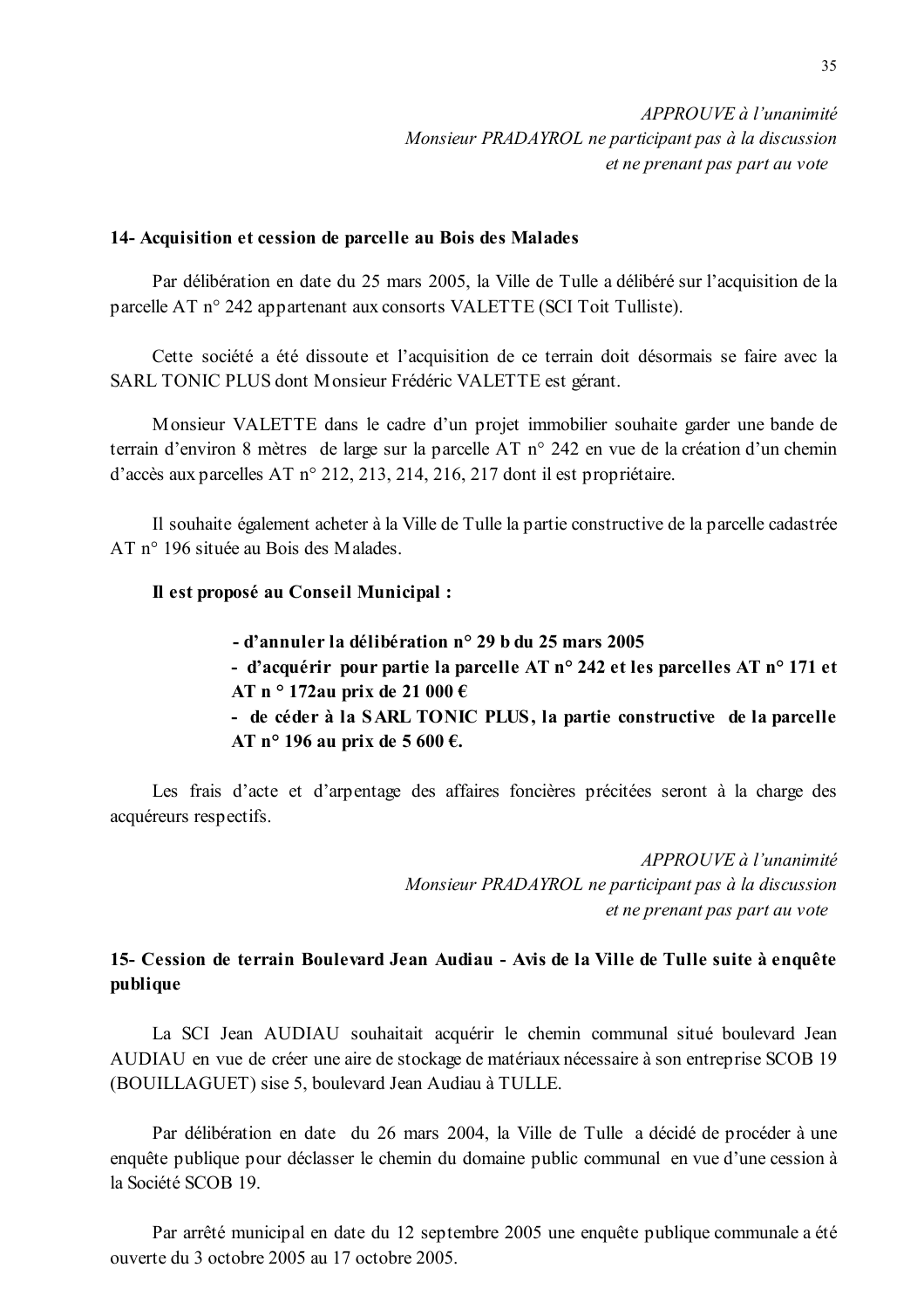*APPROUVE à l'unanimité*
*Monsieur PRADAYROL ne participant pas à la discussion et ne prenant pas part au vote*

**14- Acquisition et cession de parcelle au Bois des Malades**

Par délibération en date du 25 mars 2005, la Ville de Tulle a délibéré sur l'acquisition de la parcelle AT n° 242 appartenant aux consorts VALETTE (SCI Toit Tulliste).

Cette société a été dissoute et l'acquisition de ce terrain doit désormais se faire avec la SARL TONIC PLUS dont Monsieur Frédéric VALETTE est gérant.

Monsieur VALETTE dans le cadre d'un projet immobilier souhaite garder une bande de terrain d'environ 8 mètres de large sur la parcelle AT n° 242 en vue de la création d'un chemin d'accès aux parcelles AT n° 212, 213, 214, 216, 217 dont il est propriétaire.

Il souhaite également acheter à la Ville de Tulle la partie constructive de la parcelle cadastrée AT n° 196 située au Bois des Malades.

**Il est proposé au Conseil Municipal :**

- **d'annuler la délibération n° 29 b du 25 mars 2005**
- **d'acquérir pour partie la parcelle AT n° 242 et les parcelles AT n° 171 et AT n ° 172au prix de 21 000 €**
- **de céder à la SARL TONIC PLUS, la partie constructive de la parcelle AT n° 196 au prix de 5 600 €.**

Les frais d'acte et d'arpentage des affaires foncières précitées seront à la charge des acquéreurs respectifs.

*APPROUVE à l'unanimité*
*Monsieur PRADAYROL ne participant pas à la discussion et ne prenant pas part au vote*

**15- Cession de terrain Boulevard Jean Audiau - Avis de la Ville de Tulle suite à enquête publique**

La SCI Jean AUDIAU souhaitait acquérir le chemin communal situé boulevard Jean AUDIAU en vue de créer une aire de stockage de matériaux nécessaire à son entreprise SCOB 19 (BOUILLAGUET) sise 5, boulevard Jean Audiau à TULLE.

Par délibération en date du 26 mars 2004, la Ville de Tulle a décidé de procéder à une enquête publique pour déclasser le chemin du domaine public communal en vue d'une cession à la Société SCOB 19.

Par arrêté municipal en date du 12 septembre 2005 une enquête publique communale a été ouverte du 3 octobre 2005 au 17 octobre 2005.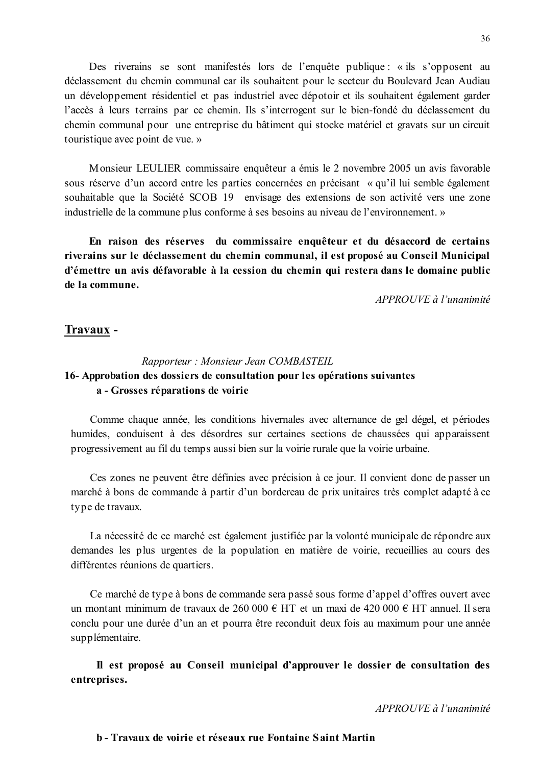Des riverains se sont manifestés lors de l'enquête publique : « ils s'opposent au déclassement du chemin communal car ils souhaitent pour le secteur du Boulevard Jean Audiau un développement résidentiel et pas industriel avec dépotoir et ils souhaitent également garder l'accès à leurs terrains par ce chemin. Ils s'interrogent sur le bien-fondé du déclassement du chemin communal pour une entreprise du bâtiment qui stocke matériel et gravats sur un circuit touristique avec point de vue. »

Monsieur LEULIER commissaire enquêteur a émis le 2 novembre 2005 un avis favorable sous réserve d'un accord entre les parties concernées en précisant « qu'il lui semble également souhaitable que la Société SCOB 19 envisage des extensions de son activité vers une zone industrielle de la commune plus conforme à ses besoins au niveau de l'environnement. »

**En raison des réserves du commissaire enquêteur et du désaccord de certains riverains sur le déclassement du chemin communal, il est proposé au Conseil Municipal d'émettre un avis défavorable à la cession du chemin qui restera dans le domaine public de la commune.**

*APPROUVE à l'unanimité*

## Travaux -

*Rapporteur : Monsieur Jean COMBASTEIL*

### 16- Approbation des dossiers de consultation pour les opérations suivantes

#### a - Grosses réparations de voirie

Comme chaque année, les conditions hivernales avec alternance de gel dégel, et périodes humides, conduisent à des désordres sur certaines sections de chaussées qui apparaissent progressivement au fil du temps aussi bien sur la voirie rurale que la voirie urbaine.

Ces zones ne peuvent être définies avec précision à ce jour. Il convient donc de passer un marché à bons de commande à partir d'un bordereau de prix unitaires très complet adapté à ce type de travaux.

La nécessité de ce marché est également justifiée par la volonté municipale de répondre aux demandes les plus urgentes de la population en matière de voirie, recueillies au cours des différentes réunions de quartiers.

Ce marché de type à bons de commande sera passé sous forme d'appel d'offres ouvert avec un montant minimum de travaux de 260 000 € HT et un maxi de 420 000 € HT annuel. Il sera conclu pour une durée d'un an et pourra être reconduit deux fois au maximum pour une année supplémentaire.

**Il est proposé au Conseil municipal d'approuver le dossier de consultation des entreprises.**

*APPROUVE à l'unanimité*

#### b - Travaux de voirie et réseaux rue Fontaine Saint Martin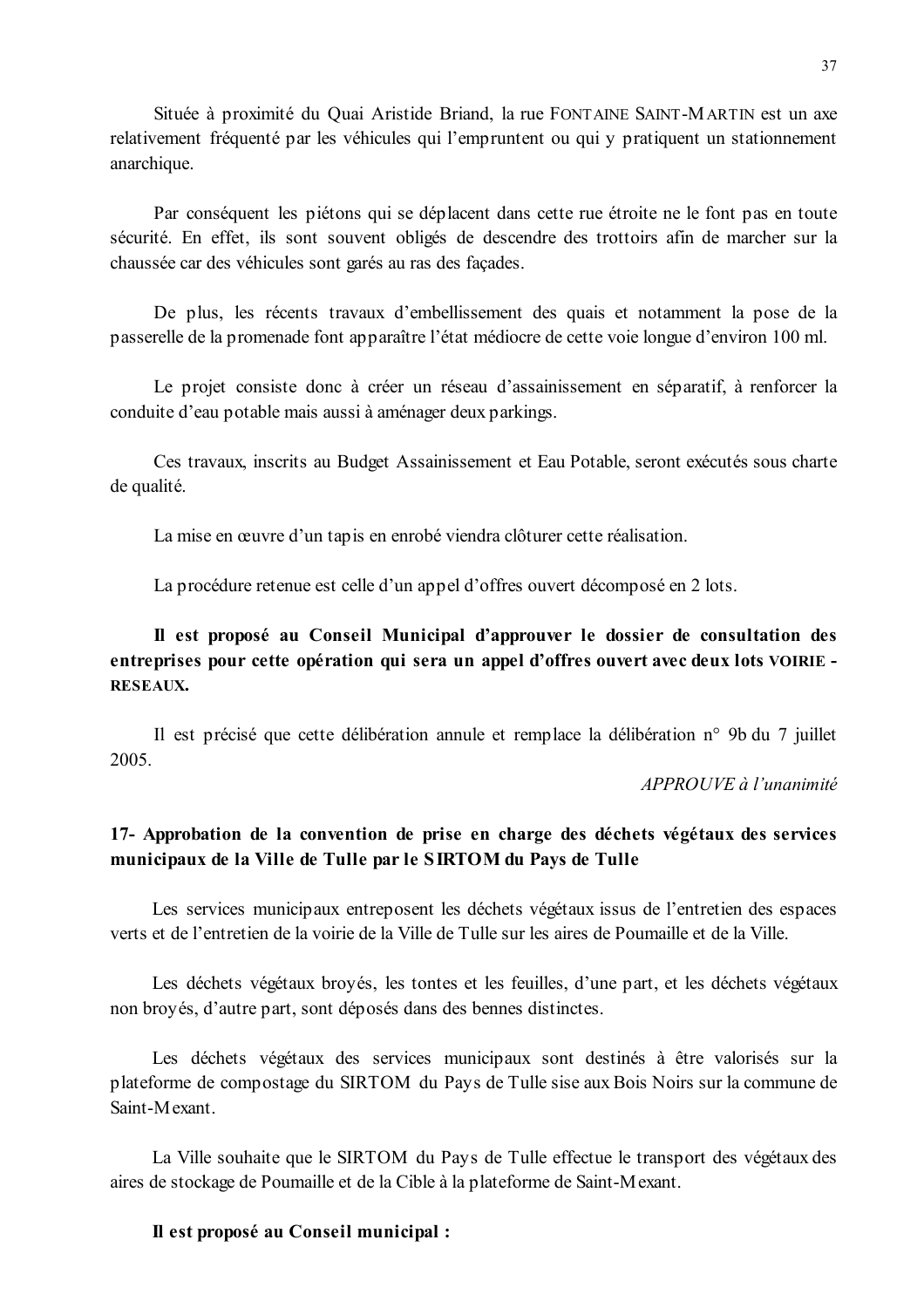Située à proximité du Quai Aristide Briand, la rue FONTAINE SAINT-MARTIN est un axe relativement fréquenté par les véhicules qui l'empruntent ou qui y pratiquent un stationnement anarchique.

Par conséquent les piétons qui se déplacent dans cette rue étroite ne le font pas en toute sécurité. En effet, ils sont souvent obligés de descendre des trottoirs afin de marcher sur la chaussée car des véhicules sont garés au ras des façades.

De plus, les récents travaux d'embellissement des quais et notamment la pose de la passerelle de la promenade font apparaître l'état médiocre de cette voie longue d'environ 100 ml.

Le projet consiste donc à créer un réseau d'assainissement en séparatif, à renforcer la conduite d'eau potable mais aussi à aménager deux parkings.

Ces travaux, inscrits au Budget Assainissement et Eau Potable, seront exécutés sous charte de qualité.

La mise en œuvre d'un tapis en enrobé viendra clôturer cette réalisation.

La procédure retenue est celle d'un appel d'offres ouvert décomposé en 2 lots.

**Il est proposé au Conseil Municipal d'approuver le dossier de consultation des entreprises pour cette opération qui sera un appel d'offres ouvert avec deux lots VOIRIE - RESEAUX.**

Il est précisé que cette délibération annule et remplace la délibération n° 9b du 7 juillet 2005.

*APPROUVE à l'unanimité*

## 17- Approbation de la convention de prise en charge des déchets végétaux des services municipaux de la Ville de Tulle par le SIRTOM du Pays de Tulle

Les services municipaux entreposent les déchets végétaux issus de l'entretien des espaces verts et de l'entretien de la voirie de la Ville de Tulle sur les aires de Poumaille et de la Ville.

Les déchets végétaux broyés, les tontes et les feuilles, d'une part, et les déchets végétaux non broyés, d'autre part, sont déposés dans des bennes distinctes.

Les déchets végétaux des services municipaux sont destinés à être valorisés sur la plateforme de compostage du SIRTOM du Pays de Tulle sise aux Bois Noirs sur la commune de Saint-Mexant.

La Ville souhaite que le SIRTOM du Pays de Tulle effectue le transport des végétaux des aires de stockage de Poumaille et de la Cible à la plateforme de Saint-Mexant.

**Il est proposé au Conseil municipal :**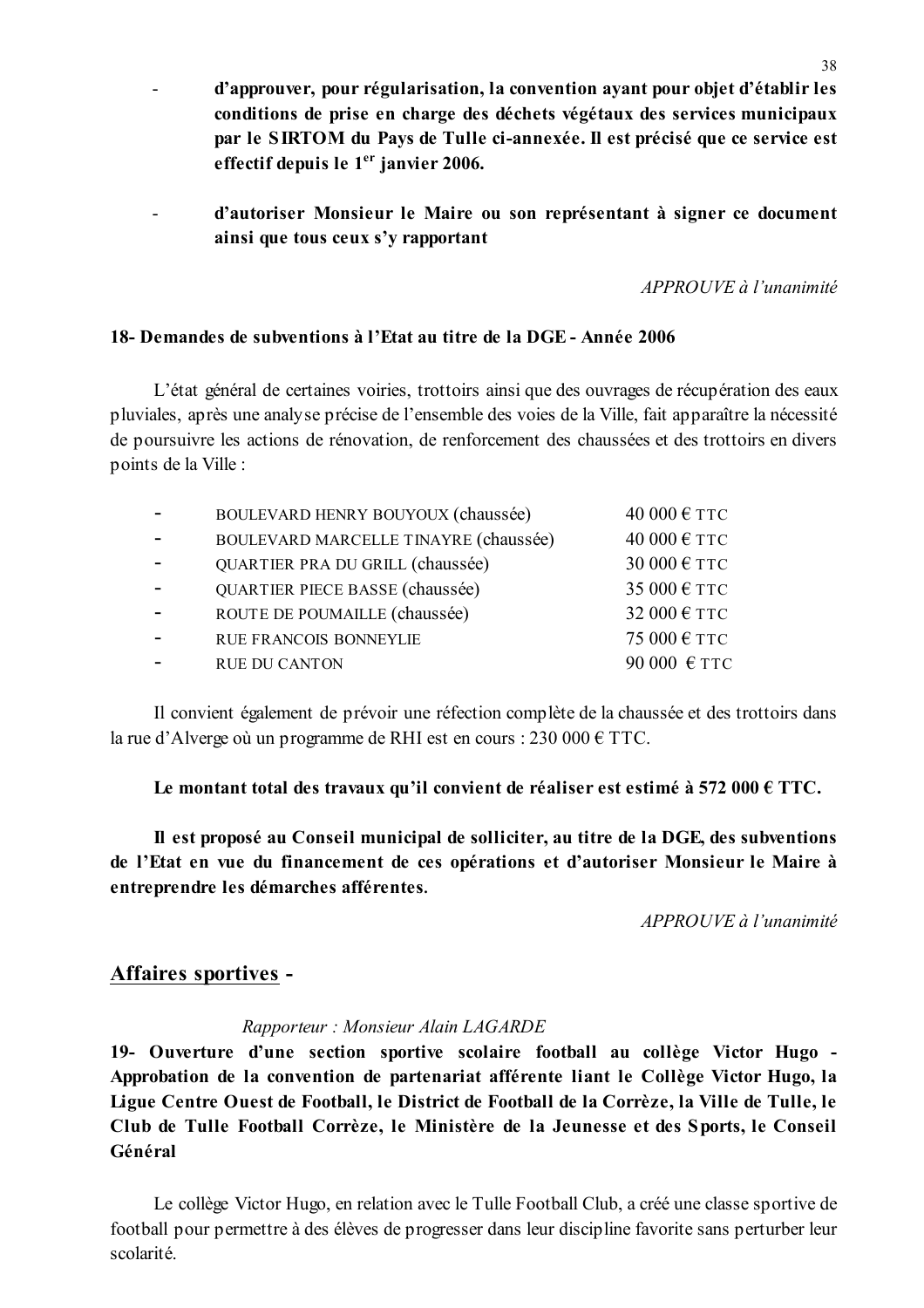- **d'approuver, pour régularisation, la convention ayant pour objet d'établir les conditions de prise en charge des déchets végétaux des services municipaux par le SIRTOM du Pays de Tulle ci-annexée. Il est précisé que ce service est effectif depuis le 1^er^ janvier 2006.**

- **d'autoriser Monsieur le Maire ou son représentant à signer ce document ainsi que tous ceux s'y rapportant**

*APPROUVE à l'unanimité*

**18- Demandes de subventions à l'Etat au titre de la DGE - Année 2006**

L'état général de certaines voiries, trottoirs ainsi que des ouvrages de récupération des eaux pluviales, après une analyse précise de l'ensemble des voies de la Ville, fait apparaître la nécessité de poursuivre les actions de rénovation, de renforcement des chaussées et des trottoirs en divers points de la Ville :

| | |
|---|---|
| - BOULEVARD HENRY BOUYOUX (chaussée) | 40 000 € TTC |
| - BOULEVARD MARCELLE TINAYRE (chaussée) | 40 000 € TTC |
| - QUARTIER PRA DU GRILL (chaussée) | 30 000 € TTC |
| - QUARTIER PIECE BASSE (chaussée) | 35 000 € TTC |
| - ROUTE DE POUMAILLE (chaussée) | 32 000 € TTC |
| - RUE FRANCOIS BONNEYLIE | 75 000 € TTC |
| - RUE DU CANTON | 90 000 € TTC |

Il convient également de prévoir une réfection complète de la chaussée et des trottoirs dans la rue d'Alverge où un programme de RHI est en cours : 230 000 € TTC.

**Le montant total des travaux qu'il convient de réaliser est estimé à 572 000 € TTC.**

**Il est proposé au Conseil municipal de solliciter, au titre de la DGE, des subventions de l'Etat en vue du financement de ces opérations et d'autoriser Monsieur le Maire à entreprendre les démarches afférentes.**

*APPROUVE à l'unanimité*

## Affaires sportives -

*Rapporteur : Monsieur Alain LAGARDE*

**19- Ouverture d'une section sportive scolaire football au collège Victor Hugo - Approbation de la convention de partenariat afférente liant le Collège Victor Hugo, la Ligue Centre Ouest de Football, le District de Football de la Corrèze, la Ville de Tulle, le Club de Tulle Football Corrèze, le Ministère de la Jeunesse et des Sports, le Conseil Général**

Le collège Victor Hugo, en relation avec le Tulle Football Club, a créé une classe sportive de football pour permettre à des élèves de progresser dans leur discipline favorite sans perturber leur scolarité.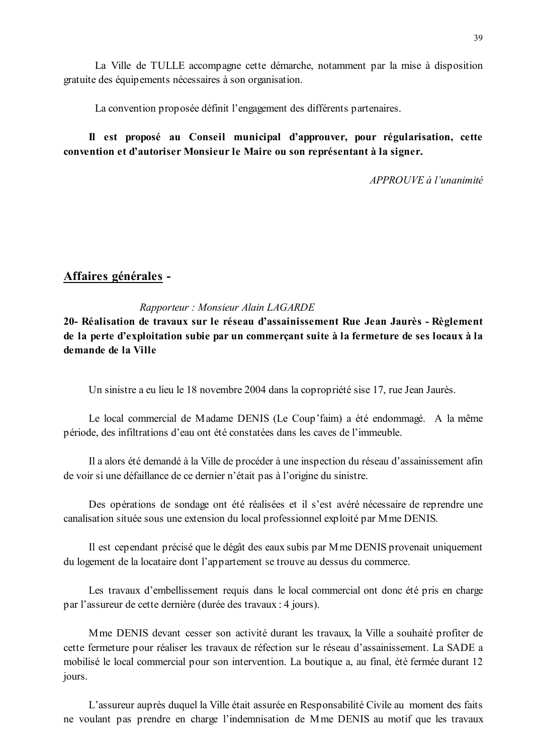La Ville de TULLE accompagne cette démarche, notamment par la mise à disposition gratuite des équipements nécessaires à son organisation.

La convention proposée définit l'engagement des différents partenaires.

**Il est proposé au Conseil municipal d'approuver, pour régularisation, cette convention et d'autoriser Monsieur le Maire ou son représentant à la signer.**

*APPROUVE à l'unanimité*

## <u>Affaires générales</u> -

*Rapporteur : Monsieur Alain LAGARDE*

**20- Réalisation de travaux sur le réseau d'assainissement Rue Jean Jaurès - Règlement de la perte d'exploitation subie par un commerçant suite à la fermeture de ses locaux à la demande de la Ville**

Un sinistre a eu lieu le 18 novembre 2004 dans la copropriété sise 17, rue Jean Jaurès.

Le local commercial de Madame DENIS (Le Coup'faim) a été endommagé. A la même période, des infiltrations d'eau ont été constatées dans les caves de l'immeuble.

Il a alors été demandé à la Ville de procéder à une inspection du réseau d'assainissement afin de voir si une défaillance de ce dernier n'était pas à l'origine du sinistre.

Des opérations de sondage ont été réalisées et il s'est avéré nécessaire de reprendre une canalisation située sous une extension du local professionnel exploité par Mme DENIS.

Il est cependant précisé que le dégât des eaux subis par Mme DENIS provenait uniquement du logement de la locataire dont l'appartement se trouve au dessus du commerce.

Les travaux d'embellissement requis dans le local commercial ont donc été pris en charge par l'assureur de cette dernière (durée des travaux : 4 jours).

Mme DENIS devant cesser son activité durant les travaux, la Ville a souhaité profiter de cette fermeture pour réaliser les travaux de réfection sur le réseau d'assainissement. La SADE a mobilisé le local commercial pour son intervention. La boutique a, au final, été fermée durant 12 jours.

L'assureur auprès duquel la Ville était assurée en Responsabilité Civile au moment des faits ne voulant pas prendre en charge l'indemnisation de Mme DENIS au motif que les travaux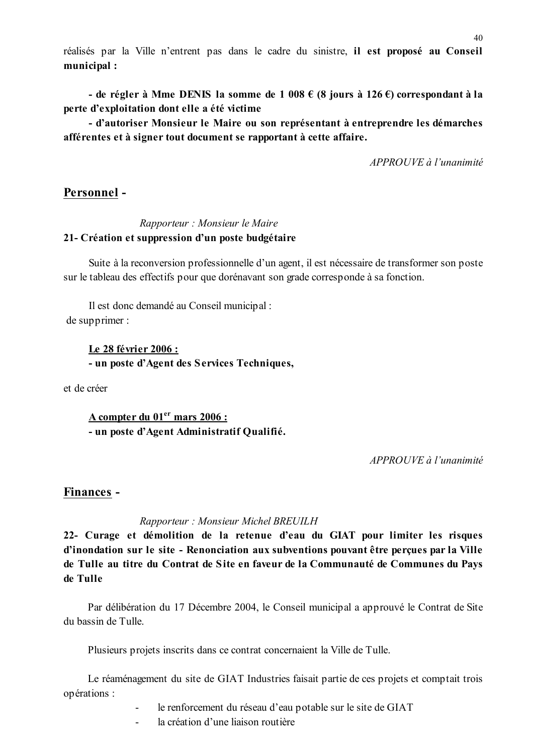réalisés par la Ville n'entrent pas dans le cadre du sinistre, **il est proposé au Conseil municipal :**

**- de régler à Mme DENIS la somme de 1 008 € (8 jours à 126 €) correspondant à la perte d'exploitation dont elle a été victime**
**- d'autoriser Monsieur le Maire ou son représentant à entreprendre les démarches afférentes et à signer tout document se rapportant à cette affaire.**

*APPROUVE à l'unanimité*

## <u>Personnel</u> -

*Rapporteur : Monsieur le Maire*

### 21- Création et suppression d'un poste budgétaire

Suite à la reconversion professionnelle d'un agent, il est nécessaire de transformer son poste sur le tableau des effectifs pour que dorénavant son grade corresponde à sa fonction.

Il est donc demandé au Conseil municipal :
de supprimer :

**<u>Le 28 février 2006 :</u>**
**- un poste d'Agent des Services Techniques,**

et de créer

**<u>A compter du 01<sup>er</sup> mars 2006 :</u>**
**- un poste d'Agent Administratif Qualifié.**

*APPROUVE à l'unanimité*

## <u>Finances</u> -

*Rapporteur : Monsieur Michel BREUILH*

### 22- Curage et démolition de la retenue d'eau du GIAT pour limiter les risques d'inondation sur le site - Renonciation aux subventions pouvant être perçues par la Ville de Tulle au titre du Contrat de Site en faveur de la Communauté de Communes du Pays de Tulle

Par délibération du 17 Décembre 2004, le Conseil municipal a approuvé le Contrat de Site du bassin de Tulle.

Plusieurs projets inscrits dans ce contrat concernaient la Ville de Tulle.

Le réaménagement du site de GIAT Industries faisait partie de ces projets et comptait trois opérations :

- le renforcement du réseau d'eau potable sur le site de GIAT
- la création d'une liaison routière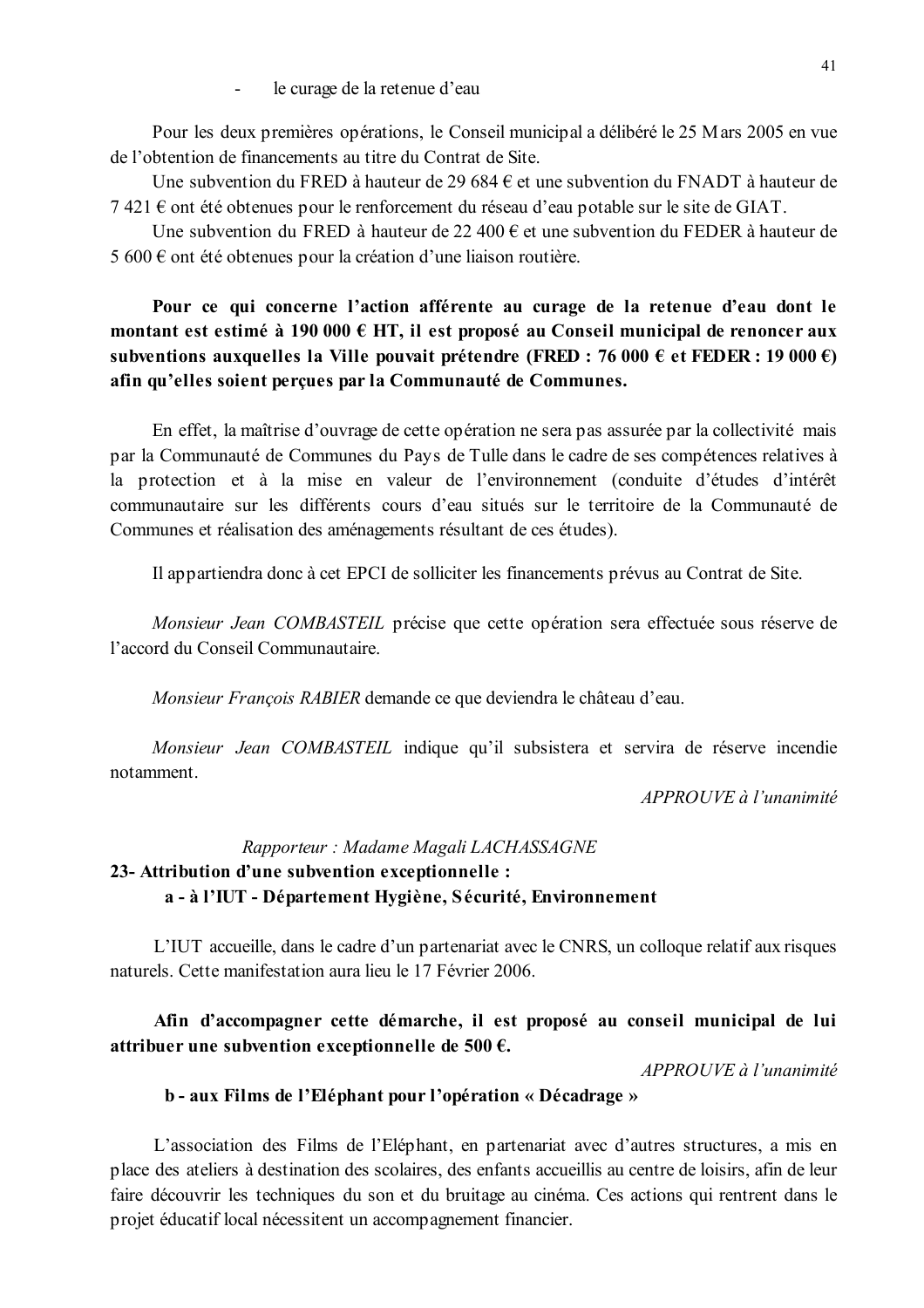- le curage de la retenue d'eau

Pour les deux premières opérations, le Conseil municipal a délibéré le 25 Mars 2005 en vue de l'obtention de financements au titre du Contrat de Site.

Une subvention du FRED à hauteur de 29 684 € et une subvention du FNADT à hauteur de 7 421 € ont été obtenues pour le renforcement du réseau d'eau potable sur le site de GIAT.

Une subvention du FRED à hauteur de 22 400 € et une subvention du FEDER à hauteur de 5 600 € ont été obtenues pour la création d'une liaison routière.

**Pour ce qui concerne l'action afférente au curage de la retenue d'eau dont le montant est estimé à 190 000 € HT, il est proposé au Conseil municipal de renoncer aux subventions auxquelles la Ville pouvait prétendre (FRED : 76 000 € et FEDER : 19 000 €) afin qu'elles soient perçues par la Communauté de Communes.**

En effet, la maîtrise d'ouvrage de cette opération ne sera pas assurée par la collectivité mais par la Communauté de Communes du Pays de Tulle dans le cadre de ses compétences relatives à la protection et à la mise en valeur de l'environnement (conduite d'études d'intérêt communautaire sur les différents cours d'eau situés sur le territoire de la Communauté de Communes et réalisation des aménagements résultant de ces études).

Il appartiendra donc à cet EPCI de solliciter les financements prévus au Contrat de Site.

*Monsieur Jean COMBASTEIL* précise que cette opération sera effectuée sous réserve de l'accord du Conseil Communautaire.

*Monsieur François RABIER* demande ce que deviendra le château d'eau.

*Monsieur Jean COMBASTEIL* indique qu'il subsistera et servira de réserve incendie notamment.

*APPROUVE à l'unanimité*

*Rapporteur : Madame Magali LACHASSAGNE*

**23- Attribution d'une subvention exceptionnelle :**

**a - à l'IUT - Département Hygiène, Sécurité, Environnement**

L'IUT accueille, dans le cadre d'un partenariat avec le CNRS, un colloque relatif aux risques naturels. Cette manifestation aura lieu le 17 Février 2006.

**Afin d'accompagner cette démarche, il est proposé au conseil municipal de lui attribuer une subvention exceptionnelle de 500 €.**

*APPROUVE à l'unanimité*

**b - aux Films de l'Eléphant pour l'opération « Décadrage »**

L'association des Films de l'Eléphant, en partenariat avec d'autres structures, a mis en place des ateliers à destination des scolaires, des enfants accueillis au centre de loisirs, afin de leur faire découvrir les techniques du son et du bruitage au cinéma. Ces actions qui rentrent dans le projet éducatif local nécessitent un accompagnement financier.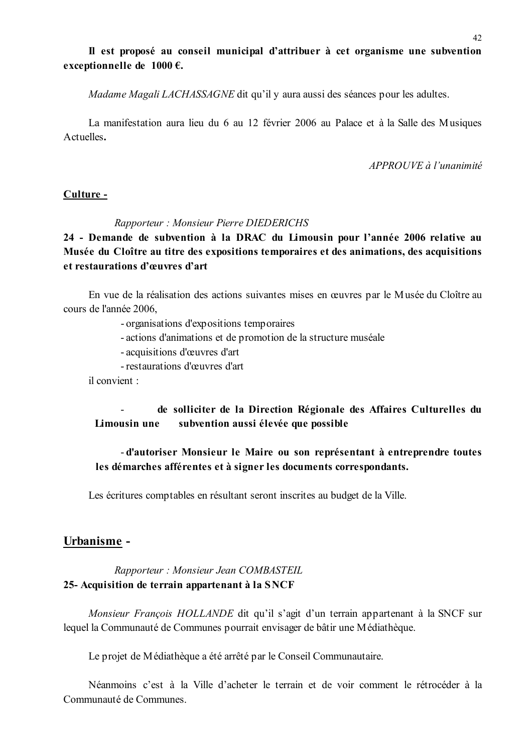**Il est proposé au conseil municipal d'attribuer à cet organisme une subvention exceptionnelle de 1000 €.**

*Madame Magali LACHASSAGNE* dit qu'il y aura aussi des séances pour les adultes.

La manifestation aura lieu du 6 au 12 février 2006 au Palace et à la Salle des Musiques Actuelles**.**

*APPROUVE à l'unanimité*

**Culture -**

*Rapporteur : Monsieur Pierre DIEDERICHS*

**24 - Demande de subvention à la DRAC du Limousin pour l'année 2006 relative au Musée du Cloître au titre des expositions temporaires et des animations, des acquisitions et restaurations d'œuvres d'art**

En vue de la réalisation des actions suivantes mises en œuvres par le Musée du Cloître au cours de l'année 2006,

- organisations d'expositions temporaires
- actions d'animations et de promotion de la structure muséale
- acquisitions d'œuvres d'art
- restaurations d'œuvres d'art

il convient :

- **de solliciter de la Direction Régionale des Affaires Culturelles du Limousin une subvention aussi élevée que possible**

- **d'autoriser Monsieur le Maire ou son représentant à entreprendre toutes les démarches afférentes et à signer les documents correspondants.**

Les écritures comptables en résultant seront inscrites au budget de la Ville.

## Urbanisme -

*Rapporteur : Monsieur Jean COMBASTEIL*

**25- Acquisition de terrain appartenant à la SNCF**

*Monsieur François HOLLANDE* dit qu'il s'agit d'un terrain appartenant à la SNCF sur lequel la Communauté de Communes pourrait envisager de bâtir une Médiathèque.

Le projet de Médiathèque a été arrêté par le Conseil Communautaire.

Néanmoins c'est à la Ville d'acheter le terrain et de voir comment le rétrocéder à la Communauté de Communes.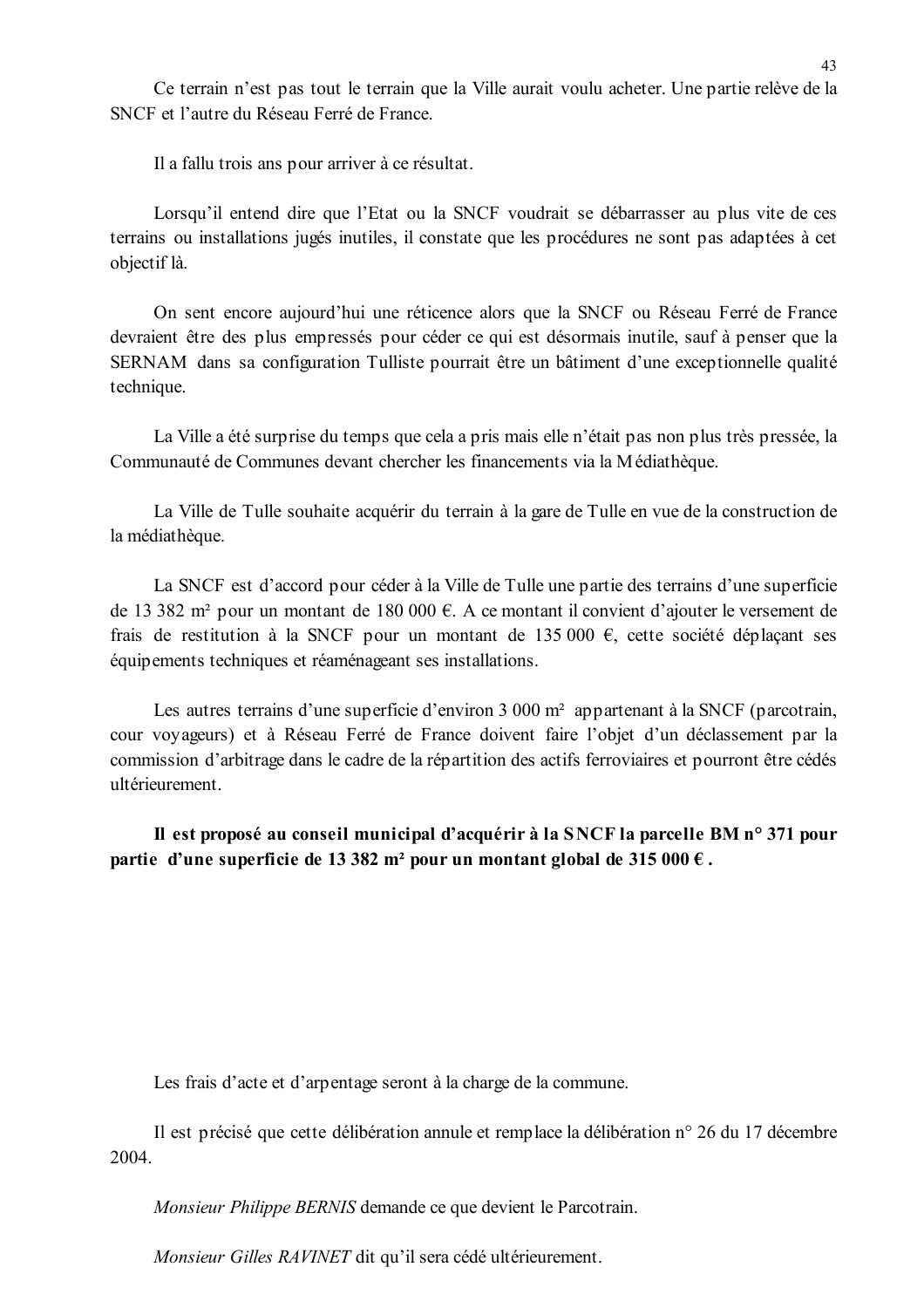Ce terrain n'est pas tout le terrain que la Ville aurait voulu acheter. Une partie relève de la SNCF et l'autre du Réseau Ferré de France.

Il a fallu trois ans pour arriver à ce résultat.

Lorsqu'il entend dire que l'Etat ou la SNCF voudrait se débarrasser au plus vite de ces terrains ou installations jugés inutiles, il constate que les procédures ne sont pas adaptées à cet objectif là.

On sent encore aujourd'hui une réticence alors que la SNCF ou Réseau Ferré de France devraient être des plus empressés pour céder ce qui est désormais inutile, sauf à penser que la SERNAM dans sa configuration Tulliste pourrait être un bâtiment d'une exceptionnelle qualité technique.

La Ville a été surprise du temps que cela a pris mais elle n'était pas non plus très pressée, la Communauté de Communes devant chercher les financements via la Médiathèque.

La Ville de Tulle souhaite acquérir du terrain à la gare de Tulle en vue de la construction de la médiathèque.

La SNCF est d'accord pour céder à la Ville de Tulle une partie des terrains d'une superficie de 13 382 m² pour un montant de 180 000 €. A ce montant il convient d'ajouter le versement de frais de restitution à la SNCF pour un montant de 135 000 €, cette société déplaçant ses équipements techniques et réaménageant ses installations.

Les autres terrains d'une superficie d'environ 3 000 m² appartenant à la SNCF (parcotrain, cour voyageurs) et à Réseau Ferré de France doivent faire l'objet d'un déclassement par la commission d'arbitrage dans le cadre de la répartition des actifs ferroviaires et pourront être cédés ultérieurement.

**Il est proposé au conseil municipal d'acquérir à la SNCF la parcelle BM n° 371 pour partie d'une superficie de 13 382 m² pour un montant global de 315 000 € .**

Les frais d'acte et d'arpentage seront à la charge de la commune.

Il est précisé que cette délibération annule et remplace la délibération n° 26 du 17 décembre 2004.

*Monsieur Philippe BERNIS* demande ce que devient le Parcotrain.

*Monsieur Gilles RAVINET* dit qu'il sera cédé ultérieurement.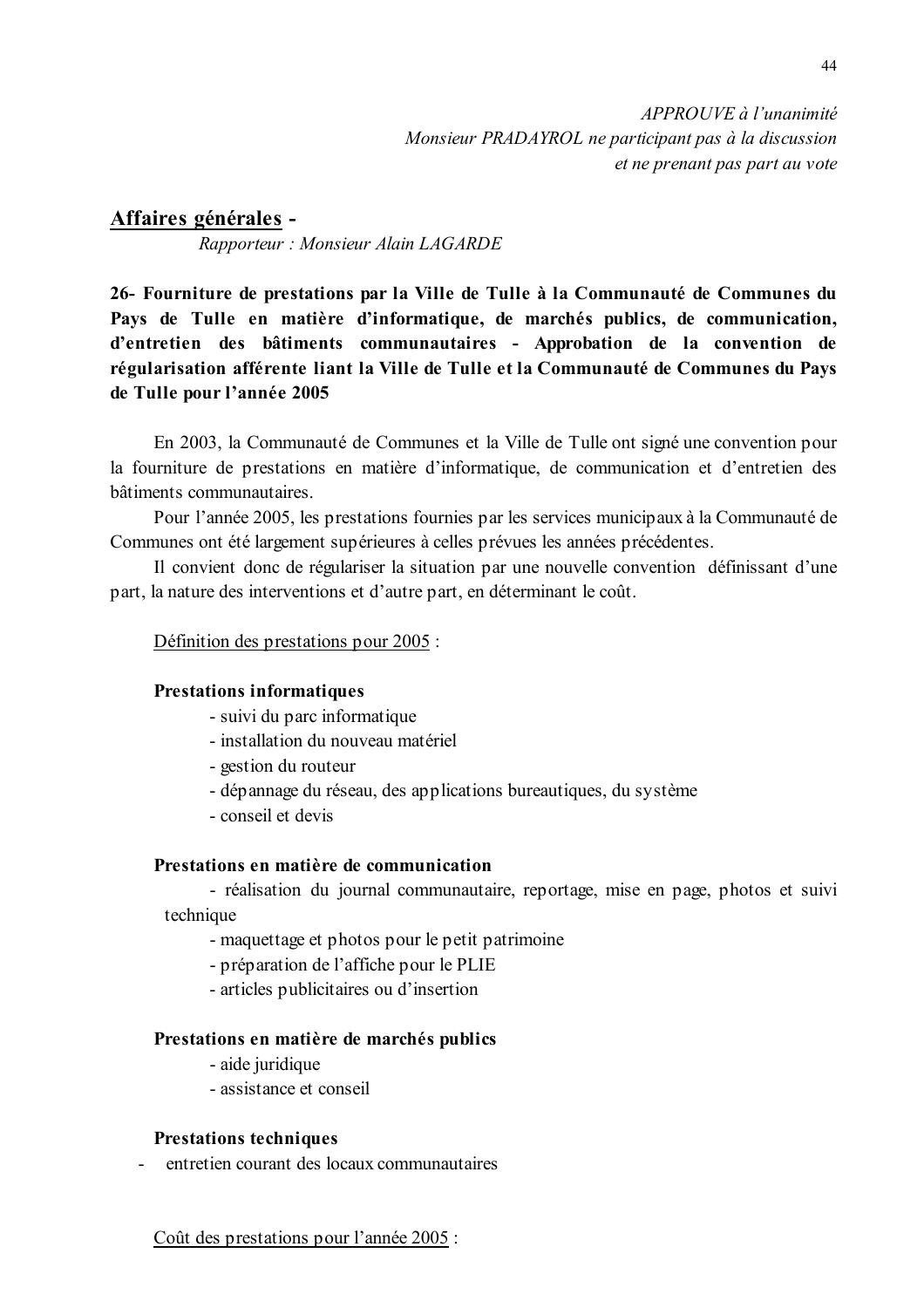*APPROUVE à l'unanimité*
*Monsieur PRADAYROL ne participant pas à la discussion*
*et ne prenant pas part au vote*

## Affaires générales -

*Rapporteur : Monsieur Alain LAGARDE*

**26- Fourniture de prestations par la Ville de Tulle à la Communauté de Communes du Pays de Tulle en matière d'informatique, de marchés publics, de communication, d'entretien des bâtiments communautaires - Approbation de la convention de régularisation afférente liant la Ville de Tulle et la Communauté de Communes du Pays de Tulle pour l'année 2005**

En 2003, la Communauté de Communes et la Ville de Tulle ont signé une convention pour la fourniture de prestations en matière d'informatique, de communication et d'entretien des bâtiments communautaires.

Pour l'année 2005, les prestations fournies par les services municipaux à la Communauté de Communes ont été largement supérieures à celles prévues les années précédentes.

Il convient donc de régulariser la situation par une nouvelle convention définissant d'une part, la nature des interventions et d'autre part, en déterminant le coût.

Définition des prestations pour 2005 :

**Prestations informatiques**

- suivi du parc informatique
- installation du nouveau matériel
- gestion du routeur
- dépannage du réseau, des applications bureautiques, du système
- conseil et devis

**Prestations en matière de communication**

- réalisation du journal communautaire, reportage, mise en page, photos et suivi technique
- maquettage et photos pour le petit patrimoine
- préparation de l'affiche pour le PLIE
- articles publicitaires ou d'insertion

**Prestations en matière de marchés publics**

- aide juridique
- assistance et conseil

**Prestations techniques**

- entretien courant des locaux communautaires

Coût des prestations pour l'année 2005 :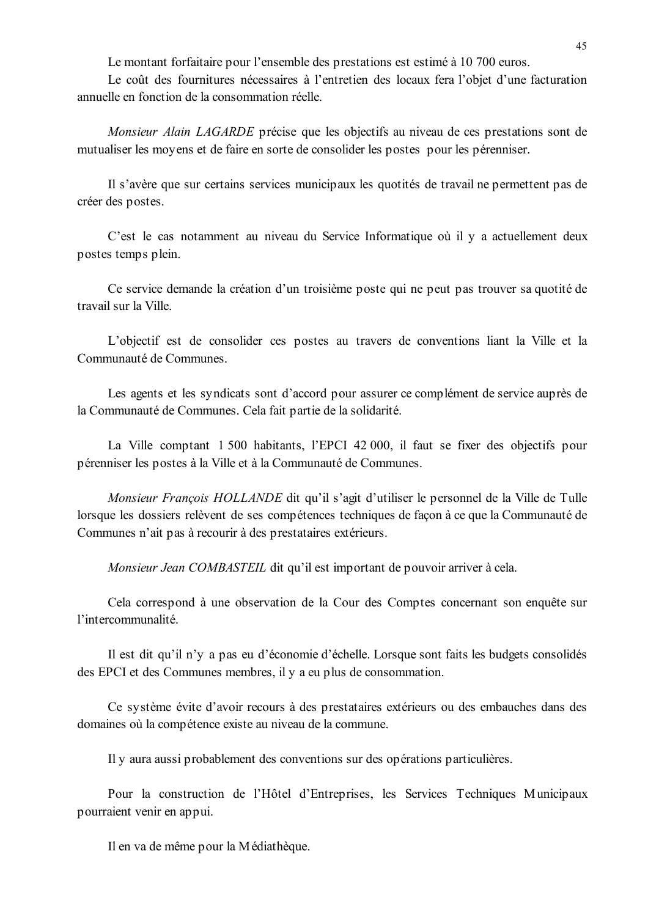Le montant forfaitaire pour l'ensemble des prestations est estimé à 10 700 euros.

Le coût des fournitures nécessaires à l'entretien des locaux fera l'objet d'une facturation annuelle en fonction de la consommation réelle.

*Monsieur Alain LAGARDE* précise que les objectifs au niveau de ces prestations sont de mutualiser les moyens et de faire en sorte de consolider les postes pour les pérenniser.

Il s'avère que sur certains services municipaux les quotités de travail ne permettent pas de créer des postes.

C'est le cas notamment au niveau du Service Informatique où il y a actuellement deux postes temps plein.

Ce service demande la création d'un troisième poste qui ne peut pas trouver sa quotité de travail sur la Ville.

L'objectif est de consolider ces postes au travers de conventions liant la Ville et la Communauté de Communes.

Les agents et les syndicats sont d'accord pour assurer ce complément de service auprès de la Communauté de Communes. Cela fait partie de la solidarité.

La Ville comptant 1 500 habitants, l'EPCI 42 000, il faut se fixer des objectifs pour pérenniser les postes à la Ville et à la Communauté de Communes.

*Monsieur François HOLLANDE* dit qu'il s'agit d'utiliser le personnel de la Ville de Tulle lorsque les dossiers relèvent de ses compétences techniques de façon à ce que la Communauté de Communes n'ait pas à recourir à des prestataires extérieurs.

*Monsieur Jean COMBASTEIL* dit qu'il est important de pouvoir arriver à cela.

Cela correspond à une observation de la Cour des Comptes concernant son enquête sur l'intercommunalité.

Il est dit qu'il n'y a pas eu d'économie d'échelle. Lorsque sont faits les budgets consolidés des EPCI et des Communes membres, il y a eu plus de consommation.

Ce système évite d'avoir recours à des prestataires extérieurs ou des embauches dans des domaines où la compétence existe au niveau de la commune.

Il y aura aussi probablement des conventions sur des opérations particulières.

Pour la construction de l'Hôtel d'Entreprises, les Services Techniques Municipaux pourraient venir en appui.

Il en va de même pour la Médiathèque.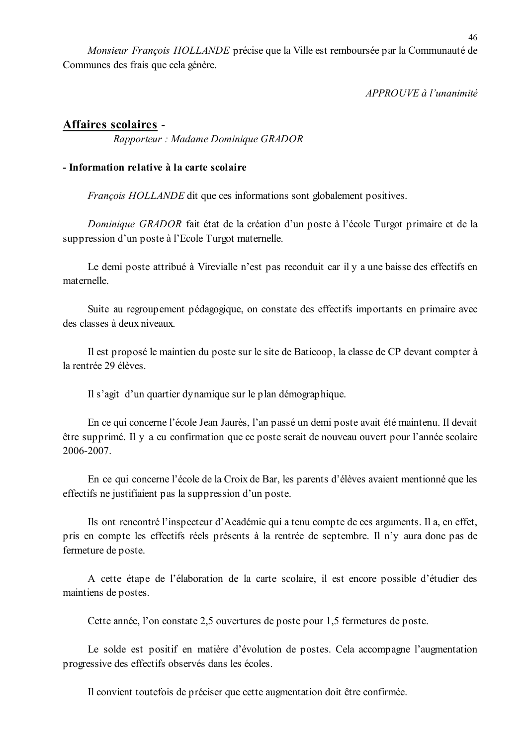*Monsieur François HOLLANDE* précise que la Ville est remboursée par la Communauté de Communes des frais que cela génère.

*APPROUVE à l'unanimité*

## Affaires scolaires -

*Rapporteur : Madame Dominique GRADOR*

**- Information relative à la carte scolaire**

*François HOLLANDE* dit que ces informations sont globalement positives.

*Dominique GRADOR* fait état de la création d'un poste à l'école Turgot primaire et de la suppression d'un poste à l'Ecole Turgot maternelle.

Le demi poste attribué à Virevialle n'est pas reconduit car il y a une baisse des effectifs en maternelle.

Suite au regroupement pédagogique, on constate des effectifs importants en primaire avec des classes à deux niveaux.

Il est proposé le maintien du poste sur le site de Baticoop, la classe de CP devant compter à la rentrée 29 élèves.

Il s'agit d'un quartier dynamique sur le plan démographique.

En ce qui concerne l'école Jean Jaurès, l'an passé un demi poste avait été maintenu. Il devait être supprimé. Il y a eu confirmation que ce poste serait de nouveau ouvert pour l'année scolaire 2006-2007.

En ce qui concerne l'école de la Croix de Bar, les parents d'élèves avaient mentionné que les effectifs ne justifiaient pas la suppression d'un poste.

Ils ont rencontré l'inspecteur d'Académie qui a tenu compte de ces arguments. Il a, en effet, pris en compte les effectifs réels présents à la rentrée de septembre. Il n'y aura donc pas de fermeture de poste.

A cette étape de l'élaboration de la carte scolaire, il est encore possible d'étudier des maintiens de postes.

Cette année, l'on constate 2,5 ouvertures de poste pour 1,5 fermetures de poste.

Le solde est positif en matière d'évolution de postes. Cela accompagne l'augmentation progressive des effectifs observés dans les écoles.

Il convient toutefois de préciser que cette augmentation doit être confirmée.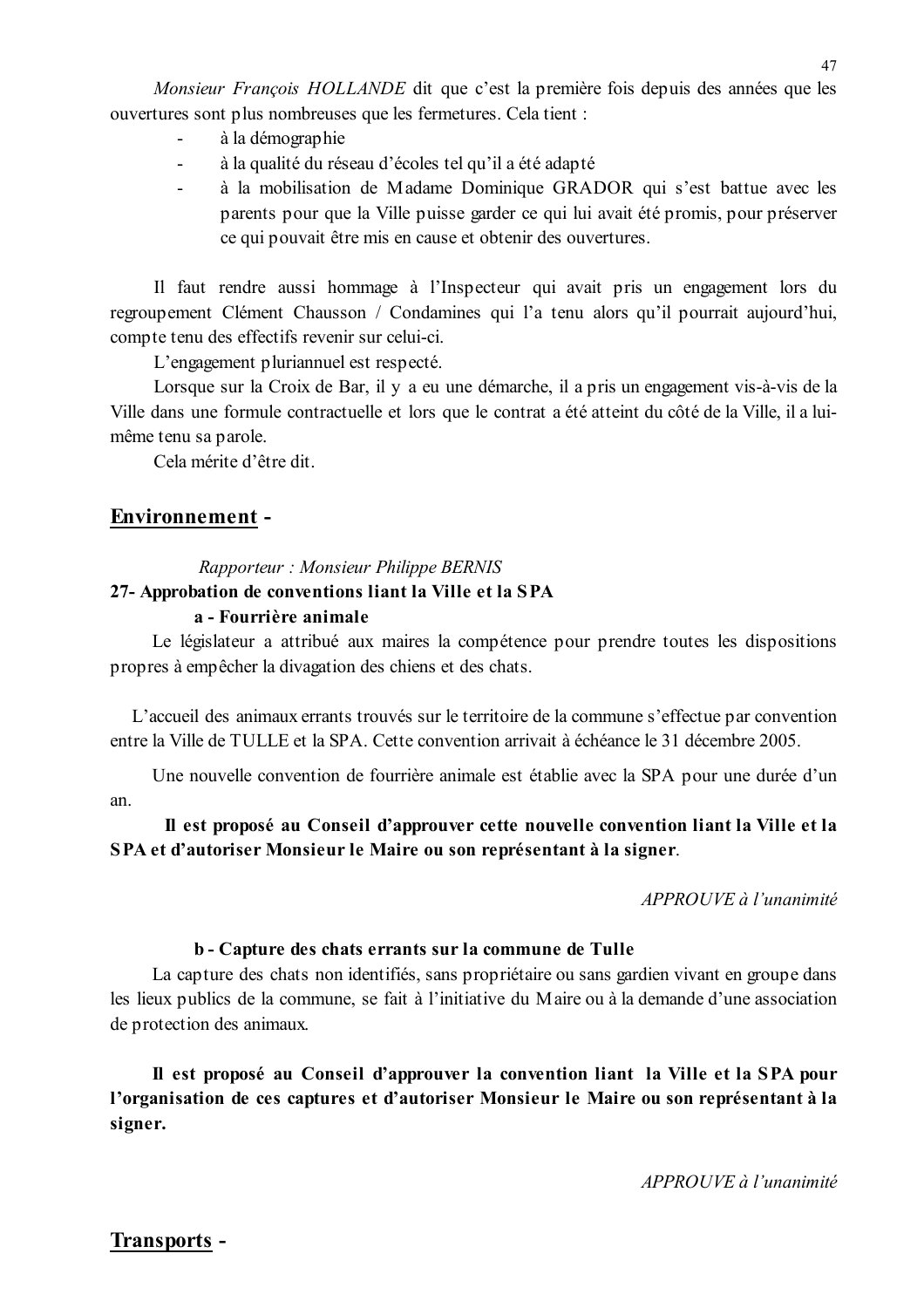*Monsieur François HOLLANDE* dit que c'est la première fois depuis des années que les ouvertures sont plus nombreuses que les fermetures. Cela tient :

- à la démographie
- à la qualité du réseau d'écoles tel qu'il a été adapté
- à la mobilisation de Madame Dominique GRADOR qui s'est battue avec les parents pour que la Ville puisse garder ce qui lui avait été promis, pour préserver ce qui pouvait être mis en cause et obtenir des ouvertures.

Il faut rendre aussi hommage à l'Inspecteur qui avait pris un engagement lors du regroupement Clément Chausson / Condamines qui l'a tenu alors qu'il pourrait aujourd'hui, compte tenu des effectifs revenir sur celui-ci.

L'engagement pluriannuel est respecté.

Lorsque sur la Croix de Bar, il y a eu une démarche, il a pris un engagement vis-à-vis de la Ville dans une formule contractuelle et lors que le contrat a été atteint du côté de la Ville, il a lui-même tenu sa parole.

Cela mérite d'être dit.

## Environnement -

*Rapporteur : Monsieur Philippe BERNIS*

**27- Approbation de conventions liant la Ville et la SPA**

**a - Fourrière animale**

Le législateur a attribué aux maires la compétence pour prendre toutes les dispositions propres à empêcher la divagation des chiens et des chats.

L'accueil des animaux errants trouvés sur le territoire de la commune s'effectue par convention entre la Ville de TULLE et la SPA. Cette convention arrivait à échéance le 31 décembre 2005.

Une nouvelle convention de fourrière animale est établie avec la SPA pour une durée d'un an.

**Il est proposé au Conseil d'approuver cette nouvelle convention liant la Ville et la SPA et d'autoriser Monsieur le Maire ou son représentant à la signer**.

*APPROUVE à l'unanimité*

**b - Capture des chats errants sur la commune de Tulle**

La capture des chats non identifiés, sans propriétaire ou sans gardien vivant en groupe dans les lieux publics de la commune, se fait à l'initiative du Maire ou à la demande d'une association de protection des animaux.

**Il est proposé au Conseil d'approuver la convention liant la Ville et la SPA pour l'organisation de ces captures et d'autoriser Monsieur le Maire ou son représentant à la signer.**

*APPROUVE à l'unanimité*

## Transports -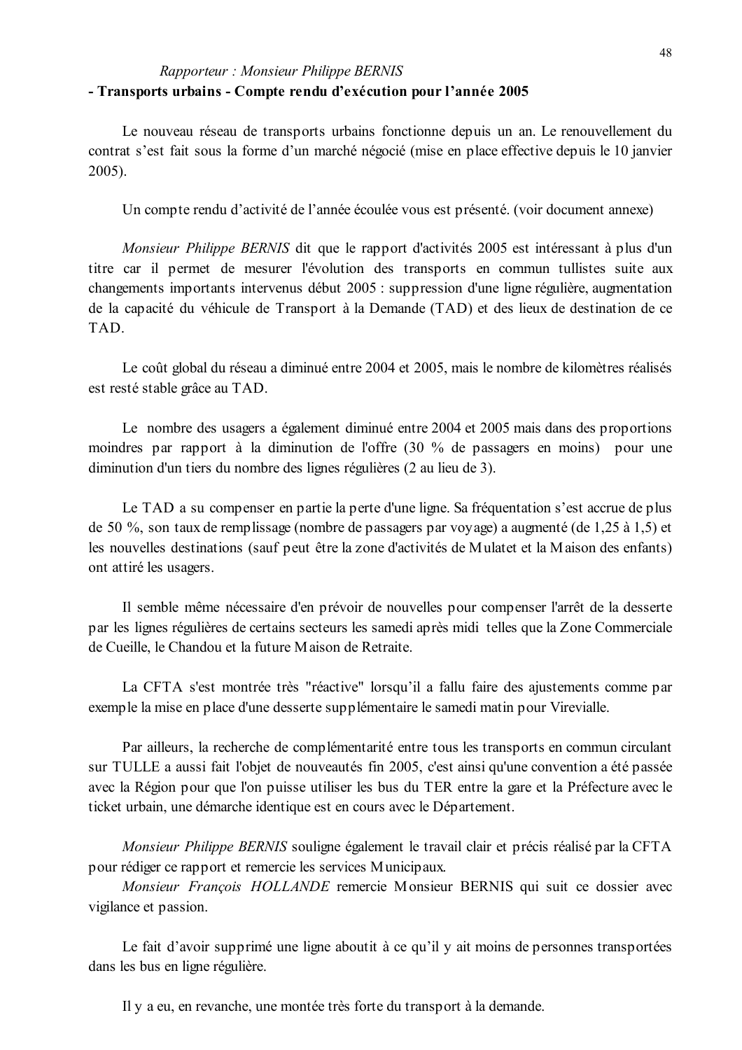*Rapporteur : Monsieur Philippe BERNIS*

**- Transports urbains - Compte rendu d'exécution pour l'année 2005**

Le nouveau réseau de transports urbains fonctionne depuis un an. Le renouvellement du contrat s'est fait sous la forme d'un marché négocié (mise en place effective depuis le 10 janvier 2005).

Un compte rendu d'activité de l'année écoulée vous est présenté. (voir document annexe)

*Monsieur Philippe BERNIS* dit que le rapport d'activités 2005 est intéressant à plus d'un titre car il permet de mesurer l'évolution des transports en commun tullistes suite aux changements importants intervenus début 2005 : suppression d'une ligne régulière, augmentation de la capacité du véhicule de Transport à la Demande (TAD) et des lieux de destination de ce TAD.

Le coût global du réseau a diminué entre 2004 et 2005, mais le nombre de kilomètres réalisés est resté stable grâce au TAD.

Le nombre des usagers a également diminué entre 2004 et 2005 mais dans des proportions moindres par rapport à la diminution de l'offre (30 % de passagers en moins) pour une diminution d'un tiers du nombre des lignes régulières (2 au lieu de 3).

Le TAD a su compenser en partie la perte d'une ligne. Sa fréquentation s'est accrue de plus de 50 %, son taux de remplissage (nombre de passagers par voyage) a augmenté (de 1,25 à 1,5) et les nouvelles destinations (sauf peut être la zone d'activités de Mulatet et la Maison des enfants) ont attiré les usagers.

Il semble même nécessaire d'en prévoir de nouvelles pour compenser l'arrêt de la desserte par les lignes régulières de certains secteurs les samedi après midi telles que la Zone Commerciale de Cueille, le Chandou et la future Maison de Retraite.

La CFTA s'est montrée très "réactive" lorsqu'il a fallu faire des ajustements comme par exemple la mise en place d'une desserte supplémentaire le samedi matin pour Virevialle.

Par ailleurs, la recherche de complémentarité entre tous les transports en commun circulant sur TULLE a aussi fait l'objet de nouveautés fin 2005, c'est ainsi qu'une convention a été passée avec la Région pour que l'on puisse utiliser les bus du TER entre la gare et la Préfecture avec le ticket urbain, une démarche identique est en cours avec le Département.

*Monsieur Philippe BERNIS* souligne également le travail clair et précis réalisé par la CFTA pour rédiger ce rapport et remercie les services Municipaux.

*Monsieur François HOLLANDE* remercie Monsieur BERNIS qui suit ce dossier avec vigilance et passion.

Le fait d'avoir supprimé une ligne aboutit à ce qu'il y ait moins de personnes transportées dans les bus en ligne régulière.

Il y a eu, en revanche, une montée très forte du transport à la demande.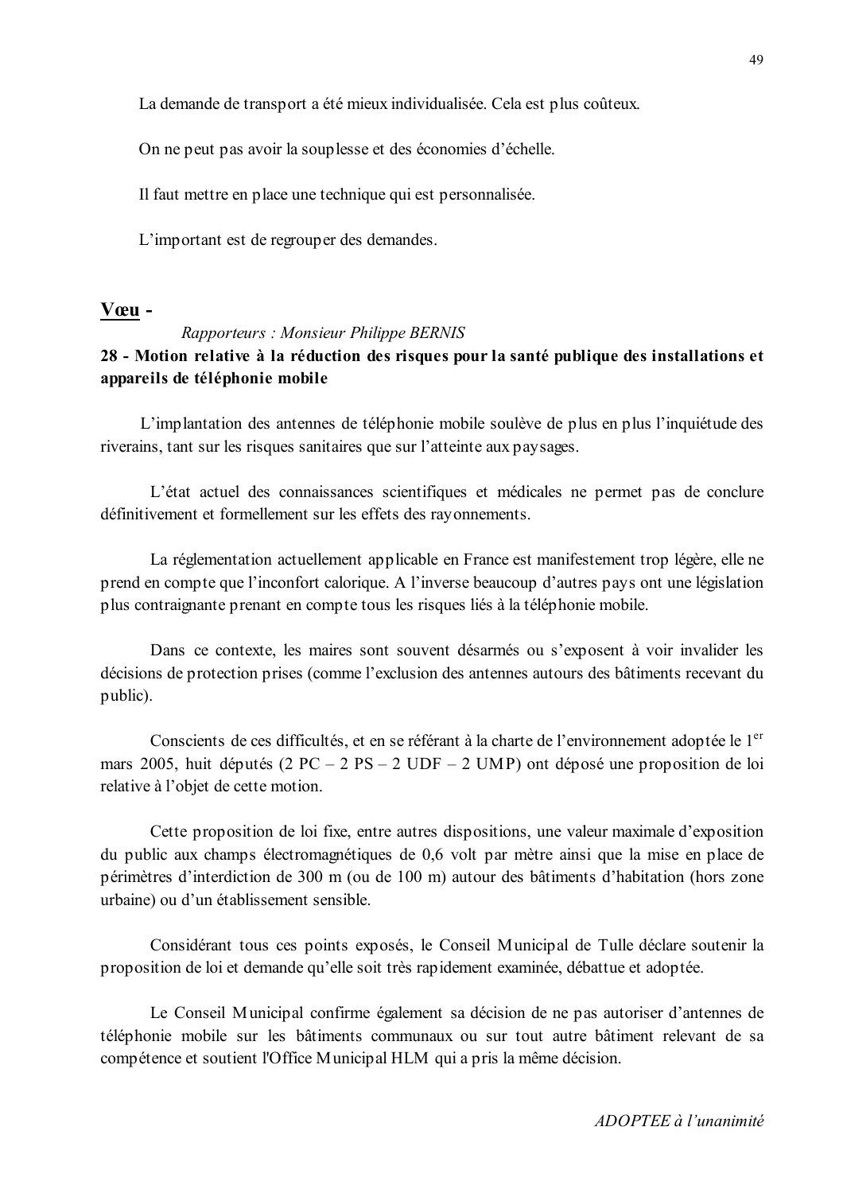La demande de transport a été mieux individualisée. Cela est plus coûteux.

On ne peut pas avoir la souplesse et des économies d'échelle.

Il faut mettre en place une technique qui est personnalisée.

L'important est de regrouper des demandes.

## <u>Vœu</u> -

*Rapporteurs : Monsieur Philippe BERNIS*

**28 - Motion relative à la réduction des risques pour la santé publique des installations et appareils de téléphonie mobile**

L'implantation des antennes de téléphonie mobile soulève de plus en plus l'inquiétude des riverains, tant sur les risques sanitaires que sur l'atteinte aux paysages.

L'état actuel des connaissances scientifiques et médicales ne permet pas de conclure définitivement et formellement sur les effets des rayonnements.

La réglementation actuellement applicable en France est manifestement trop légère, elle ne prend en compte que l'inconfort calorique. A l'inverse beaucoup d'autres pays ont une législation plus contraignante prenant en compte tous les risques liés à la téléphonie mobile.

Dans ce contexte, les maires sont souvent désarmés ou s'exposent à voir invalider les décisions de protection prises (comme l'exclusion des antennes autours des bâtiments recevant du public).

Conscients de ces difficultés, et en se référant à la charte de l'environnement adoptée le 1er mars 2005, huit députés (2 PC – 2 PS – 2 UDF – 2 UMP) ont déposé une proposition de loi relative à l'objet de cette motion.

Cette proposition de loi fixe, entre autres dispositions, une valeur maximale d'exposition du public aux champs électromagnétiques de 0,6 volt par mètre ainsi que la mise en place de périmètres d'interdiction de 300 m (ou de 100 m) autour des bâtiments d'habitation (hors zone urbaine) ou d'un établissement sensible.

Considérant tous ces points exposés, le Conseil Municipal de Tulle déclare soutenir la proposition de loi et demande qu'elle soit très rapidement examinée, débattue et adoptée.

Le Conseil Municipal confirme également sa décision de ne pas autoriser d'antennes de téléphonie mobile sur les bâtiments communaux ou sur tout autre bâtiment relevant de sa compétence et soutient l'Office Municipal HLM qui a pris la même décision.

*ADOPTEE à l'unanimité*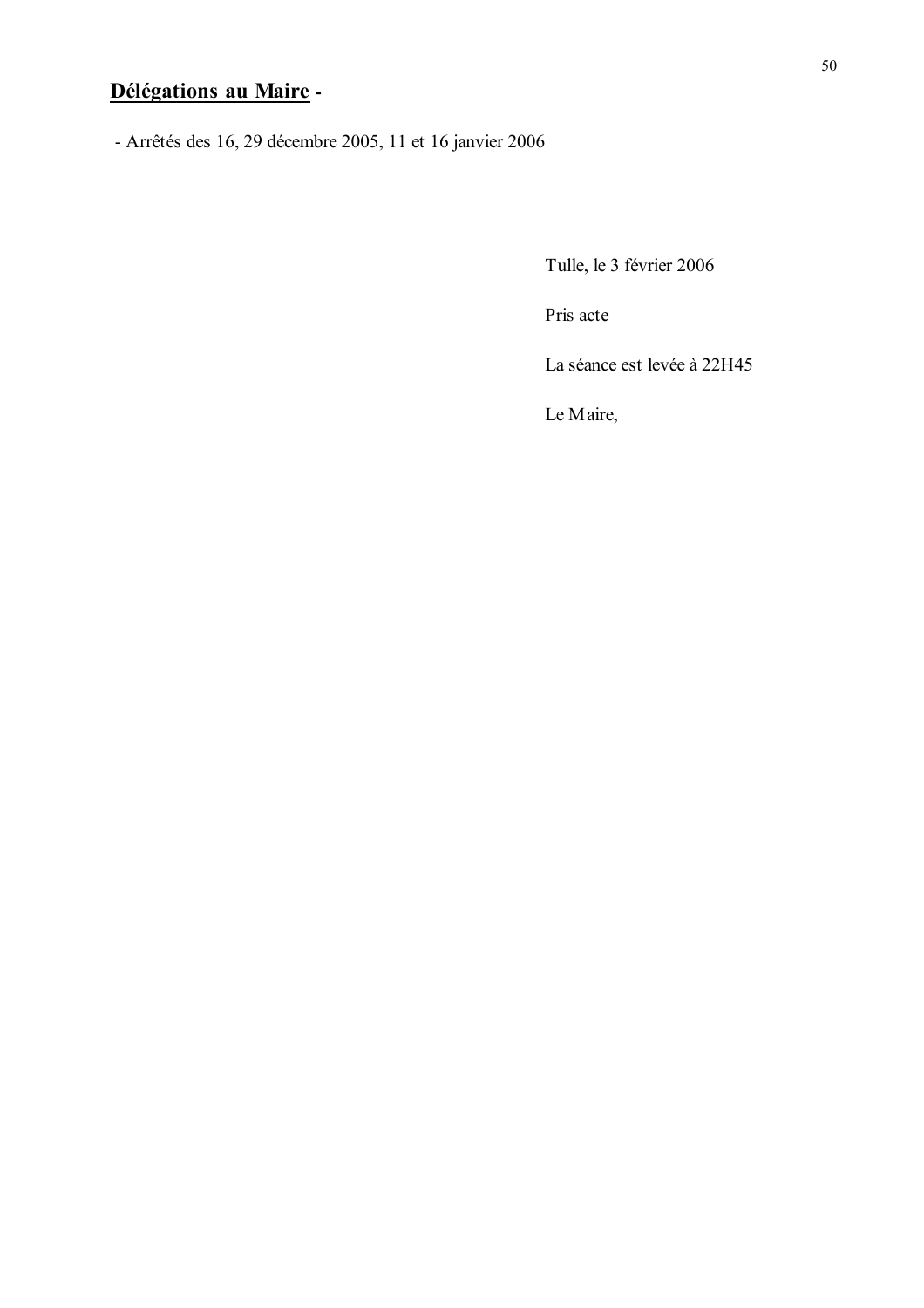**<u>Délégations au Maire</u>** -

- Arrêtés des 16, 29 décembre 2005, 11 et 16 janvier 2006

Tulle, le 3 février 2006

Pris acte

La séance est levée à 22H45

Le Maire,